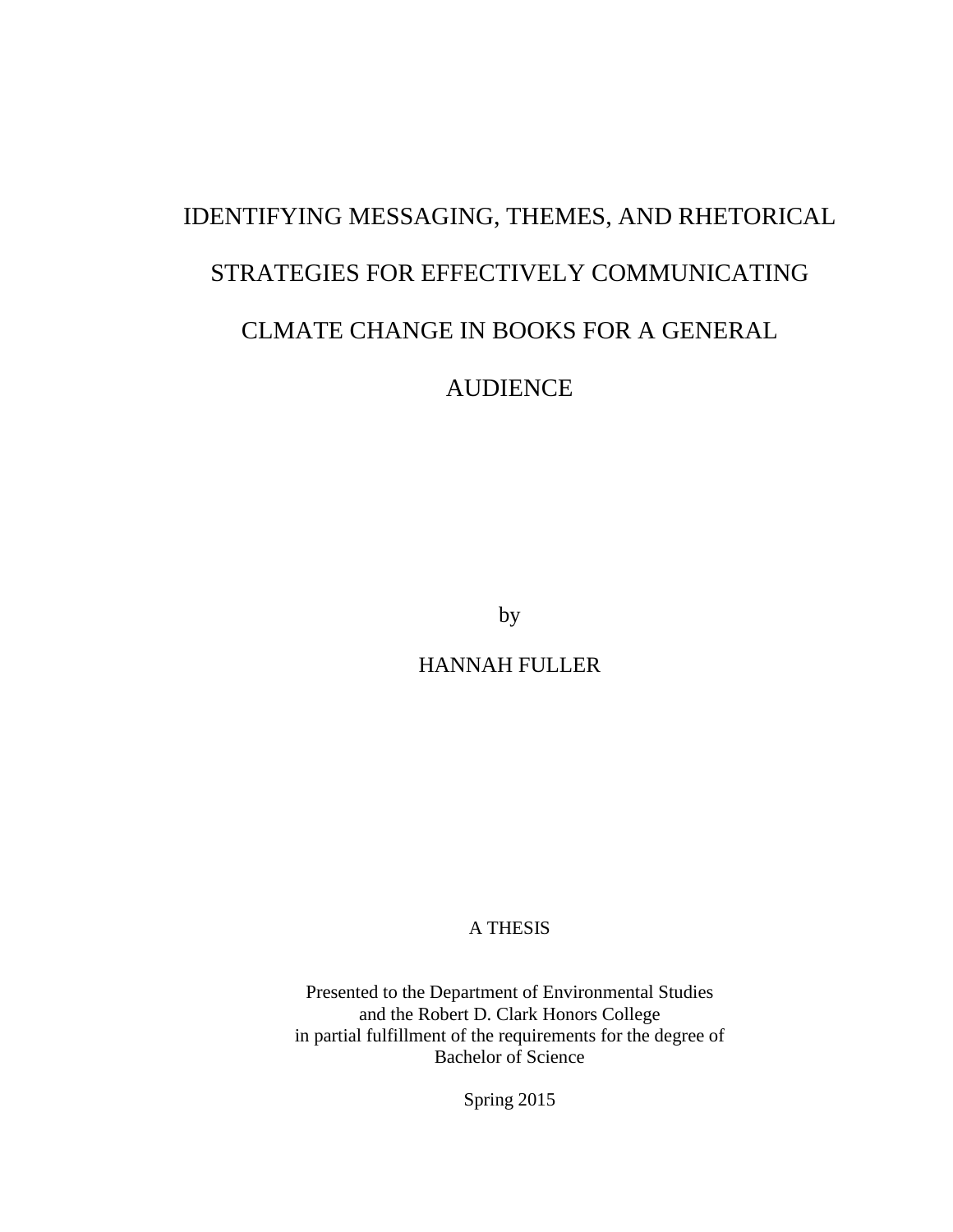# IDENTIFYING MESSAGING, THEMES, AND RHETORICAL STRATEGIES FOR EFFECTIVELY COMMUNICATING CLMATE CHANGE IN BOOKS FOR A GENERAL AUDIENCE

by

HANNAH FULLER

A THESIS

Presented to the Department of Environmental Studies
and the Robert D. Clark Honors College
in partial fulfillment of the requirements for the degree of
Bachelor of Science

Spring 2015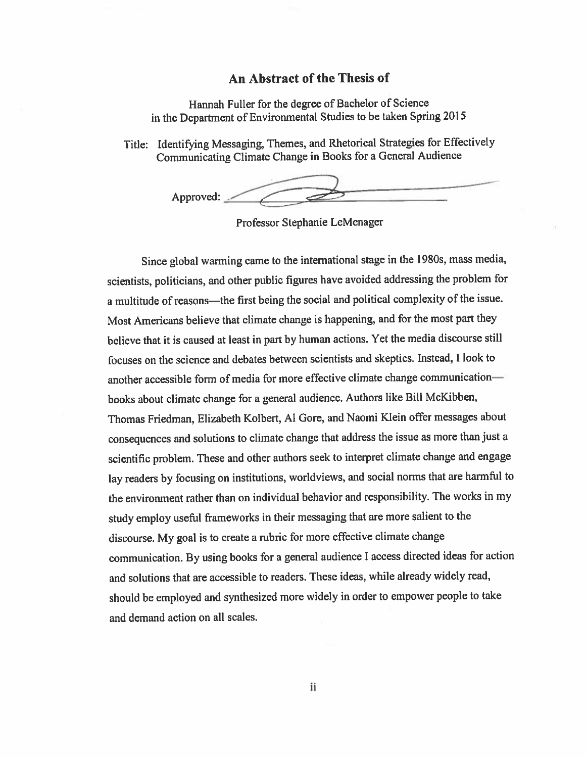## An Abstract of the Thesis of

Hannah Fuller for the degree of Bachelor of Science
in the Department of Environmental Studies to be taken Spring 2015

Title: Identifying Messaging, Themes, and Rhetorical Strategies for Effectively Communicating Climate Change in Books for a General Audience

Approved: _______________________________

Professor Stephanie LeMenager

Since global warming came to the international stage in the 1980s, mass media, scientists, politicians, and other public figures have avoided addressing the problem for a multitude of reasons—the first being the social and political complexity of the issue. Most Americans believe that climate change is happening, and for the most part they believe that it is caused at least in part by human actions. Yet the media discourse still focuses on the science and debates between scientists and skeptics. Instead, I look to another accessible form of media for more effective climate change communication—books about climate change for a general audience. Authors like Bill McKibben, Thomas Friedman, Elizabeth Kolbert, Al Gore, and Naomi Klein offer messages about consequences and solutions to climate change that address the issue as more than just a scientific problem. These and other authors seek to interpret climate change and engage lay readers by focusing on institutions, worldviews, and social norms that are harmful to the environment rather than on individual behavior and responsibility. The works in my study employ useful frameworks in their messaging that are more salient to the discourse. My goal is to create a rubric for more effective climate change communication. By using books for a general audience I access directed ideas for action and solutions that are accessible to readers. These ideas, while already widely read, should be employed and synthesized more widely in order to empower people to take and demand action on all scales.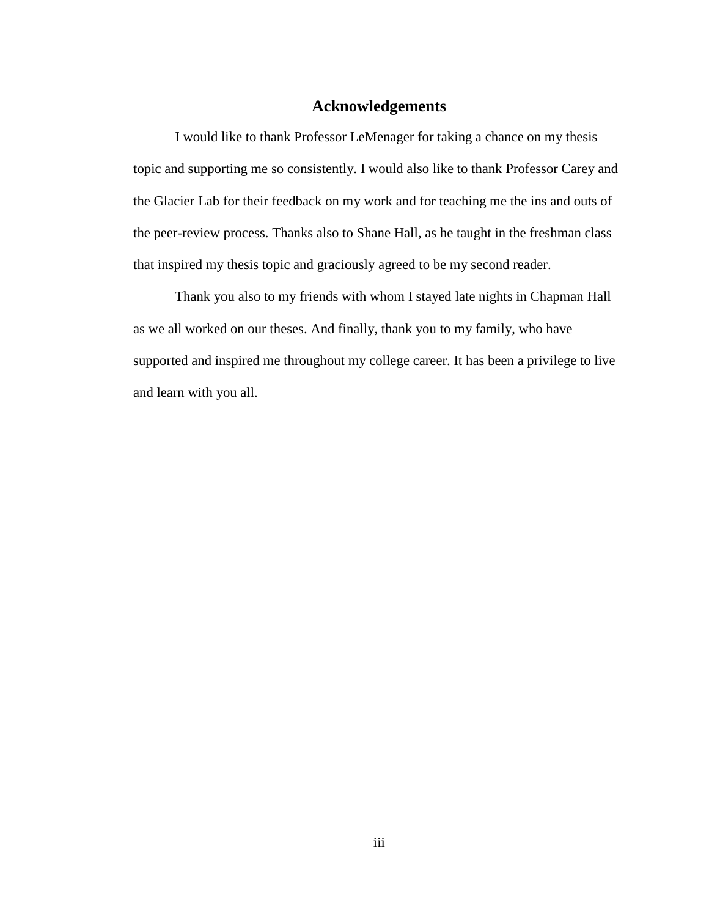## Acknowledgements

I would like to thank Professor LeMenager for taking a chance on my thesis topic and supporting me so consistently. I would also like to thank Professor Carey and the Glacier Lab for their feedback on my work and for teaching me the ins and outs of the peer-review process. Thanks also to Shane Hall, as he taught in the freshman class that inspired my thesis topic and graciously agreed to be my second reader.

Thank you also to my friends with whom I stayed late nights in Chapman Hall as we all worked on our theses. And finally, thank you to my family, who have supported and inspired me throughout my college career. It has been a privilege to live and learn with you all.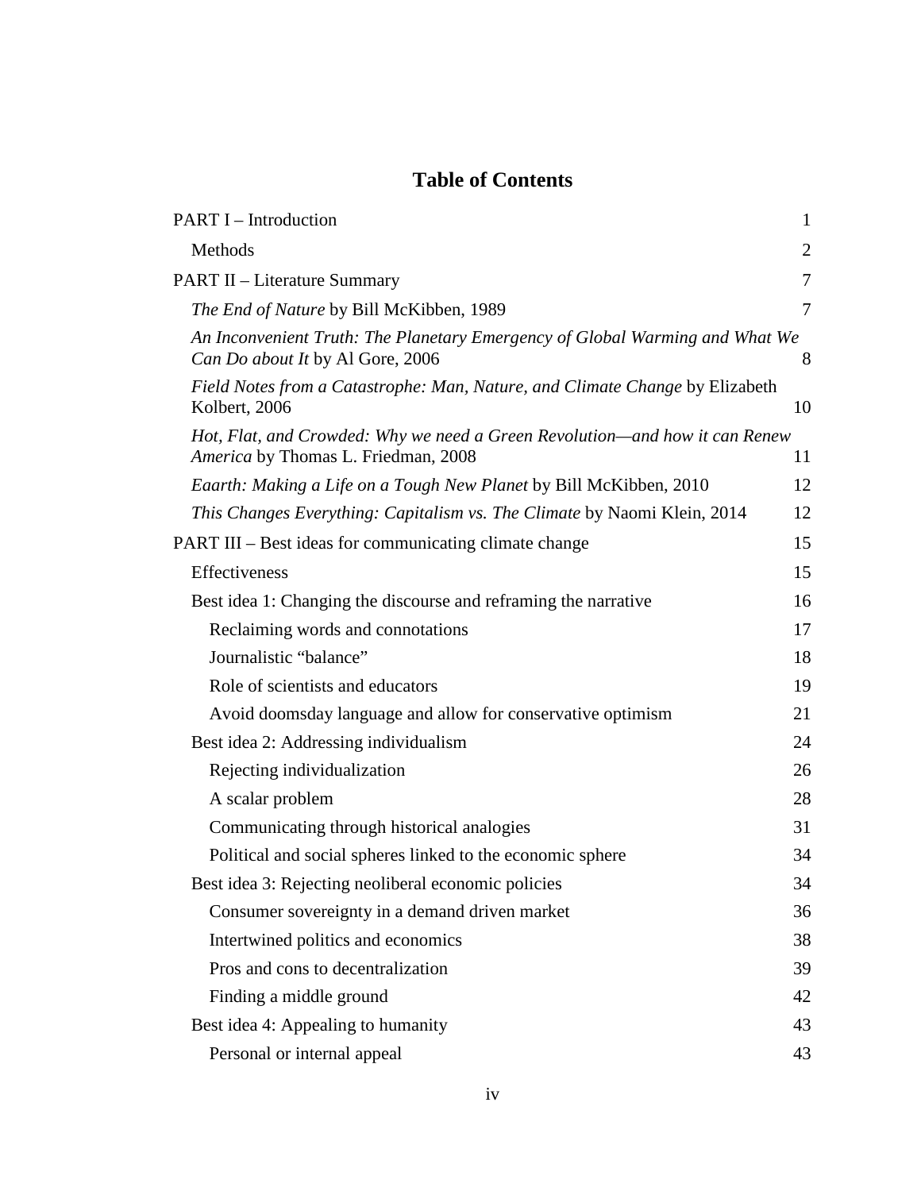# Table of Contents

| | |
|---|---|
| PART I – Introduction | 1 |
| Methods | 2 |
| PART II – Literature Summary | 7 |
| *The End of Nature* by Bill McKibben, 1989 | 7 |
| *An Inconvenient Truth: The Planetary Emergency of Global Warming and What We Can Do about It* by Al Gore, 2006 | 8 |
| *Field Notes from a Catastrophe: Man, Nature, and Climate Change* by Elizabeth Kolbert, 2006 | 10 |
| *Hot, Flat, and Crowded: Why we need a Green Revolution—and how it can Renew America* by Thomas L. Friedman, 2008 | 11 |
| *Eaarth: Making a Life on a Tough New Planet* by Bill McKibben, 2010 | 12 |
| *This Changes Everything: Capitalism vs. The Climate* by Naomi Klein, 2014 | 12 |
| PART III – Best ideas for communicating climate change | 15 |
| Effectiveness | 15 |
| Best idea 1: Changing the discourse and reframing the narrative | 16 |
| Reclaiming words and connotations | 17 |
| Journalistic "balance" | 18 |
| Role of scientists and educators | 19 |
| Avoid doomsday language and allow for conservative optimism | 21 |
| Best idea 2: Addressing individualism | 24 |
| Rejecting individualization | 26 |
| A scalar problem | 28 |
| Communicating through historical analogies | 31 |
| Political and social spheres linked to the economic sphere | 34 |
| Best idea 3: Rejecting neoliberal economic policies | 34 |
| Consumer sovereignty in a demand driven market | 36 |
| Intertwined politics and economics | 38 |
| Pros and cons to decentralization | 39 |
| Finding a middle ground | 42 |
| Best idea 4: Appealing to humanity | 43 |
| Personal or internal appeal | 43 |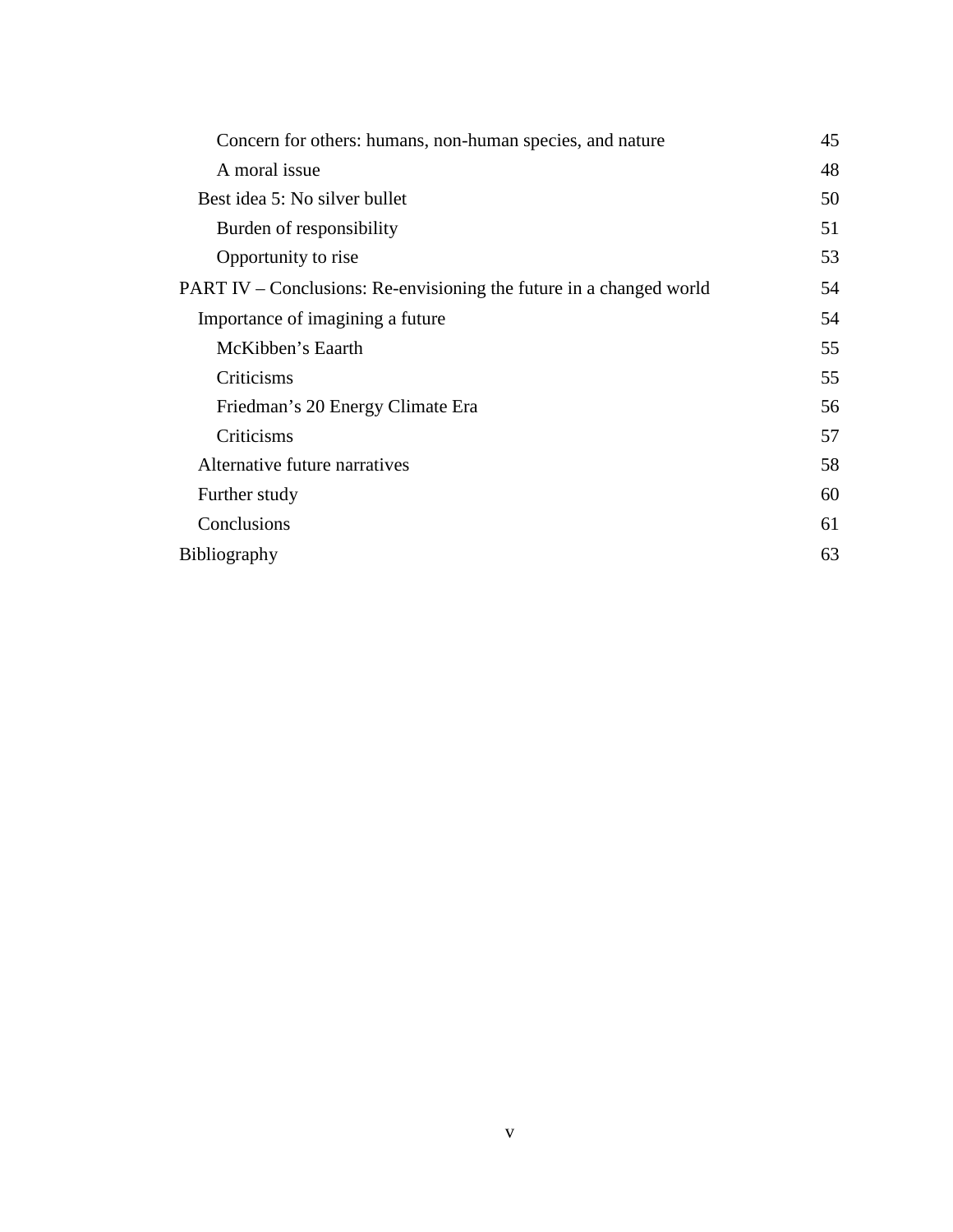| | |
|---|---|
| &nbsp;&nbsp;&nbsp;&nbsp;Concern for others: humans, non-human species, and nature | 45 |
| &nbsp;&nbsp;&nbsp;&nbsp;A moral issue | 48 |
| &nbsp;&nbsp;Best idea 5: No silver bullet | 50 |
| &nbsp;&nbsp;&nbsp;&nbsp;Burden of responsibility | 51 |
| &nbsp;&nbsp;&nbsp;&nbsp;Opportunity to rise | 53 |
| PART IV – Conclusions: Re-envisioning the future in a changed world | 54 |
| &nbsp;&nbsp;Importance of imagining a future | 54 |
| &nbsp;&nbsp;&nbsp;&nbsp;McKibben's Eaarth | 55 |
| &nbsp;&nbsp;&nbsp;&nbsp;Criticisms | 55 |
| &nbsp;&nbsp;&nbsp;&nbsp;Friedman's 20 Energy Climate Era | 56 |
| &nbsp;&nbsp;&nbsp;&nbsp;Criticisms | 57 |
| &nbsp;&nbsp;Alternative future narratives | 58 |
| &nbsp;&nbsp;Further study | 60 |
| &nbsp;&nbsp;Conclusions | 61 |
| Bibliography | 63 |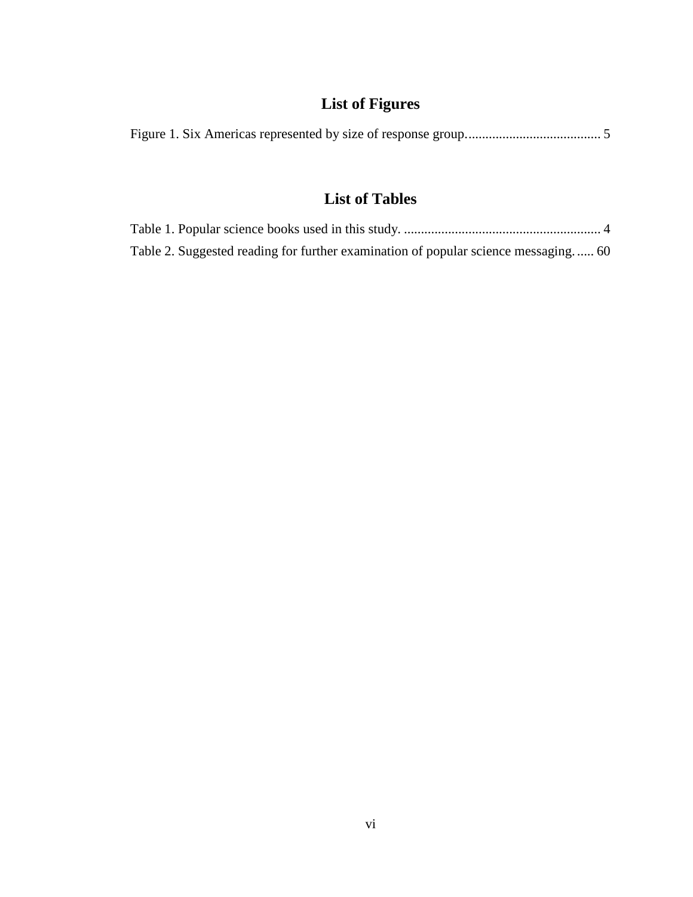# List of Figures

Figure 1. Six Americas represented by size of response group........................................ 5

# List of Tables

Table 1. Popular science books used in this study. .......................................................... 4

Table 2. Suggested reading for further examination of popular science messaging. ..... 60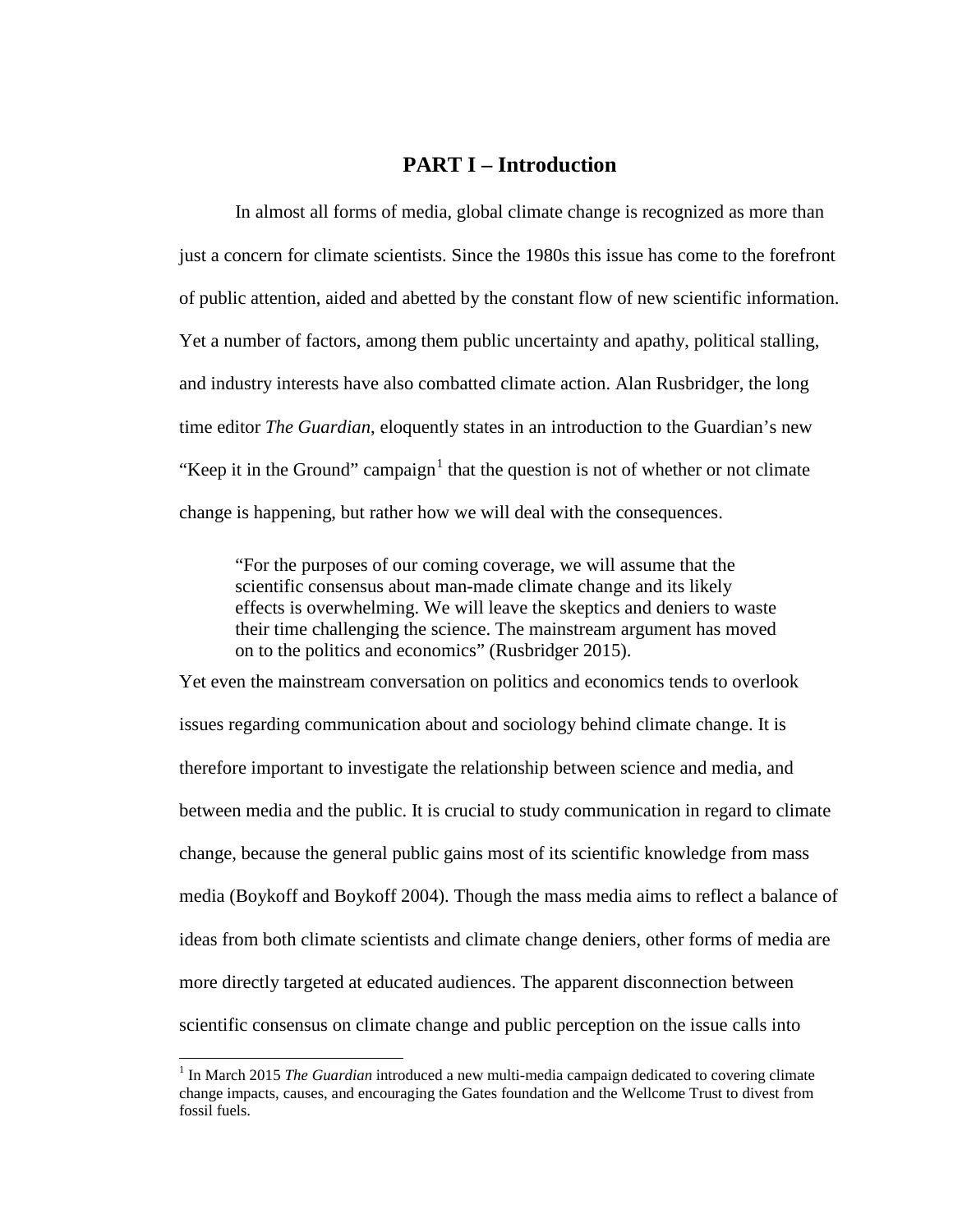# PART I – Introduction

In almost all forms of media, global climate change is recognized as more than just a concern for climate scientists. Since the 1980s this issue has come to the forefront of public attention, aided and abetted by the constant flow of new scientific information. Yet a number of factors, among them public uncertainty and apathy, political stalling, and industry interests have also combatted climate action. Alan Rusbridger, the long time editor *The Guardian*, eloquently states in an introduction to the Guardian's new "Keep it in the Ground" campaign[1] that the question is not of whether or not climate change is happening, but rather how we will deal with the consequences.

> "For the purposes of our coming coverage, we will assume that the scientific consensus about man-made climate change and its likely effects is overwhelming. We will leave the skeptics and deniers to waste their time challenging the science. The mainstream argument has moved on to the politics and economics" (Rusbridger 2015).

Yet even the mainstream conversation on politics and economics tends to overlook issues regarding communication about and sociology behind climate change. It is therefore important to investigate the relationship between science and media, and between media and the public. It is crucial to study communication in regard to climate change, because the general public gains most of its scientific knowledge from mass media (Boykoff and Boykoff 2004). Though the mass media aims to reflect a balance of ideas from both climate scientists and climate change deniers, other forms of media are more directly targeted at educated audiences. The apparent disconnection between scientific consensus on climate change and public perception on the issue calls into

[1] In March 2015 *The Guardian* introduced a new multi-media campaign dedicated to covering climate change impacts, causes, and encouraging the Gates foundation and the Wellcome Trust to divest from fossil fuels.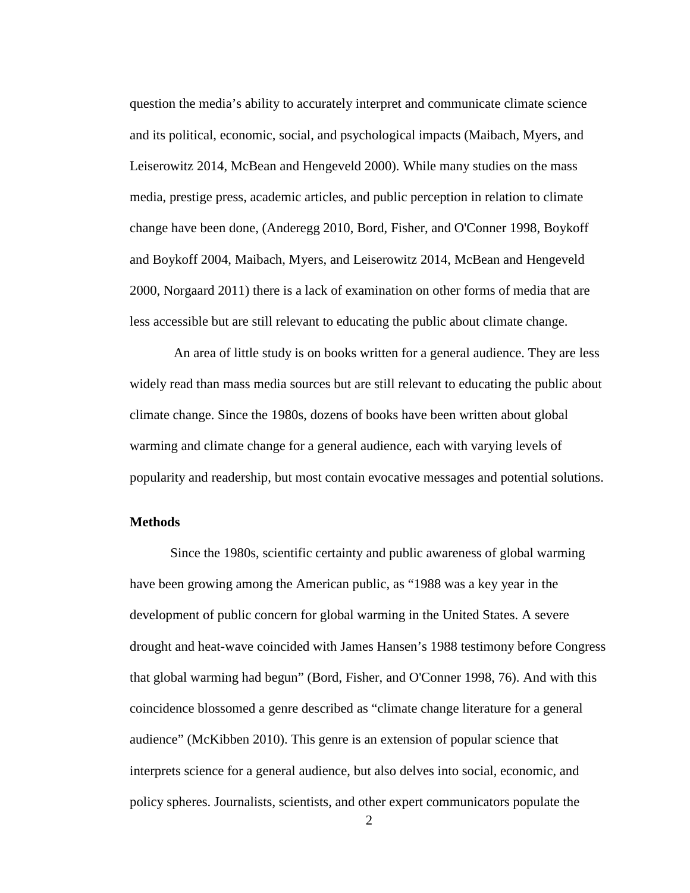question the media's ability to accurately interpret and communicate climate science and its political, economic, social, and psychological impacts (Maibach, Myers, and Leiserowitz 2014, McBean and Hengeveld 2000). While many studies on the mass media, prestige press, academic articles, and public perception in relation to climate change have been done, (Anderegg 2010, Bord, Fisher, and O'Conner 1998, Boykoff and Boykoff 2004, Maibach, Myers, and Leiserowitz 2014, McBean and Hengeveld 2000, Norgaard 2011) there is a lack of examination on other forms of media that are less accessible but are still relevant to educating the public about climate change.

An area of little study is on books written for a general audience. They are less widely read than mass media sources but are still relevant to educating the public about climate change. Since the 1980s, dozens of books have been written about global warming and climate change for a general audience, each with varying levels of popularity and readership, but most contain evocative messages and potential solutions.

**Methods**

Since the 1980s, scientific certainty and public awareness of global warming have been growing among the American public, as "1988 was a key year in the development of public concern for global warming in the United States. A severe drought and heat-wave coincided with James Hansen's 1988 testimony before Congress that global warming had begun" (Bord, Fisher, and O'Conner 1998, 76). And with this coincidence blossomed a genre described as "climate change literature for a general audience" (McKibben 2010). This genre is an extension of popular science that interprets science for a general audience, but also delves into social, economic, and policy spheres. Journalists, scientists, and other expert communicators populate the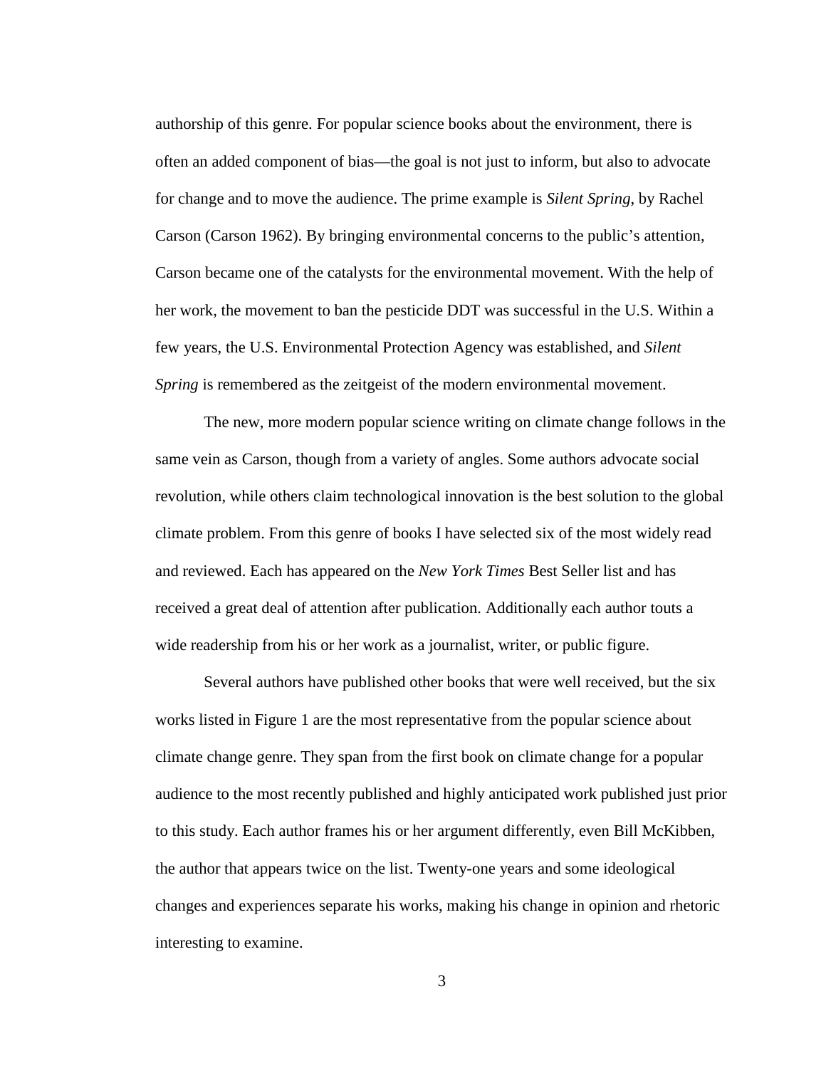authorship of this genre. For popular science books about the environment, there is often an added component of bias—the goal is not just to inform, but also to advocate for change and to move the audience. The prime example is *Silent Spring*, by Rachel Carson (Carson 1962). By bringing environmental concerns to the public's attention, Carson became one of the catalysts for the environmental movement. With the help of her work, the movement to ban the pesticide DDT was successful in the U.S. Within a few years, the U.S. Environmental Protection Agency was established, and *Silent Spring* is remembered as the zeitgeist of the modern environmental movement.

The new, more modern popular science writing on climate change follows in the same vein as Carson, though from a variety of angles. Some authors advocate social revolution, while others claim technological innovation is the best solution to the global climate problem. From this genre of books I have selected six of the most widely read and reviewed. Each has appeared on the *New York Times* Best Seller list and has received a great deal of attention after publication. Additionally each author touts a wide readership from his or her work as a journalist, writer, or public figure.

Several authors have published other books that were well received, but the six works listed in Figure 1 are the most representative from the popular science about climate change genre. They span from the first book on climate change for a popular audience to the most recently published and highly anticipated work published just prior to this study. Each author frames his or her argument differently, even Bill McKibben, the author that appears twice on the list. Twenty-one years and some ideological changes and experiences separate his works, making his change in opinion and rhetoric interesting to examine.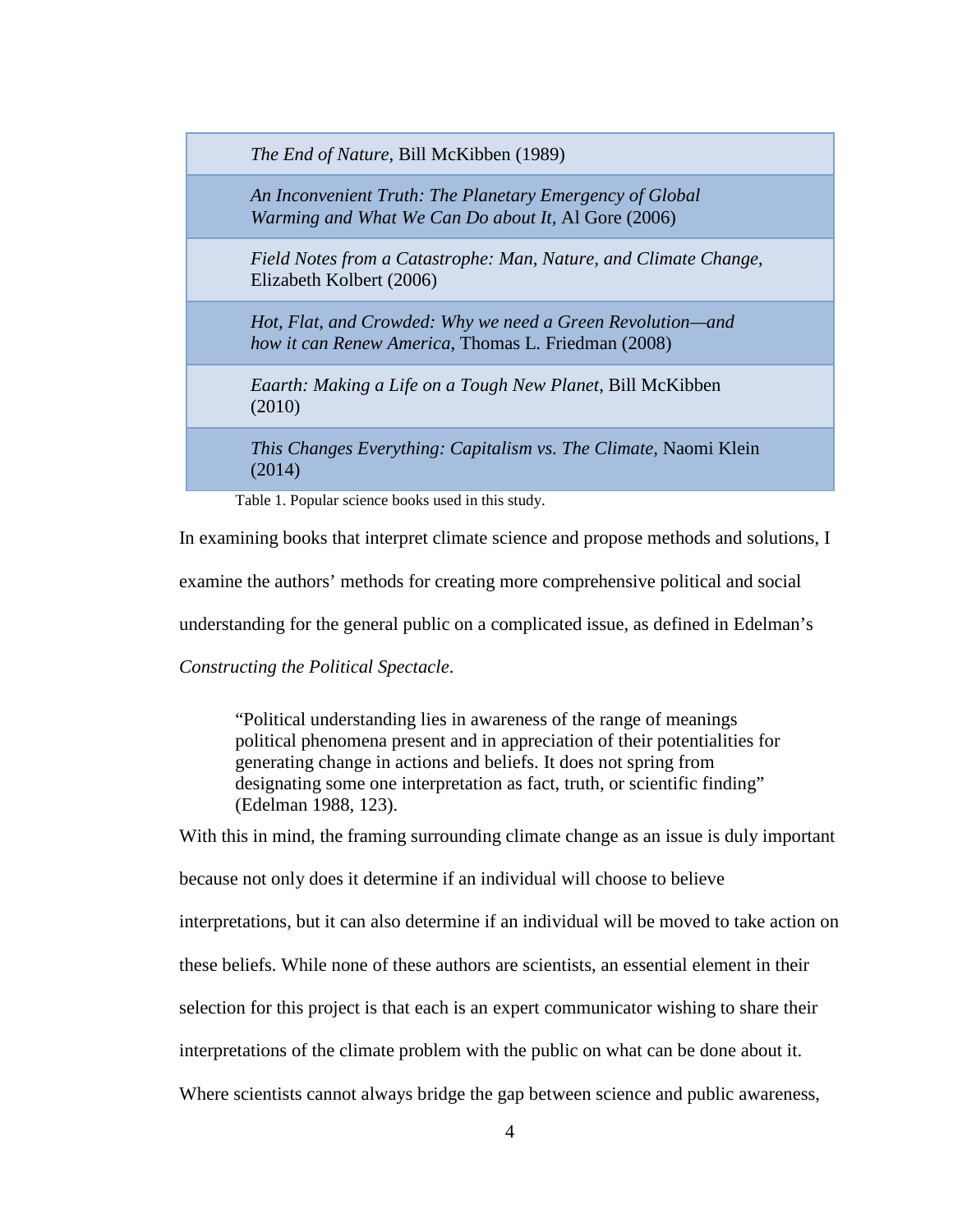| Popular science books |
| --- |
| *The End of Nature*, Bill McKibben (1989) |
| *An Inconvenient Truth: The Planetary Emergency of Global Warming and What We Can Do about It*, Al Gore (2006) |
| *Field Notes from a Catastrophe: Man, Nature, and Climate Change*, Elizabeth Kolbert (2006) |
| *Hot, Flat, and Crowded: Why we need a Green Revolution—and how it can Renew America*, Thomas L. Friedman (2008) |
| *Eaarth: Making a Life on a Tough New Planet*, Bill McKibben (2010) |
| *This Changes Everything: Capitalism vs. The Climate*, Naomi Klein (2014) |

Table 1. Popular science books used in this study.

In examining books that interpret climate science and propose methods and solutions, I examine the authors' methods for creating more comprehensive political and social understanding for the general public on a complicated issue, as defined in Edelman's *Constructing the Political Spectacle*.

> "Political understanding lies in awareness of the range of meanings political phenomena present and in appreciation of their potentialities for generating change in actions and beliefs. It does not spring from designating some one interpretation as fact, truth, or scientific finding" (Edelman 1988, 123).

With this in mind, the framing surrounding climate change as an issue is duly important because not only does it determine if an individual will choose to believe interpretations, but it can also determine if an individual will be moved to take action on these beliefs. While none of these authors are scientists, an essential element in their selection for this project is that each is an expert communicator wishing to share their interpretations of the climate problem with the public on what can be done about it. Where scientists cannot always bridge the gap between science and public awareness,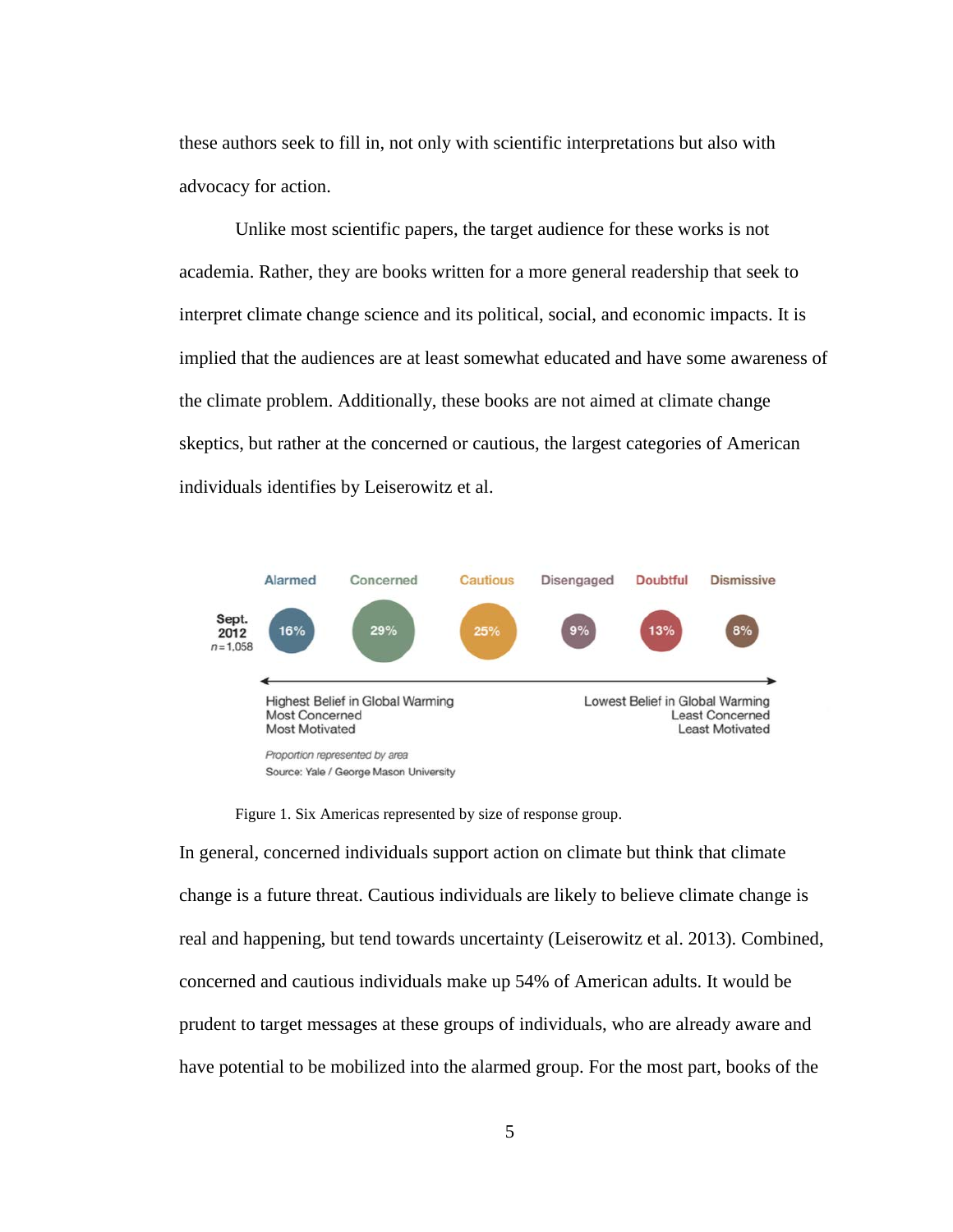these authors seek to fill in, not only with scientific interpretations but also with advocacy for action.

Unlike most scientific papers, the target audience for these works is not academia. Rather, they are books written for a more general readership that seek to interpret climate change science and its political, social, and economic impacts. It is implied that the audiences are at least somewhat educated and have some awareness of the climate problem. Additionally, these books are not aimed at climate change skeptics, but rather at the concerned or cautious, the largest categories of American individuals identifies by Leiserowitz et al.

| | Alarmed | Concerned | Cautious | Disengaged | Doubtful | Dismissive |
|---|---|---|---|---|---|---|
| Sept. 2012 $n = 1{,}058$ | 16% | 29% | 25% | 9% | 13% | 8% |

Highest Belief in Global Warming, Most Concerned, Most Motivated ↔ Lowest Belief in Global Warming, Least Concerned, Least Motivated

*Proportion represented by area*

Source: Yale / George Mason University

Figure 1. Six Americas represented by size of response group.

In general, concerned individuals support action on climate but think that climate change is a future threat. Cautious individuals are likely to believe climate change is real and happening, but tend towards uncertainty (Leiserowitz et al. 2013). Combined, concerned and cautious individuals make up 54% of American adults. It would be prudent to target messages at these groups of individuals, who are already aware and have potential to be mobilized into the alarmed group. For the most part, books of the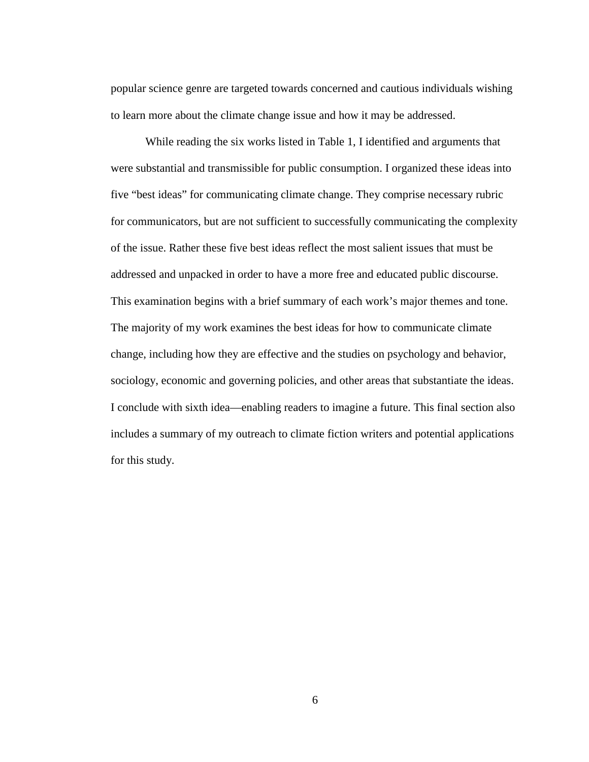popular science genre are targeted towards concerned and cautious individuals wishing to learn more about the climate change issue and how it may be addressed.

While reading the six works listed in Table 1, I identified and arguments that were substantial and transmissible for public consumption. I organized these ideas into five "best ideas" for communicating climate change. They comprise necessary rubric for communicators, but are not sufficient to successfully communicating the complexity of the issue. Rather these five best ideas reflect the most salient issues that must be addressed and unpacked in order to have a more free and educated public discourse. This examination begins with a brief summary of each work's major themes and tone. The majority of my work examines the best ideas for how to communicate climate change, including how they are effective and the studies on psychology and behavior, sociology, economic and governing policies, and other areas that substantiate the ideas. I conclude with sixth idea—enabling readers to imagine a future. This final section also includes a summary of my outreach to climate fiction writers and potential applications for this study.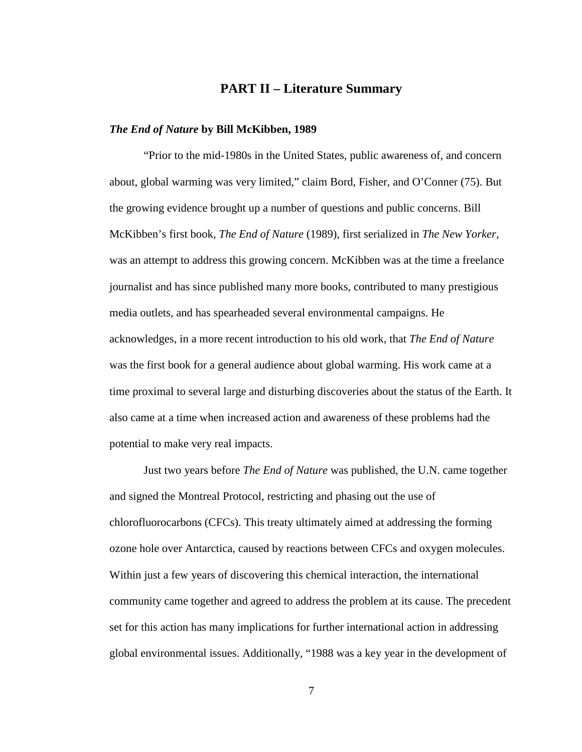## PART II – Literature Summary

### *The End of Nature* by Bill McKibben, 1989

"Prior to the mid-1980s in the United States, public awareness of, and concern about, global warming was very limited," claim Bord, Fisher, and O'Conner (75). But the growing evidence brought up a number of questions and public concerns. Bill McKibben's first book, *The End of Nature* (1989), first serialized in *The New Yorker*, was an attempt to address this growing concern. McKibben was at the time a freelance journalist and has since published many more books, contributed to many prestigious media outlets, and has spearheaded several environmental campaigns. He acknowledges, in a more recent introduction to his old work, that *The End of Nature* was the first book for a general audience about global warming. His work came at a time proximal to several large and disturbing discoveries about the status of the Earth. It also came at a time when increased action and awareness of these problems had the potential to make very real impacts.

Just two years before *The End of Nature* was published, the U.N. came together and signed the Montreal Protocol, restricting and phasing out the use of chlorofluorocarbons (CFCs). This treaty ultimately aimed at addressing the forming ozone hole over Antarctica, caused by reactions between CFCs and oxygen molecules. Within just a few years of discovering this chemical interaction, the international community came together and agreed to address the problem at its cause. The precedent set for this action has many implications for further international action in addressing global environmental issues. Additionally, "1988 was a key year in the development of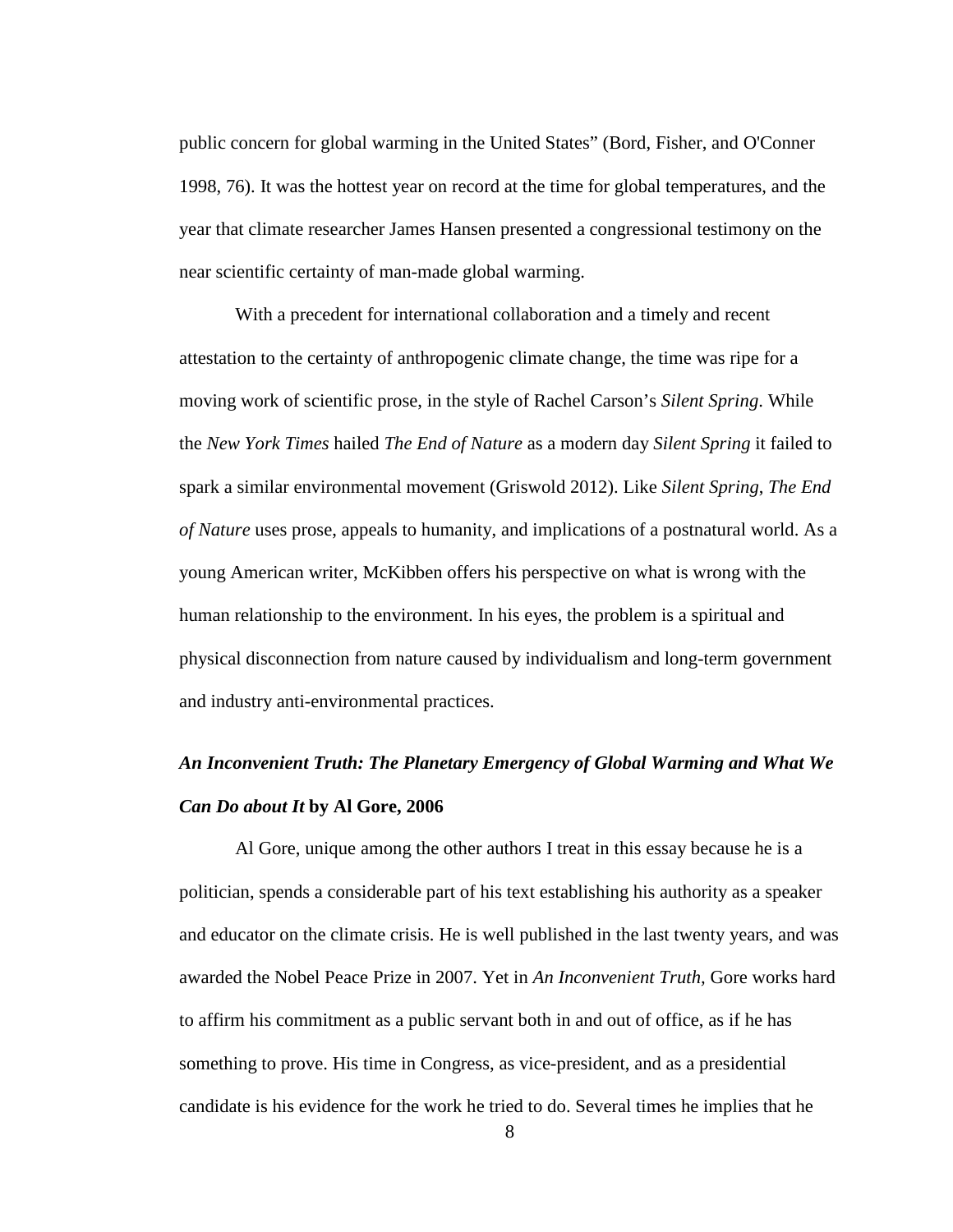public concern for global warming in the United States" (Bord, Fisher, and O'Conner 1998, 76). It was the hottest year on record at the time for global temperatures, and the year that climate researcher James Hansen presented a congressional testimony on the near scientific certainty of man-made global warming.

With a precedent for international collaboration and a timely and recent attestation to the certainty of anthropogenic climate change, the time was ripe for a moving work of scientific prose, in the style of Rachel Carson's *Silent Spring*. While the *New York Times* hailed *The End of Nature* as a modern day *Silent Spring* it failed to spark a similar environmental movement (Griswold 2012). Like *Silent Spring*, *The End of Nature* uses prose, appeals to humanity, and implications of a postnatural world. As a young American writer, McKibben offers his perspective on what is wrong with the human relationship to the environment. In his eyes, the problem is a spiritual and physical disconnection from nature caused by individualism and long-term government and industry anti-environmental practices.

### ***An Inconvenient Truth: The Planetary Emergency of Global Warming and What We Can Do about It* by Al Gore, 2006**

Al Gore, unique among the other authors I treat in this essay because he is a politician, spends a considerable part of his text establishing his authority as a speaker and educator on the climate crisis. He is well published in the last twenty years, and was awarded the Nobel Peace Prize in 2007. Yet in *An Inconvenient Truth,* Gore works hard to affirm his commitment as a public servant both in and out of office, as if he has something to prove. His time in Congress, as vice-president, and as a presidential candidate is his evidence for the work he tried to do. Several times he implies that he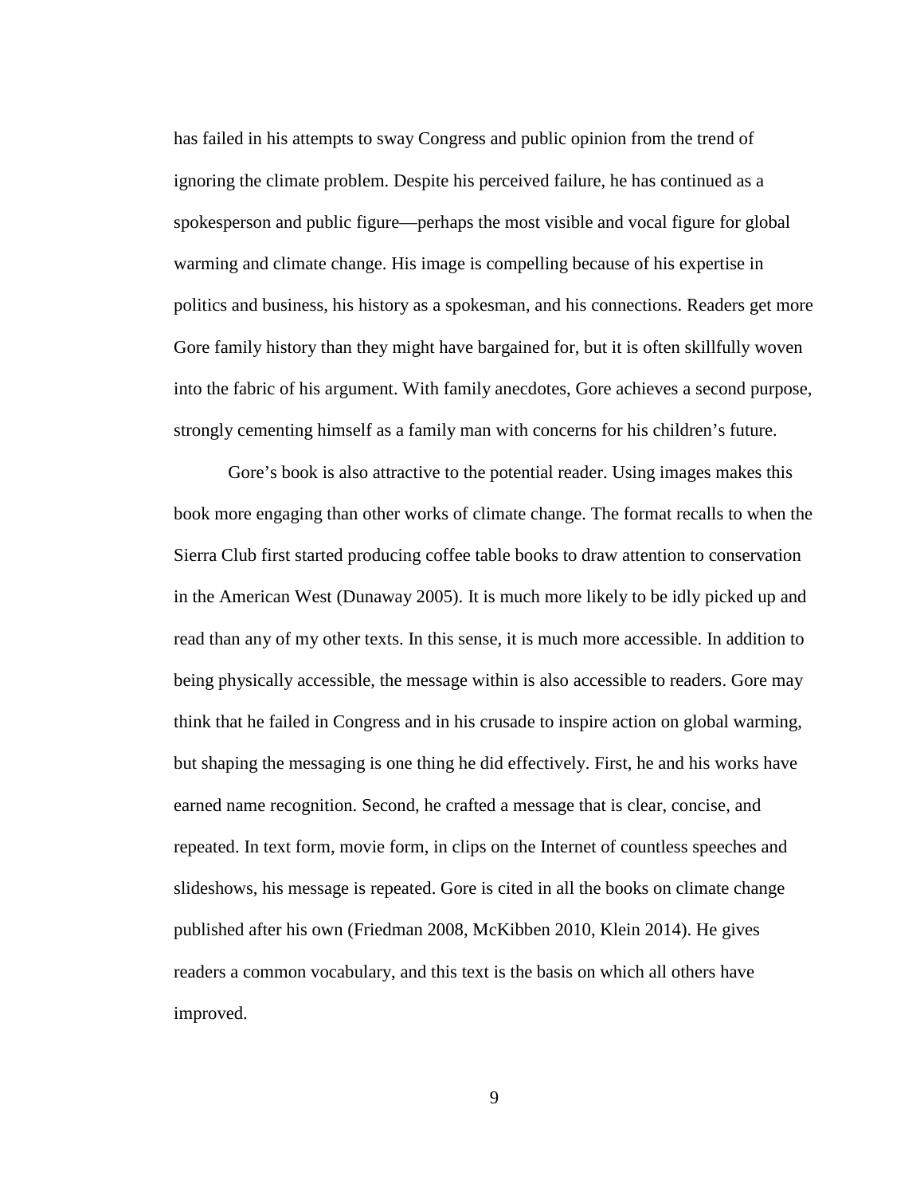has failed in his attempts to sway Congress and public opinion from the trend of ignoring the climate problem. Despite his perceived failure, he has continued as a spokesperson and public figure—perhaps the most visible and vocal figure for global warming and climate change. His image is compelling because of his expertise in politics and business, his history as a spokesman, and his connections. Readers get more Gore family history than they might have bargained for, but it is often skillfully woven into the fabric of his argument. With family anecdotes, Gore achieves a second purpose, strongly cementing himself as a family man with concerns for his children's future.

Gore's book is also attractive to the potential reader. Using images makes this book more engaging than other works of climate change. The format recalls to when the Sierra Club first started producing coffee table books to draw attention to conservation in the American West (Dunaway 2005). It is much more likely to be idly picked up and read than any of my other texts. In this sense, it is much more accessible. In addition to being physically accessible, the message within is also accessible to readers. Gore may think that he failed in Congress and in his crusade to inspire action on global warming, but shaping the messaging is one thing he did effectively. First, he and his works have earned name recognition. Second, he crafted a message that is clear, concise, and repeated. In text form, movie form, in clips on the Internet of countless speeches and slideshows, his message is repeated. Gore is cited in all the books on climate change published after his own (Friedman 2008, McKibben 2010, Klein 2014). He gives readers a common vocabulary, and this text is the basis on which all others have improved.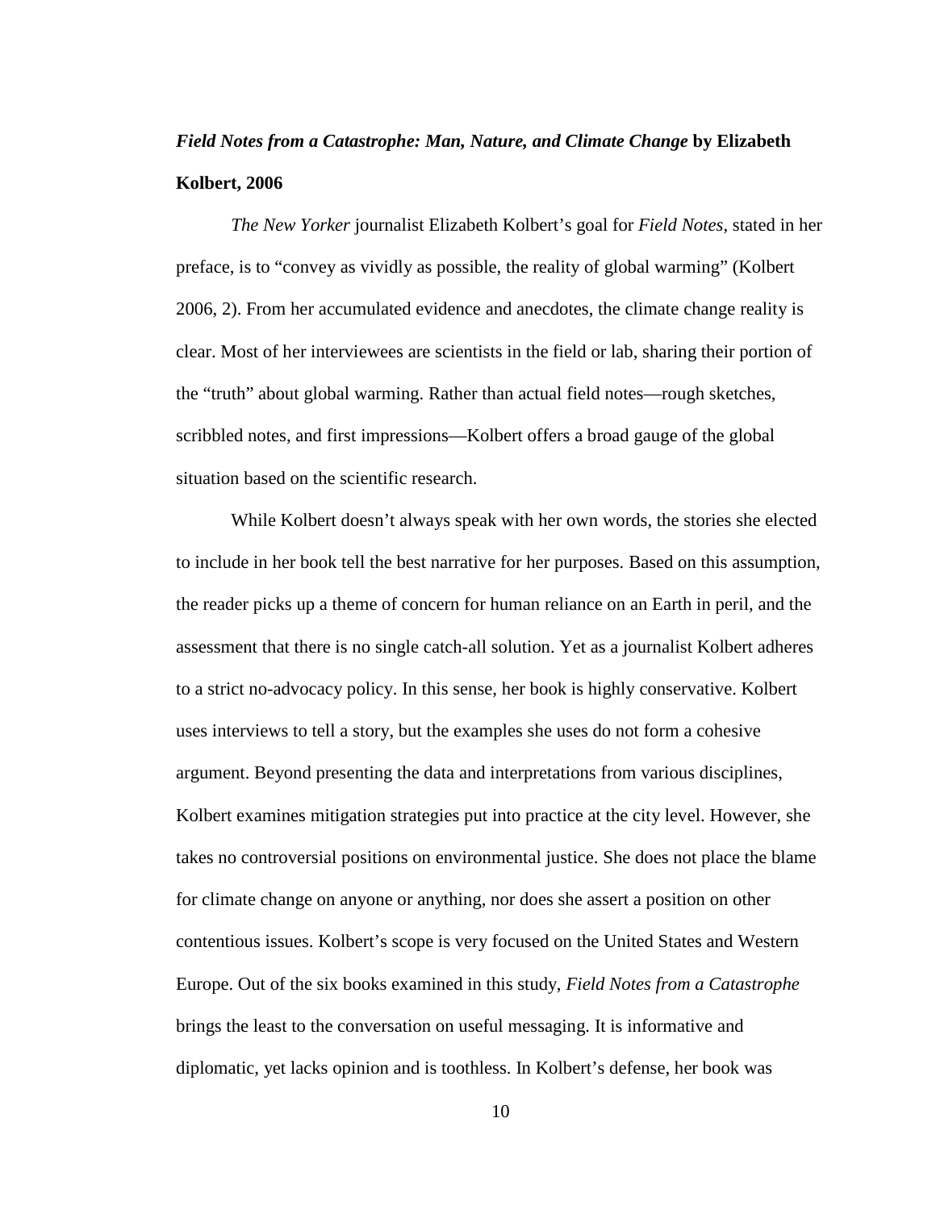### *Field Notes from a Catastrophe: Man, Nature, and Climate Change* by Elizabeth Kolbert, 2006

*The New Yorker* journalist Elizabeth Kolbert's goal for *Field Notes*, stated in her preface, is to "convey as vividly as possible, the reality of global warming" (Kolbert 2006, 2). From her accumulated evidence and anecdotes, the climate change reality is clear. Most of her interviewees are scientists in the field or lab, sharing their portion of the "truth" about global warming. Rather than actual field notes—rough sketches, scribbled notes, and first impressions—Kolbert offers a broad gauge of the global situation based on the scientific research.

While Kolbert doesn't always speak with her own words, the stories she elected to include in her book tell the best narrative for her purposes. Based on this assumption, the reader picks up a theme of concern for human reliance on an Earth in peril, and the assessment that there is no single catch-all solution. Yet as a journalist Kolbert adheres to a strict no-advocacy policy. In this sense, her book is highly conservative. Kolbert uses interviews to tell a story, but the examples she uses do not form a cohesive argument. Beyond presenting the data and interpretations from various disciplines, Kolbert examines mitigation strategies put into practice at the city level. However, she takes no controversial positions on environmental justice. She does not place the blame for climate change on anyone or anything, nor does she assert a position on other contentious issues. Kolbert's scope is very focused on the United States and Western Europe. Out of the six books examined in this study, *Field Notes from a Catastrophe* brings the least to the conversation on useful messaging. It is informative and diplomatic, yet lacks opinion and is toothless. In Kolbert's defense, her book was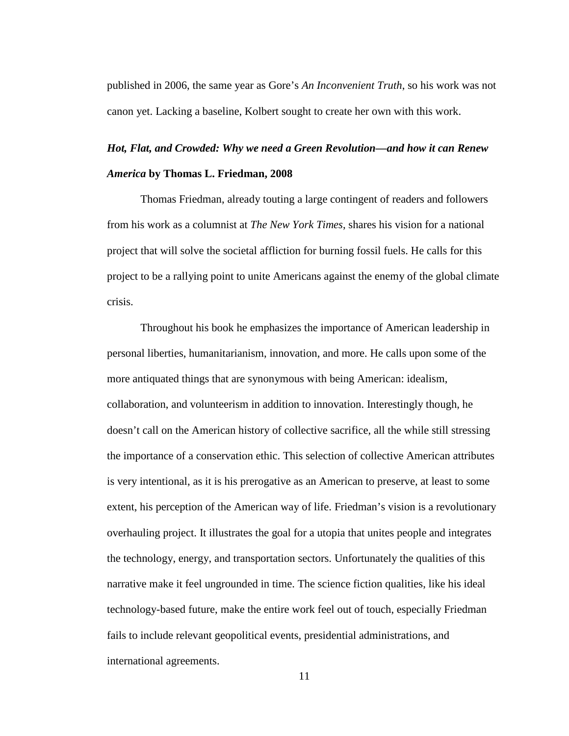published in 2006, the same year as Gore's *An Inconvenient Truth*, so his work was not canon yet. Lacking a baseline, Kolbert sought to create her own with this work.

### *Hot, Flat, and Crowded: Why we need a Green Revolution—and how it can Renew America* by Thomas L. Friedman, 2008

Thomas Friedman, already touting a large contingent of readers and followers from his work as a columnist at *The New York Times*, shares his vision for a national project that will solve the societal affliction for burning fossil fuels. He calls for this project to be a rallying point to unite Americans against the enemy of the global climate crisis.

Throughout his book he emphasizes the importance of American leadership in personal liberties, humanitarianism, innovation, and more. He calls upon some of the more antiquated things that are synonymous with being American: idealism, collaboration, and volunteerism in addition to innovation. Interestingly though, he doesn't call on the American history of collective sacrifice, all the while still stressing the importance of a conservation ethic. This selection of collective American attributes is very intentional, as it is his prerogative as an American to preserve, at least to some extent, his perception of the American way of life. Friedman's vision is a revolutionary overhauling project. It illustrates the goal for a utopia that unites people and integrates the technology, energy, and transportation sectors. Unfortunately the qualities of this narrative make it feel ungrounded in time. The science fiction qualities, like his ideal technology-based future, make the entire work feel out of touch, especially Friedman fails to include relevant geopolitical events, presidential administrations, and international agreements.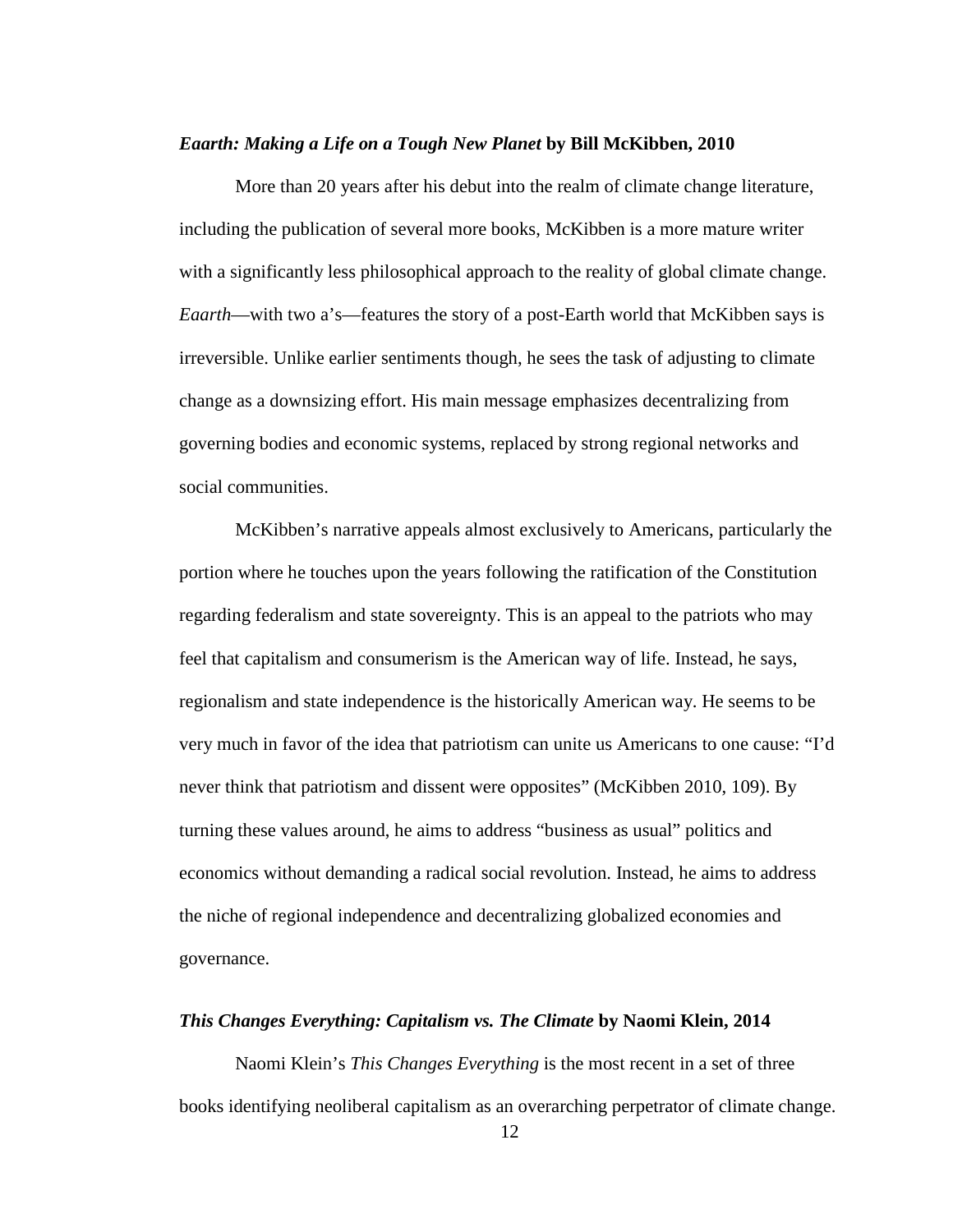***Eaarth: Making a Life on a Tough New Planet* by Bill McKibben, 2010**

More than 20 years after his debut into the realm of climate change literature, including the publication of several more books, McKibben is a more mature writer with a significantly less philosophical approach to the reality of global climate change. *Eaarth*—with two a's—features the story of a post-Earth world that McKibben says is irreversible. Unlike earlier sentiments though, he sees the task of adjusting to climate change as a downsizing effort. His main message emphasizes decentralizing from governing bodies and economic systems, replaced by strong regional networks and social communities.

McKibben's narrative appeals almost exclusively to Americans, particularly the portion where he touches upon the years following the ratification of the Constitution regarding federalism and state sovereignty. This is an appeal to the patriots who may feel that capitalism and consumerism is the American way of life. Instead, he says, regionalism and state independence is the historically American way. He seems to be very much in favor of the idea that patriotism can unite us Americans to one cause: "I'd never think that patriotism and dissent were opposites" (McKibben 2010, 109). By turning these values around, he aims to address "business as usual" politics and economics without demanding a radical social revolution. Instead, he aims to address the niche of regional independence and decentralizing globalized economies and governance.

***This Changes Everything: Capitalism vs. The Climate* by Naomi Klein, 2014**

Naomi Klein's *This Changes Everything* is the most recent in a set of three books identifying neoliberal capitalism as an overarching perpetrator of climate change.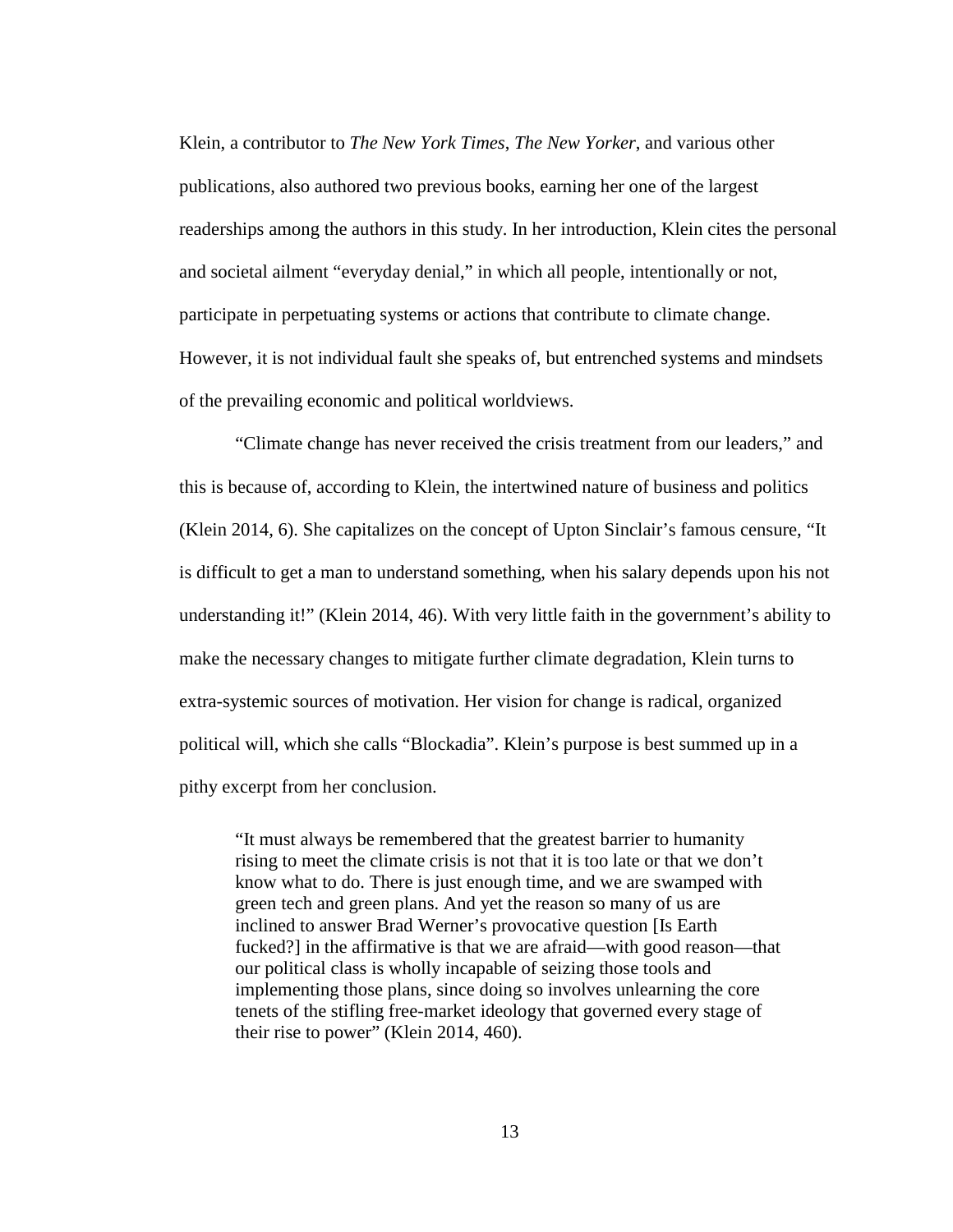Klein, a contributor to *The New York Times*, *The New Yorker*, and various other publications, also authored two previous books, earning her one of the largest readerships among the authors in this study. In her introduction, Klein cites the personal and societal ailment "everyday denial," in which all people, intentionally or not, participate in perpetuating systems or actions that contribute to climate change. However, it is not individual fault she speaks of, but entrenched systems and mindsets of the prevailing economic and political worldviews.

"Climate change has never received the crisis treatment from our leaders," and this is because of, according to Klein, the intertwined nature of business and politics (Klein 2014, 6). She capitalizes on the concept of Upton Sinclair's famous censure, "It is difficult to get a man to understand something, when his salary depends upon his not understanding it!" (Klein 2014, 46). With very little faith in the government's ability to make the necessary changes to mitigate further climate degradation, Klein turns to extra-systemic sources of motivation. Her vision for change is radical, organized political will, which she calls "Blockadia". Klein's purpose is best summed up in a pithy excerpt from her conclusion.

> "It must always be remembered that the greatest barrier to humanity rising to meet the climate crisis is not that it is too late or that we don't know what to do. There is just enough time, and we are swamped with green tech and green plans. And yet the reason so many of us are inclined to answer Brad Werner's provocative question [Is Earth fucked?] in the affirmative is that we are afraid—with good reason—that our political class is wholly incapable of seizing those tools and implementing those plans, since doing so involves unlearning the core tenets of the stifling free-market ideology that governed every stage of their rise to power" (Klein 2014, 460).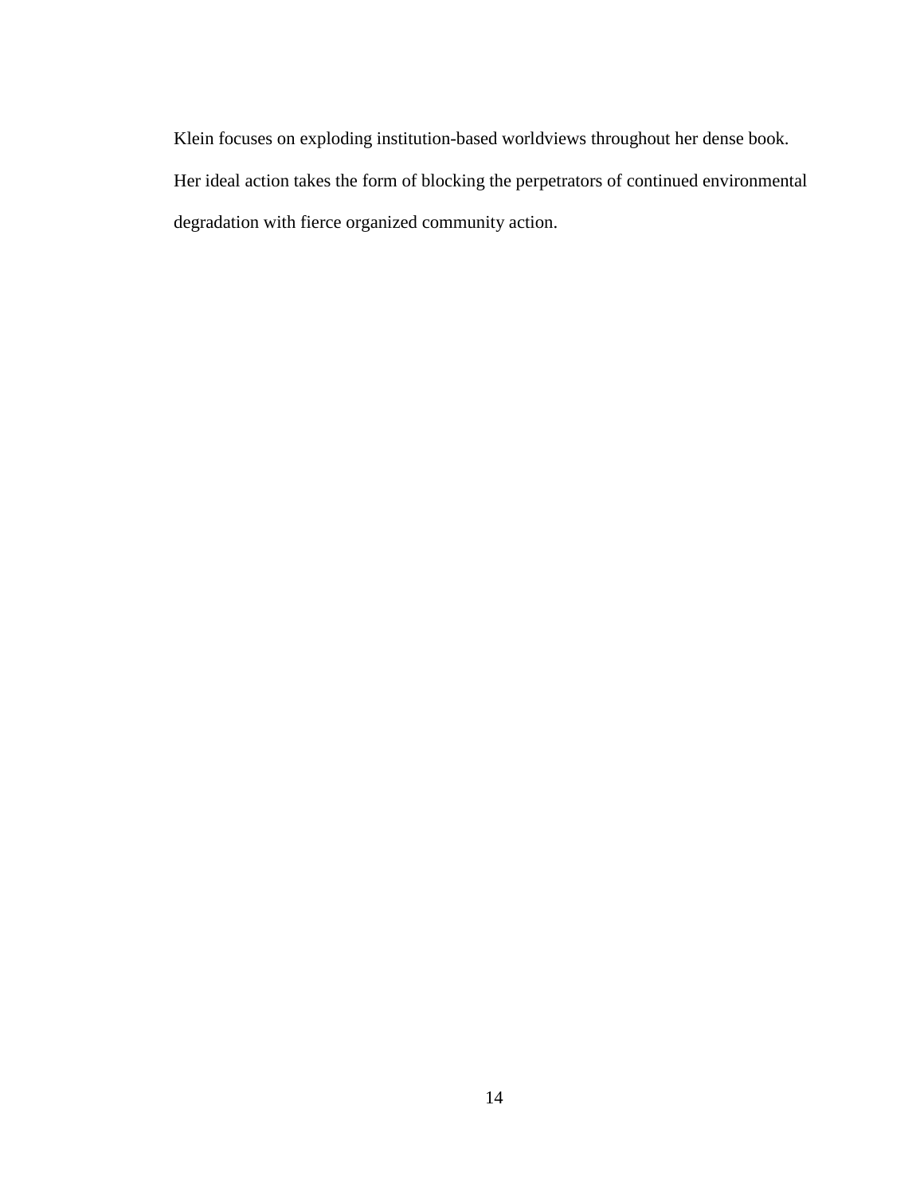Klein focuses on exploding institution-based worldviews throughout her dense book. Her ideal action takes the form of blocking the perpetrators of continued environmental degradation with fierce organized community action.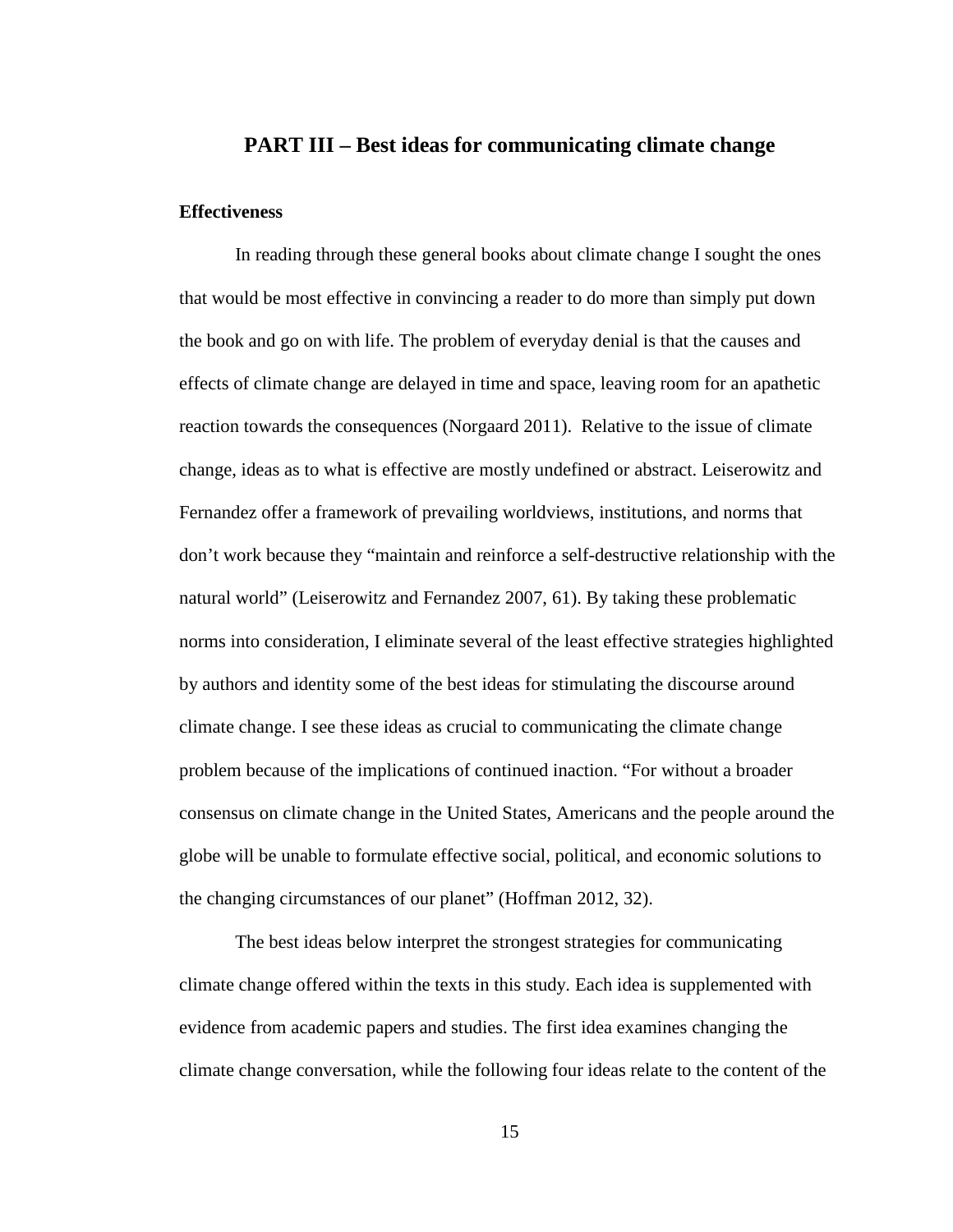# PART III – Best ideas for communicating climate change

## Effectiveness

In reading through these general books about climate change I sought the ones that would be most effective in convincing a reader to do more than simply put down the book and go on with life. The problem of everyday denial is that the causes and effects of climate change are delayed in time and space, leaving room for an apathetic reaction towards the consequences (Norgaard 2011). Relative to the issue of climate change, ideas as to what is effective are mostly undefined or abstract. Leiserowitz and Fernandez offer a framework of prevailing worldviews, institutions, and norms that don't work because they "maintain and reinforce a self-destructive relationship with the natural world" (Leiserowitz and Fernandez 2007, 61). By taking these problematic norms into consideration, I eliminate several of the least effective strategies highlighted by authors and identity some of the best ideas for stimulating the discourse around climate change. I see these ideas as crucial to communicating the climate change problem because of the implications of continued inaction. "For without a broader consensus on climate change in the United States, Americans and the people around the globe will be unable to formulate effective social, political, and economic solutions to the changing circumstances of our planet" (Hoffman 2012, 32).

The best ideas below interpret the strongest strategies for communicating climate change offered within the texts in this study. Each idea is supplemented with evidence from academic papers and studies. The first idea examines changing the climate change conversation, while the following four ideas relate to the content of the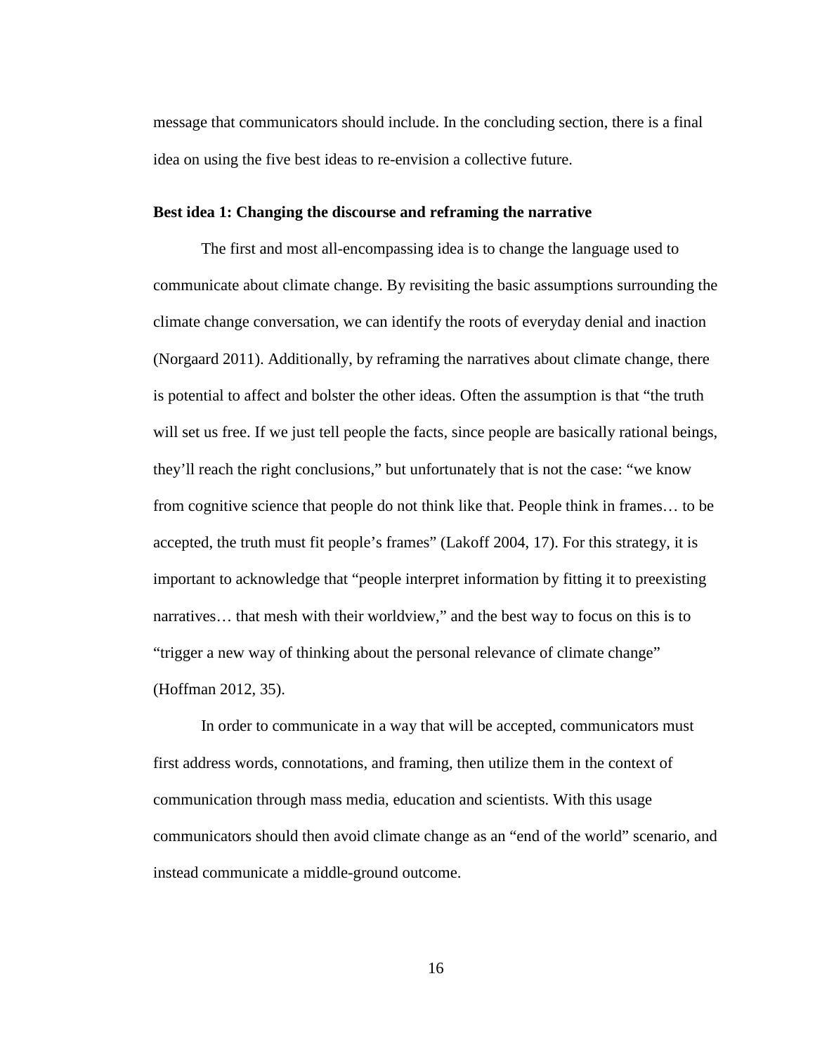message that communicators should include. In the concluding section, there is a final idea on using the five best ideas to re-envision a collective future.

### Best idea 1: Changing the discourse and reframing the narrative

The first and most all-encompassing idea is to change the language used to communicate about climate change. By revisiting the basic assumptions surrounding the climate change conversation, we can identify the roots of everyday denial and inaction (Norgaard 2011). Additionally, by reframing the narratives about climate change, there is potential to affect and bolster the other ideas. Often the assumption is that "the truth will set us free. If we just tell people the facts, since people are basically rational beings, they'll reach the right conclusions," but unfortunately that is not the case: "we know from cognitive science that people do not think like that. People think in frames… to be accepted, the truth must fit people's frames" (Lakoff 2004, 17). For this strategy, it is important to acknowledge that "people interpret information by fitting it to preexisting narratives… that mesh with their worldview," and the best way to focus on this is to "trigger a new way of thinking about the personal relevance of climate change" (Hoffman 2012, 35).

In order to communicate in a way that will be accepted, communicators must first address words, connotations, and framing, then utilize them in the context of communication through mass media, education and scientists. With this usage communicators should then avoid climate change as an "end of the world" scenario, and instead communicate a middle-ground outcome.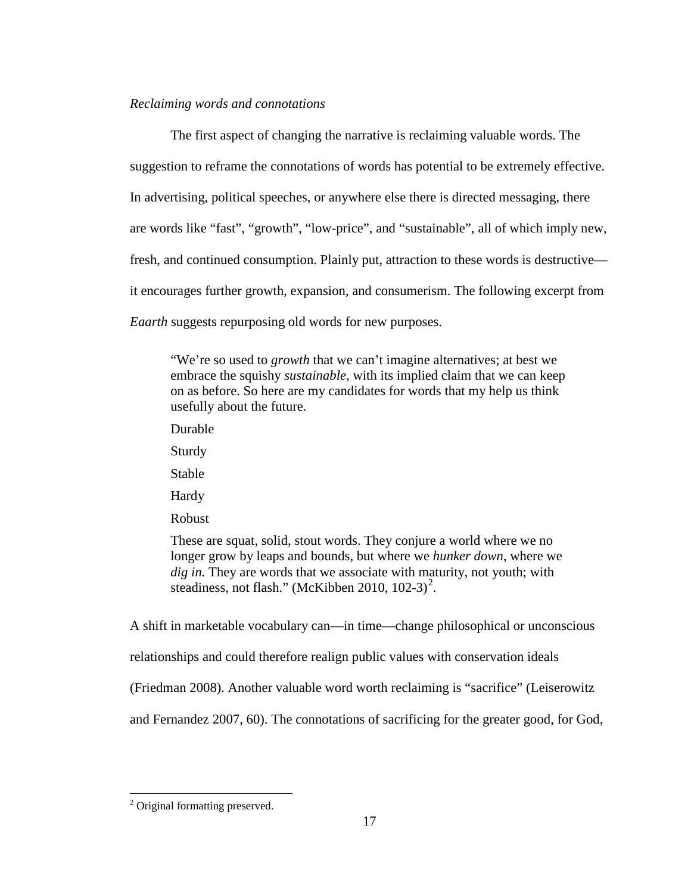*Reclaiming words and connotations*

The first aspect of changing the narrative is reclaiming valuable words. The suggestion to reframe the connotations of words has potential to be extremely effective. In advertising, political speeches, or anywhere else there is directed messaging, there are words like "fast", "growth", "low-price", and "sustainable", all of which imply new, fresh, and continued consumption. Plainly put, attraction to these words is destructive—it encourages further growth, expansion, and consumerism. The following excerpt from *Eaarth* suggests repurposing old words for new purposes.

> "We're so used to *growth* that we can't imagine alternatives; at best we embrace the squishy *sustainable*, with its implied claim that we can keep on as before. So here are my candidates for words that my help us think usefully about the future.
>
> Durable
>
> Sturdy
>
> Stable
>
> Hardy
>
> Robust
>
> These are squat, solid, stout words. They conjure a world where we no longer grow by leaps and bounds, but where we *hunker down*, where we *dig in.* They are words that we associate with maturity, not youth; with steadiness, not flash." (McKibben 2010, 102-3)[2].

A shift in marketable vocabulary can—in time—change philosophical or unconscious relationships and could therefore realign public values with conservation ideals (Friedman 2008). Another valuable word worth reclaiming is "sacrifice" (Leiserowitz and Fernandez 2007, 60). The connotations of sacrificing for the greater good, for God,

[2] Original formatting preserved.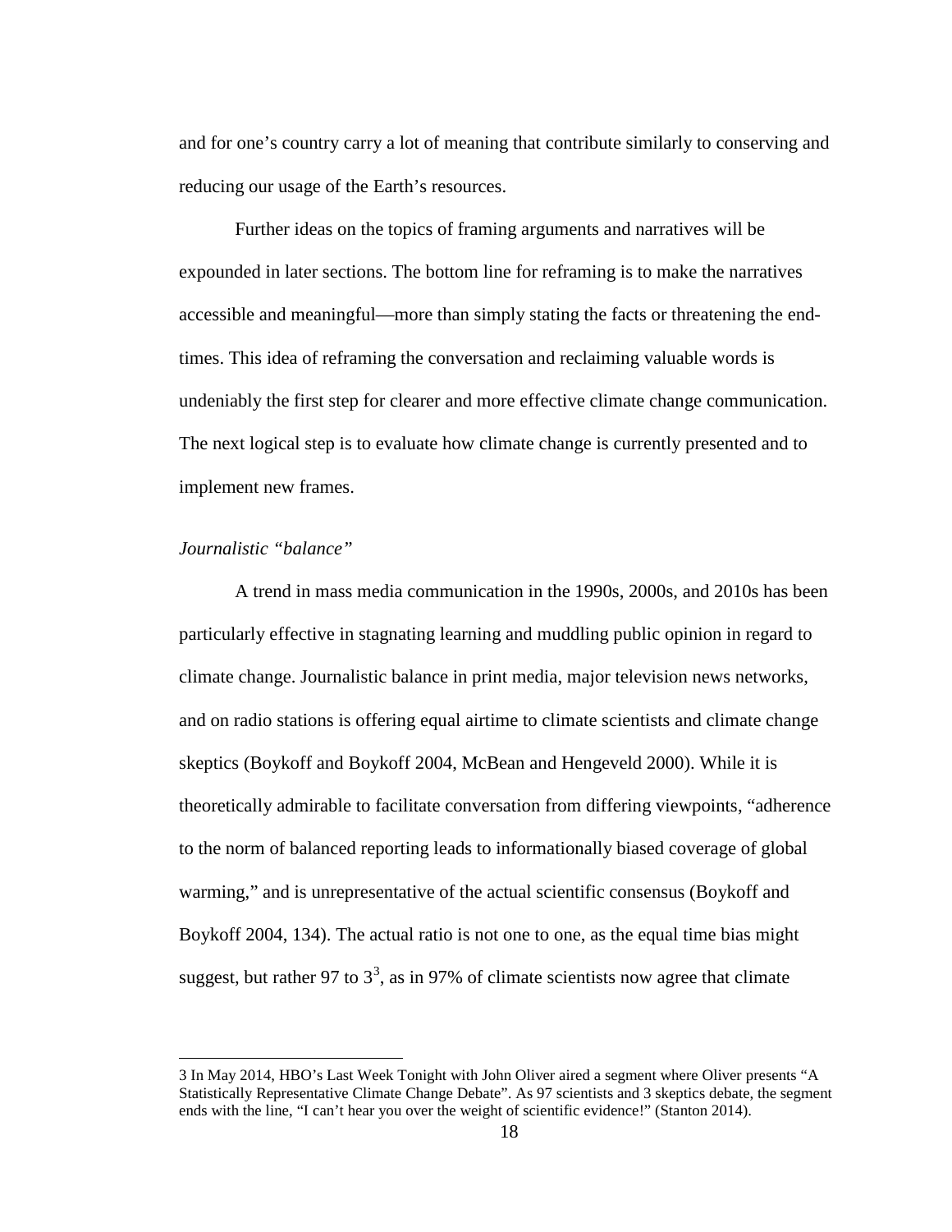and for one's country carry a lot of meaning that contribute similarly to conserving and reducing our usage of the Earth's resources.

Further ideas on the topics of framing arguments and narratives will be expounded in later sections. The bottom line for reframing is to make the narratives accessible and meaningful—more than simply stating the facts or threatening the end-times. This idea of reframing the conversation and reclaiming valuable words is undeniably the first step for clearer and more effective climate change communication. The next logical step is to evaluate how climate change is currently presented and to implement new frames.

*Journalistic "balance"*

A trend in mass media communication in the 1990s, 2000s, and 2010s has been particularly effective in stagnating learning and muddling public opinion in regard to climate change. Journalistic balance in print media, major television news networks, and on radio stations is offering equal airtime to climate scientists and climate change skeptics (Boykoff and Boykoff 2004, McBean and Hengeveld 2000). While it is theoretically admirable to facilitate conversation from differing viewpoints, "adherence to the norm of balanced reporting leads to informationally biased coverage of global warming," and is unrepresentative of the actual scientific consensus (Boykoff and Boykoff 2004, 134). The actual ratio is not one to one, as the equal time bias might suggest, but rather 97 to 3[3], as in 97% of climate scientists now agree that climate

3 In May 2014, HBO's Last Week Tonight with John Oliver aired a segment where Oliver presents "A Statistically Representative Climate Change Debate". As 97 scientists and 3 skeptics debate, the segment ends with the line, "I can't hear you over the weight of scientific evidence!" (Stanton 2014).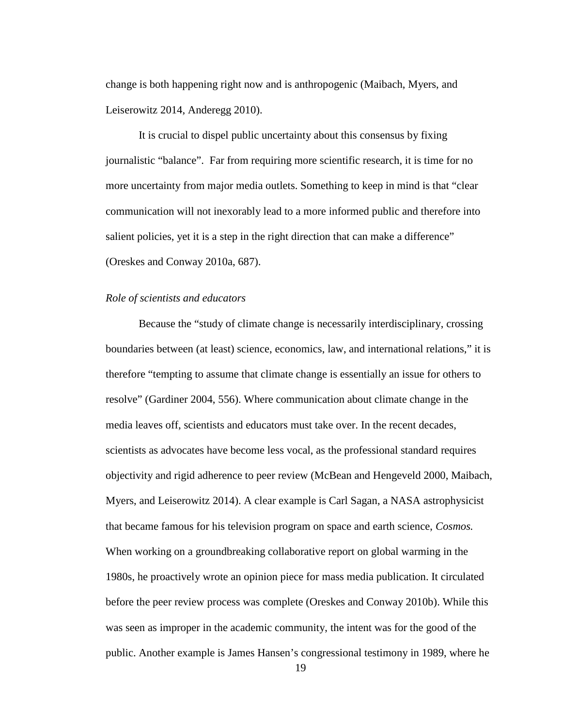change is both happening right now and is anthropogenic (Maibach, Myers, and Leiserowitz 2014, Anderegg 2010).

It is crucial to dispel public uncertainty about this consensus by fixing journalistic "balance". Far from requiring more scientific research, it is time for no more uncertainty from major media outlets. Something to keep in mind is that "clear communication will not inexorably lead to a more informed public and therefore into salient policies, yet it is a step in the right direction that can make a difference" (Oreskes and Conway 2010a, 687).

*Role of scientists and educators*

Because the "study of climate change is necessarily interdisciplinary, crossing boundaries between (at least) science, economics, law, and international relations," it is therefore "tempting to assume that climate change is essentially an issue for others to resolve" (Gardiner 2004, 556). Where communication about climate change in the media leaves off, scientists and educators must take over. In the recent decades, scientists as advocates have become less vocal, as the professional standard requires objectivity and rigid adherence to peer review (McBean and Hengeveld 2000, Maibach, Myers, and Leiserowitz 2014). A clear example is Carl Sagan, a NASA astrophysicist that became famous for his television program on space and earth science, *Cosmos.* When working on a groundbreaking collaborative report on global warming in the 1980s, he proactively wrote an opinion piece for mass media publication. It circulated before the peer review process was complete (Oreskes and Conway 2010b). While this was seen as improper in the academic community, the intent was for the good of the public. Another example is James Hansen's congressional testimony in 1989, where he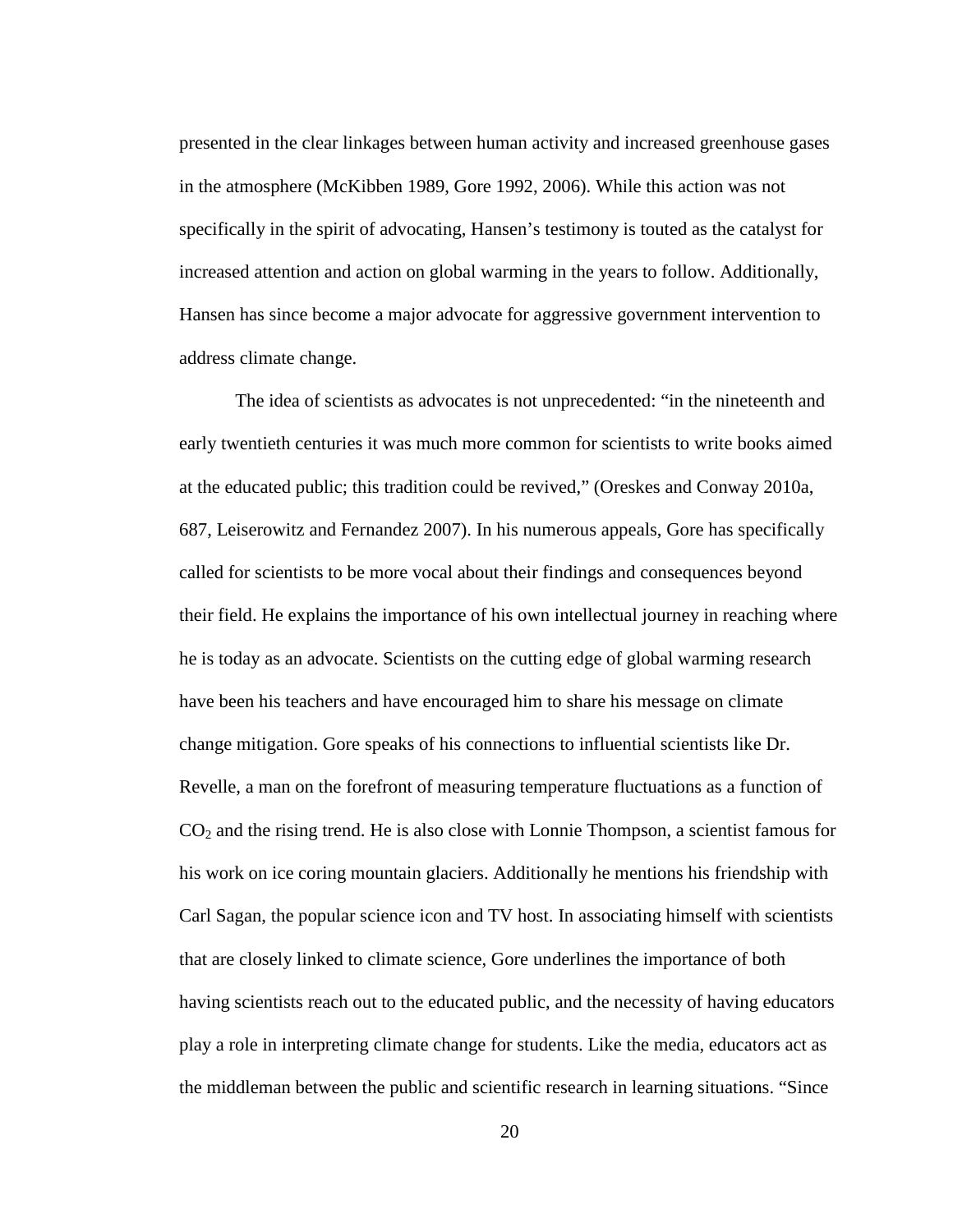presented in the clear linkages between human activity and increased greenhouse gases in the atmosphere (McKibben 1989, Gore 1992, 2006). While this action was not specifically in the spirit of advocating, Hansen's testimony is touted as the catalyst for increased attention and action on global warming in the years to follow. Additionally, Hansen has since become a major advocate for aggressive government intervention to address climate change.

The idea of scientists as advocates is not unprecedented: "in the nineteenth and early twentieth centuries it was much more common for scientists to write books aimed at the educated public; this tradition could be revived," (Oreskes and Conway 2010a, 687, Leiserowitz and Fernandez 2007). In his numerous appeals, Gore has specifically called for scientists to be more vocal about their findings and consequences beyond their field. He explains the importance of his own intellectual journey in reaching where he is today as an advocate. Scientists on the cutting edge of global warming research have been his teachers and have encouraged him to share his message on climate change mitigation. Gore speaks of his connections to influential scientists like Dr. Revelle, a man on the forefront of measuring temperature fluctuations as a function of $CO_2$ and the rising trend. He is also close with Lonnie Thompson, a scientist famous for his work on ice coring mountain glaciers. Additionally he mentions his friendship with Carl Sagan, the popular science icon and TV host. In associating himself with scientists that are closely linked to climate science, Gore underlines the importance of both having scientists reach out to the educated public, and the necessity of having educators play a role in interpreting climate change for students. Like the media, educators act as the middleman between the public and scientific research in learning situations. "Since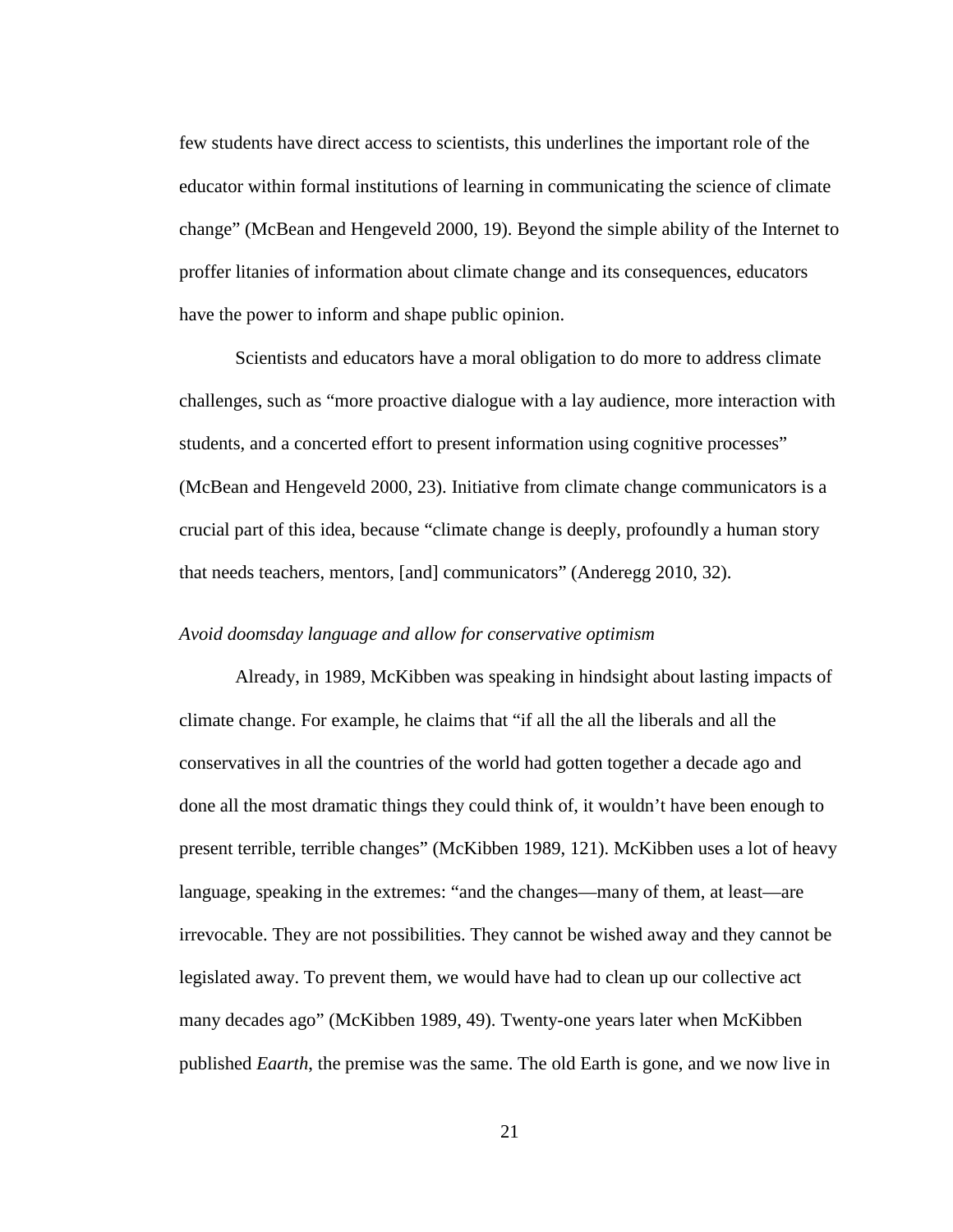few students have direct access to scientists, this underlines the important role of the educator within formal institutions of learning in communicating the science of climate change" (McBean and Hengeveld 2000, 19). Beyond the simple ability of the Internet to proffer litanies of information about climate change and its consequences, educators have the power to inform and shape public opinion.

Scientists and educators have a moral obligation to do more to address climate challenges, such as "more proactive dialogue with a lay audience, more interaction with students, and a concerted effort to present information using cognitive processes" (McBean and Hengeveld 2000, 23). Initiative from climate change communicators is a crucial part of this idea, because "climate change is deeply, profoundly a human story that needs teachers, mentors, [and] communicators" (Anderegg 2010, 32).

### *Avoid doomsday language and allow for conservative optimism*

Already, in 1989, McKibben was speaking in hindsight about lasting impacts of climate change. For example, he claims that "if all the all the liberals and all the conservatives in all the countries of the world had gotten together a decade ago and done all the most dramatic things they could think of, it wouldn't have been enough to present terrible, terrible changes" (McKibben 1989, 121). McKibben uses a lot of heavy language, speaking in the extremes: "and the changes—many of them, at least—are irrevocable. They are not possibilities. They cannot be wished away and they cannot be legislated away. To prevent them, we would have had to clean up our collective act many decades ago" (McKibben 1989, 49). Twenty-one years later when McKibben published *Eaarth*, the premise was the same. The old Earth is gone, and we now live in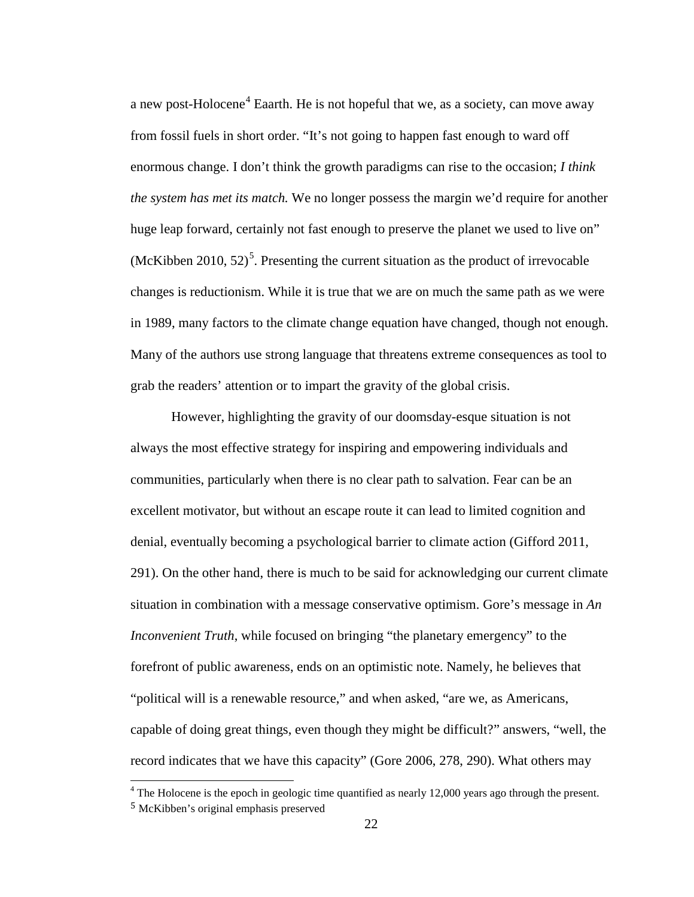a new post-Holocene[4] Eaarth. He is not hopeful that we, as a society, can move away from fossil fuels in short order. "It's not going to happen fast enough to ward off enormous change. I don't think the growth paradigms can rise to the occasion; *I think the system has met its match.* We no longer possess the margin we'd require for another huge leap forward, certainly not fast enough to preserve the planet we used to live on" (McKibben 2010, 52)[5]. Presenting the current situation as the product of irrevocable changes is reductionism. While it is true that we are on much the same path as we were in 1989, many factors to the climate change equation have changed, though not enough. Many of the authors use strong language that threatens extreme consequences as tool to grab the readers' attention or to impart the gravity of the global crisis.

However, highlighting the gravity of our doomsday-esque situation is not always the most effective strategy for inspiring and empowering individuals and communities, particularly when there is no clear path to salvation. Fear can be an excellent motivator, but without an escape route it can lead to limited cognition and denial, eventually becoming a psychological barrier to climate action (Gifford 2011, 291). On the other hand, there is much to be said for acknowledging our current climate situation in combination with a message conservative optimism. Gore's message in *An Inconvenient Truth*, while focused on bringing "the planetary emergency" to the forefront of public awareness, ends on an optimistic note. Namely, he believes that "political will is a renewable resource," and when asked, "are we, as Americans, capable of doing great things, even though they might be difficult?" answers, "well, the record indicates that we have this capacity" (Gore 2006, 278, 290). What others may

[4] The Holocene is the epoch in geologic time quantified as nearly 12,000 years ago through the present.

[5] McKibben's original emphasis preserved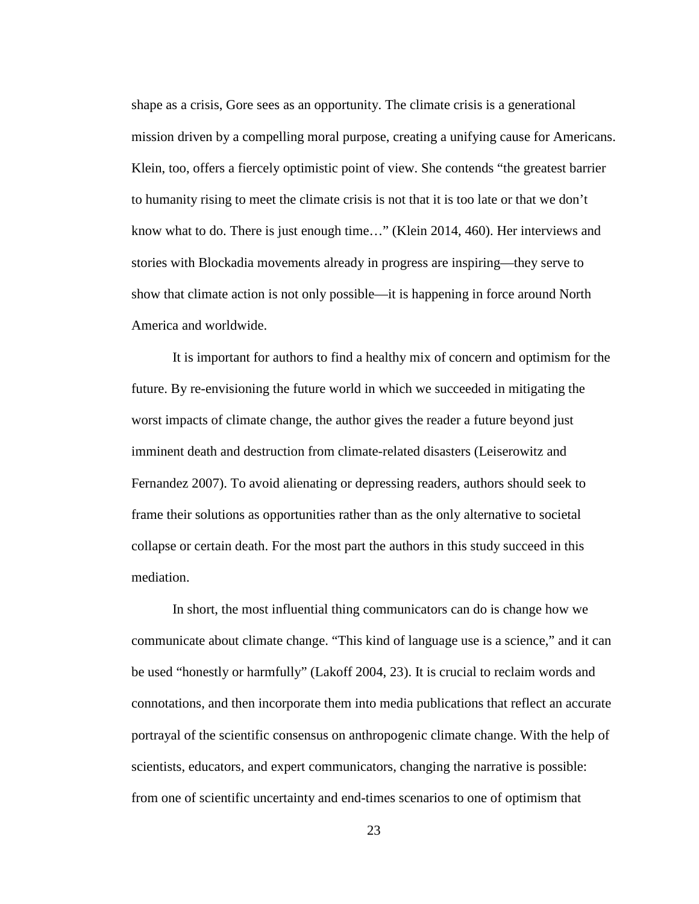shape as a crisis, Gore sees as an opportunity. The climate crisis is a generational mission driven by a compelling moral purpose, creating a unifying cause for Americans. Klein, too, offers a fiercely optimistic point of view. She contends "the greatest barrier to humanity rising to meet the climate crisis is not that it is too late or that we don't know what to do. There is just enough time…" (Klein 2014, 460). Her interviews and stories with Blockadia movements already in progress are inspiring—they serve to show that climate action is not only possible—it is happening in force around North America and worldwide.

It is important for authors to find a healthy mix of concern and optimism for the future. By re-envisioning the future world in which we succeeded in mitigating the worst impacts of climate change, the author gives the reader a future beyond just imminent death and destruction from climate-related disasters (Leiserowitz and Fernandez 2007). To avoid alienating or depressing readers, authors should seek to frame their solutions as opportunities rather than as the only alternative to societal collapse or certain death. For the most part the authors in this study succeed in this mediation.

In short, the most influential thing communicators can do is change how we communicate about climate change. "This kind of language use is a science," and it can be used "honestly or harmfully" (Lakoff 2004, 23). It is crucial to reclaim words and connotations, and then incorporate them into media publications that reflect an accurate portrayal of the scientific consensus on anthropogenic climate change. With the help of scientists, educators, and expert communicators, changing the narrative is possible: from one of scientific uncertainty and end-times scenarios to one of optimism that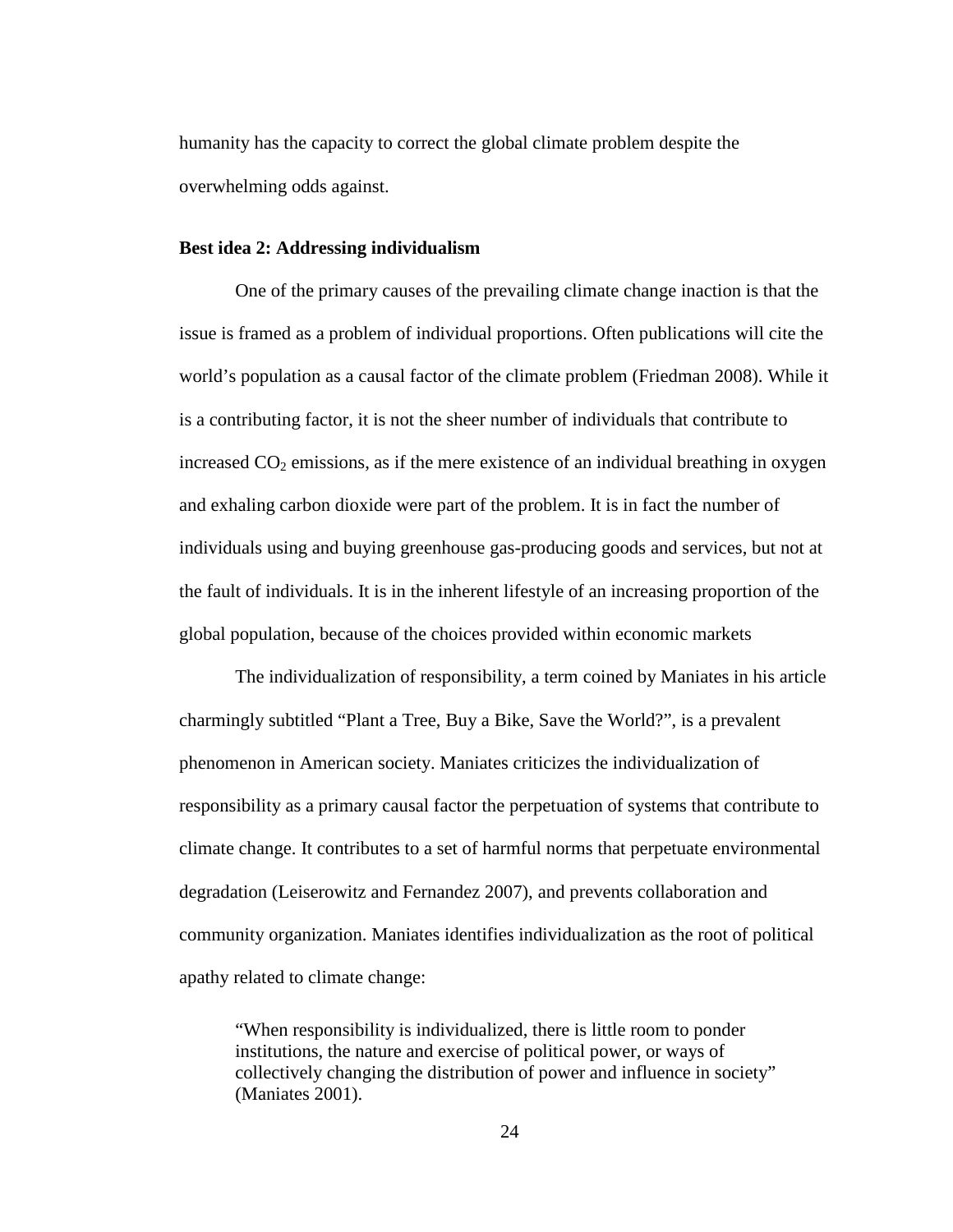humanity has the capacity to correct the global climate problem despite the overwhelming odds against.

### Best idea 2: Addressing individualism

One of the primary causes of the prevailing climate change inaction is that the issue is framed as a problem of individual proportions. Often publications will cite the world's population as a causal factor of the climate problem (Friedman 2008). While it is a contributing factor, it is not the sheer number of individuals that contribute to increased $CO_2$ emissions, as if the mere existence of an individual breathing in oxygen and exhaling carbon dioxide were part of the problem. It is in fact the number of individuals using and buying greenhouse gas-producing goods and services, but not at the fault of individuals. It is in the inherent lifestyle of an increasing proportion of the global population, because of the choices provided within economic markets

The individualization of responsibility, a term coined by Maniates in his article charmingly subtitled "Plant a Tree, Buy a Bike, Save the World?", is a prevalent phenomenon in American society. Maniates criticizes the individualization of responsibility as a primary causal factor the perpetuation of systems that contribute to climate change. It contributes to a set of harmful norms that perpetuate environmental degradation (Leiserowitz and Fernandez 2007), and prevents collaboration and community organization. Maniates identifies individualization as the root of political apathy related to climate change:

> "When responsibility is individualized, there is little room to ponder institutions, the nature and exercise of political power, or ways of collectively changing the distribution of power and influence in society" (Maniates 2001).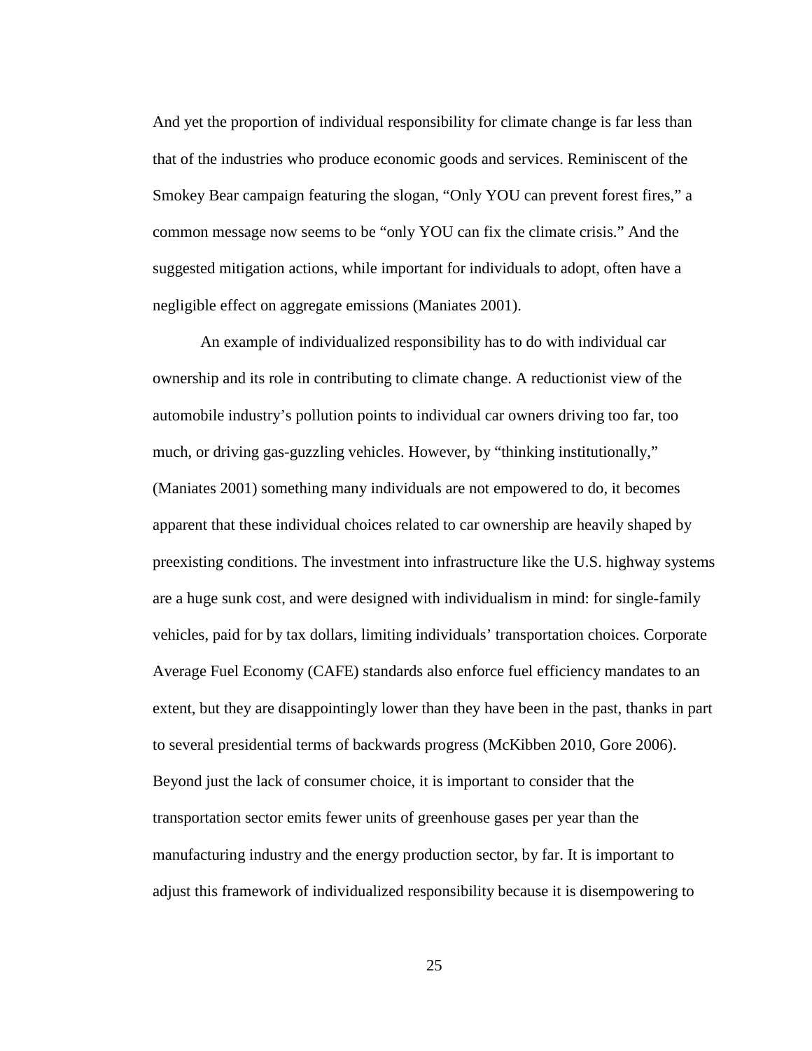And yet the proportion of individual responsibility for climate change is far less than that of the industries who produce economic goods and services. Reminiscent of the Smokey Bear campaign featuring the slogan, "Only YOU can prevent forest fires," a common message now seems to be "only YOU can fix the climate crisis." And the suggested mitigation actions, while important for individuals to adopt, often have a negligible effect on aggregate emissions (Maniates 2001).

An example of individualized responsibility has to do with individual car ownership and its role in contributing to climate change. A reductionist view of the automobile industry's pollution points to individual car owners driving too far, too much, or driving gas-guzzling vehicles. However, by "thinking institutionally," (Maniates 2001) something many individuals are not empowered to do, it becomes apparent that these individual choices related to car ownership are heavily shaped by preexisting conditions. The investment into infrastructure like the U.S. highway systems are a huge sunk cost, and were designed with individualism in mind: for single-family vehicles, paid for by tax dollars, limiting individuals' transportation choices. Corporate Average Fuel Economy (CAFE) standards also enforce fuel efficiency mandates to an extent, but they are disappointingly lower than they have been in the past, thanks in part to several presidential terms of backwards progress (McKibben 2010, Gore 2006). Beyond just the lack of consumer choice, it is important to consider that the transportation sector emits fewer units of greenhouse gases per year than the manufacturing industry and the energy production sector, by far. It is important to adjust this framework of individualized responsibility because it is disempowering to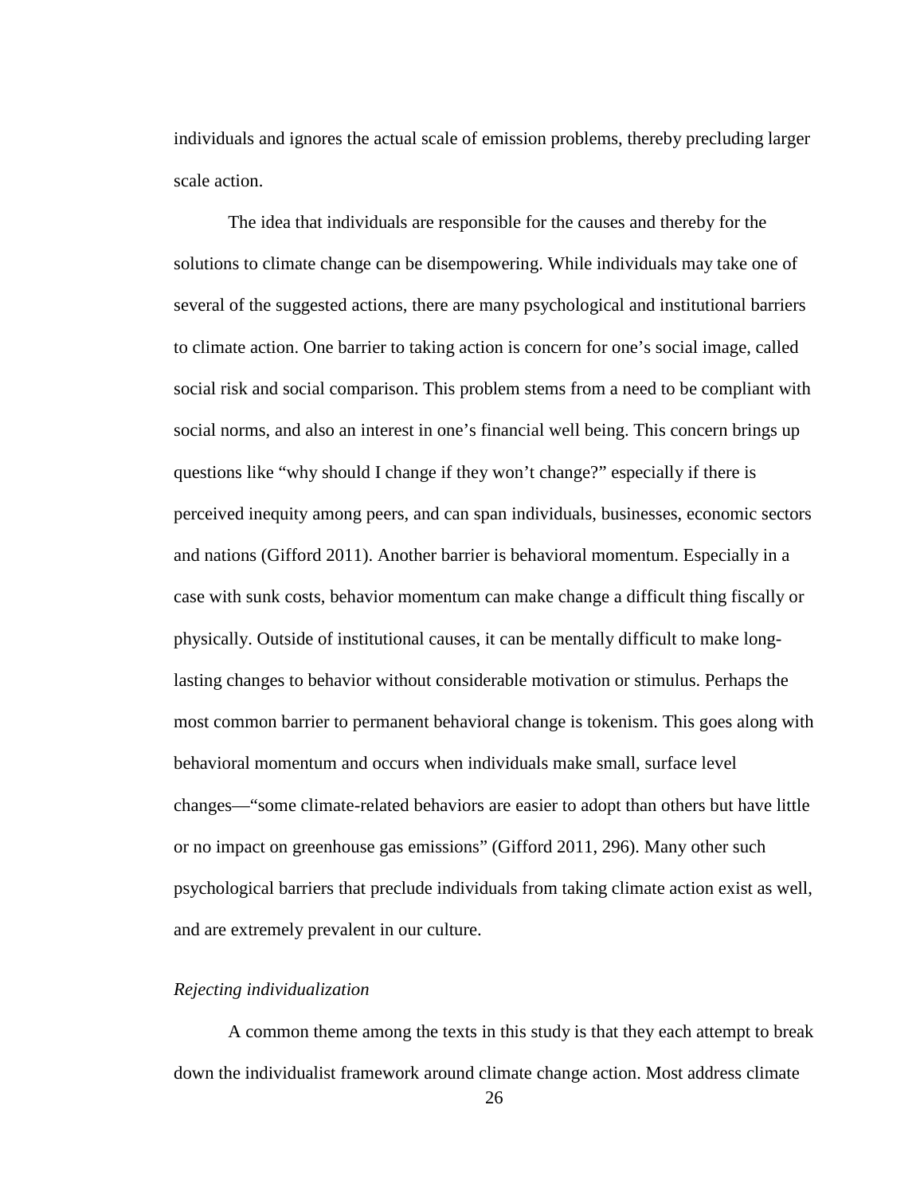individuals and ignores the actual scale of emission problems, thereby precluding larger scale action.

The idea that individuals are responsible for the causes and thereby for the solutions to climate change can be disempowering. While individuals may take one of several of the suggested actions, there are many psychological and institutional barriers to climate action. One barrier to taking action is concern for one's social image, called social risk and social comparison. This problem stems from a need to be compliant with social norms, and also an interest in one's financial well being. This concern brings up questions like "why should I change if they won't change?" especially if there is perceived inequity among peers, and can span individuals, businesses, economic sectors and nations (Gifford 2011). Another barrier is behavioral momentum. Especially in a case with sunk costs, behavior momentum can make change a difficult thing fiscally or physically. Outside of institutional causes, it can be mentally difficult to make long-lasting changes to behavior without considerable motivation or stimulus. Perhaps the most common barrier to permanent behavioral change is tokenism. This goes along with behavioral momentum and occurs when individuals make small, surface level changes—"some climate-related behaviors are easier to adopt than others but have little or no impact on greenhouse gas emissions" (Gifford 2011, 296). Many other such psychological barriers that preclude individuals from taking climate action exist as well, and are extremely prevalent in our culture.

*Rejecting individualization*

A common theme among the texts in this study is that they each attempt to break down the individualist framework around climate change action. Most address climate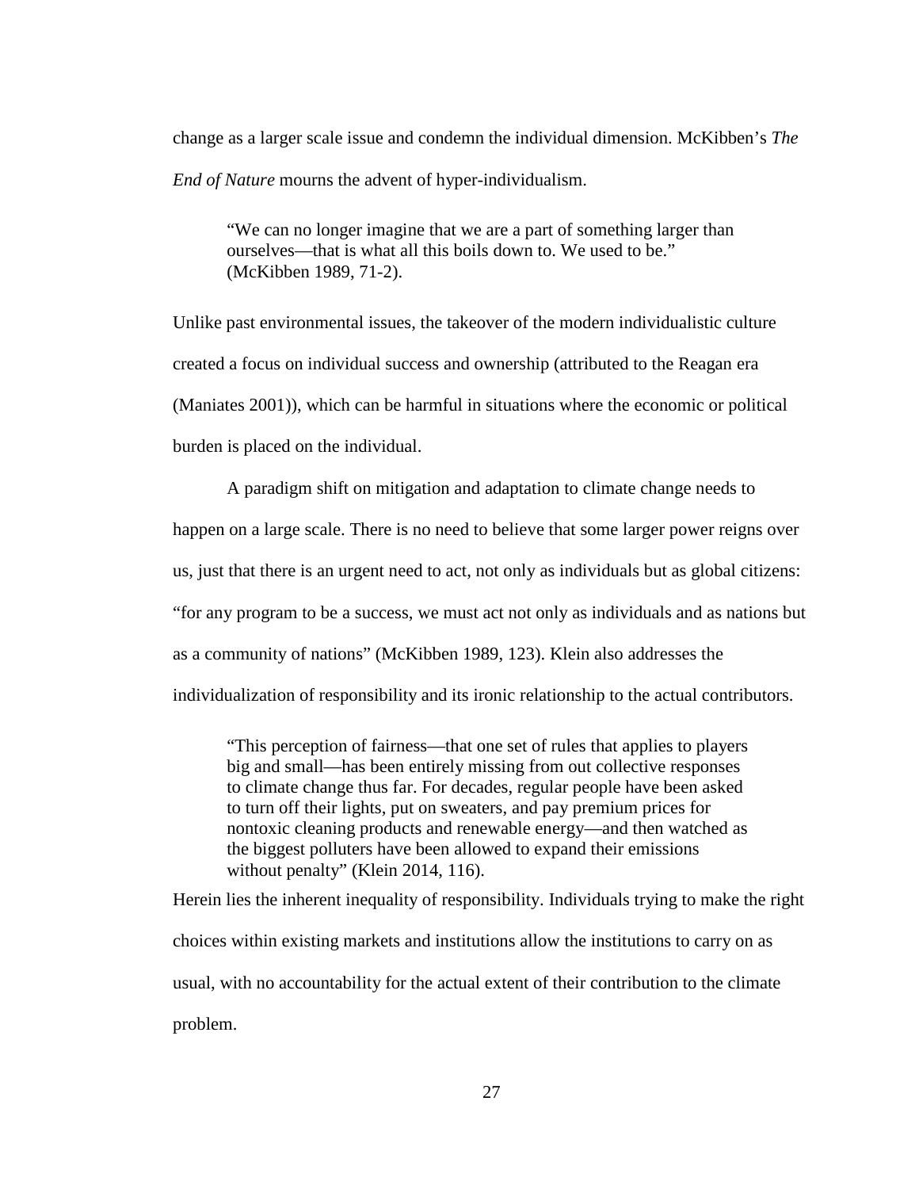change as a larger scale issue and condemn the individual dimension. McKibben's *The End of Nature* mourns the advent of hyper-individualism.

> "We can no longer imagine that we are a part of something larger than ourselves—that is what all this boils down to. We used to be." (McKibben 1989, 71-2).

Unlike past environmental issues, the takeover of the modern individualistic culture created a focus on individual success and ownership (attributed to the Reagan era (Maniates 2001)), which can be harmful in situations where the economic or political burden is placed on the individual.

A paradigm shift on mitigation and adaptation to climate change needs to happen on a large scale. There is no need to believe that some larger power reigns over us, just that there is an urgent need to act, not only as individuals but as global citizens: "for any program to be a success, we must act not only as individuals and as nations but as a community of nations" (McKibben 1989, 123). Klein also addresses the individualization of responsibility and its ironic relationship to the actual contributors.

> "This perception of fairness—that one set of rules that applies to players big and small—has been entirely missing from out collective responses to climate change thus far. For decades, regular people have been asked to turn off their lights, put on sweaters, and pay premium prices for nontoxic cleaning products and renewable energy—and then watched as the biggest polluters have been allowed to expand their emissions without penalty" (Klein 2014, 116).

Herein lies the inherent inequality of responsibility. Individuals trying to make the right choices within existing markets and institutions allow the institutions to carry on as usual, with no accountability for the actual extent of their contribution to the climate problem.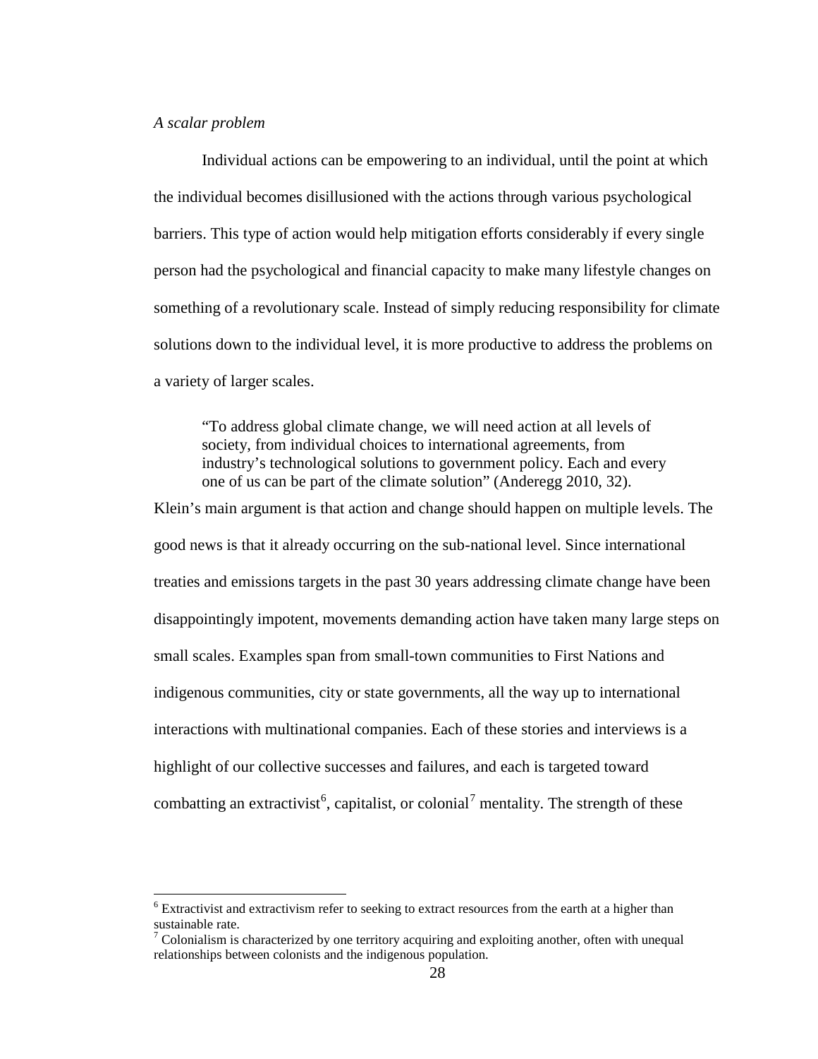*A scalar problem*

Individual actions can be empowering to an individual, until the point at which the individual becomes disillusioned with the actions through various psychological barriers. This type of action would help mitigation efforts considerably if every single person had the psychological and financial capacity to make many lifestyle changes on something of a revolutionary scale. Instead of simply reducing responsibility for climate solutions down to the individual level, it is more productive to address the problems on a variety of larger scales.

> "To address global climate change, we will need action at all levels of society, from individual choices to international agreements, from industry's technological solutions to government policy. Each and every one of us can be part of the climate solution" (Anderegg 2010, 32).

Klein's main argument is that action and change should happen on multiple levels. The good news is that it already occurring on the sub-national level. Since international treaties and emissions targets in the past 30 years addressing climate change have been disappointingly impotent, movements demanding action have taken many large steps on small scales. Examples span from small-town communities to First Nations and indigenous communities, city or state governments, all the way up to international interactions with multinational companies. Each of these stories and interviews is a highlight of our collective successes and failures, and each is targeted toward combatting an extractivist[6], capitalist, or colonial[7] mentality. The strength of these

---

[6] Extractivist and extractivism refer to seeking to extract resources from the earth at a higher than sustainable rate.

[7] Colonialism is characterized by one territory acquiring and exploiting another, often with unequal relationships between colonists and the indigenous population.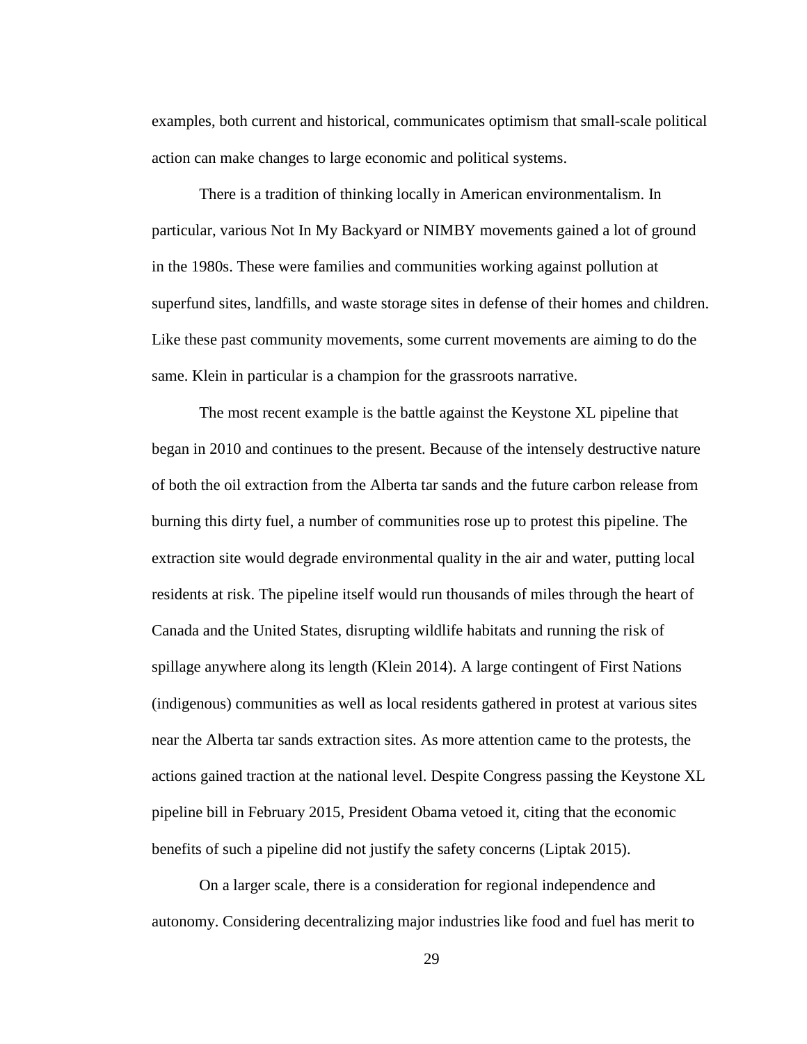examples, both current and historical, communicates optimism that small-scale political action can make changes to large economic and political systems.

There is a tradition of thinking locally in American environmentalism. In particular, various Not In My Backyard or NIMBY movements gained a lot of ground in the 1980s. These were families and communities working against pollution at superfund sites, landfills, and waste storage sites in defense of their homes and children. Like these past community movements, some current movements are aiming to do the same. Klein in particular is a champion for the grassroots narrative.

The most recent example is the battle against the Keystone XL pipeline that began in 2010 and continues to the present. Because of the intensely destructive nature of both the oil extraction from the Alberta tar sands and the future carbon release from burning this dirty fuel, a number of communities rose up to protest this pipeline. The extraction site would degrade environmental quality in the air and water, putting local residents at risk. The pipeline itself would run thousands of miles through the heart of Canada and the United States, disrupting wildlife habitats and running the risk of spillage anywhere along its length (Klein 2014). A large contingent of First Nations (indigenous) communities as well as local residents gathered in protest at various sites near the Alberta tar sands extraction sites. As more attention came to the protests, the actions gained traction at the national level. Despite Congress passing the Keystone XL pipeline bill in February 2015, President Obama vetoed it, citing that the economic benefits of such a pipeline did not justify the safety concerns (Liptak 2015).

On a larger scale, there is a consideration for regional independence and autonomy. Considering decentralizing major industries like food and fuel has merit to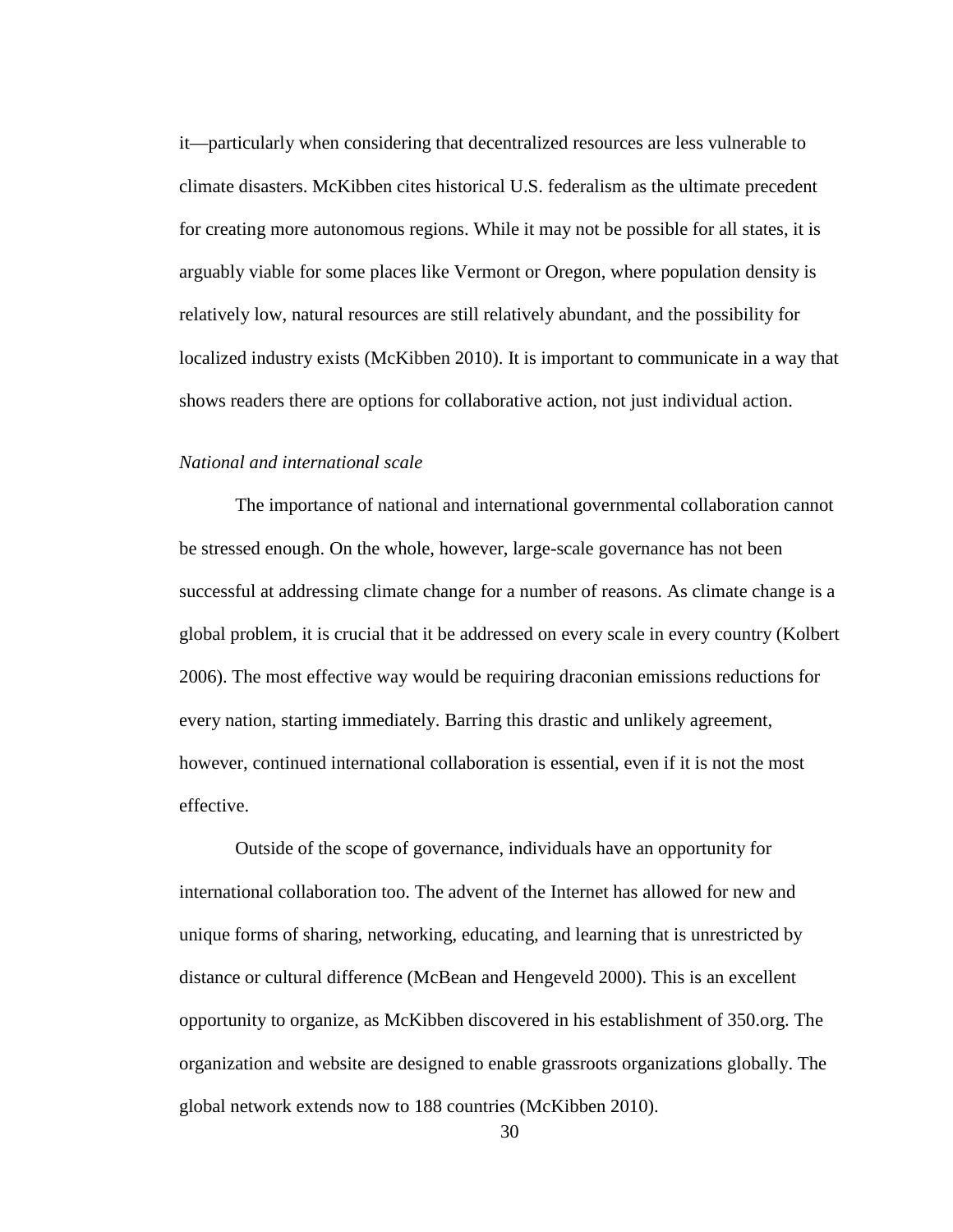it—particularly when considering that decentralized resources are less vulnerable to climate disasters. McKibben cites historical U.S. federalism as the ultimate precedent for creating more autonomous regions. While it may not be possible for all states, it is arguably viable for some places like Vermont or Oregon, where population density is relatively low, natural resources are still relatively abundant, and the possibility for localized industry exists (McKibben 2010). It is important to communicate in a way that shows readers there are options for collaborative action, not just individual action.

*National and international scale*

The importance of national and international governmental collaboration cannot be stressed enough. On the whole, however, large-scale governance has not been successful at addressing climate change for a number of reasons. As climate change is a global problem, it is crucial that it be addressed on every scale in every country (Kolbert 2006). The most effective way would be requiring draconian emissions reductions for every nation, starting immediately. Barring this drastic and unlikely agreement, however, continued international collaboration is essential, even if it is not the most effective.

Outside of the scope of governance, individuals have an opportunity for international collaboration too. The advent of the Internet has allowed for new and unique forms of sharing, networking, educating, and learning that is unrestricted by distance or cultural difference (McBean and Hengeveld 2000). This is an excellent opportunity to organize, as McKibben discovered in his establishment of 350.org. The organization and website are designed to enable grassroots organizations globally. The global network extends now to 188 countries (McKibben 2010).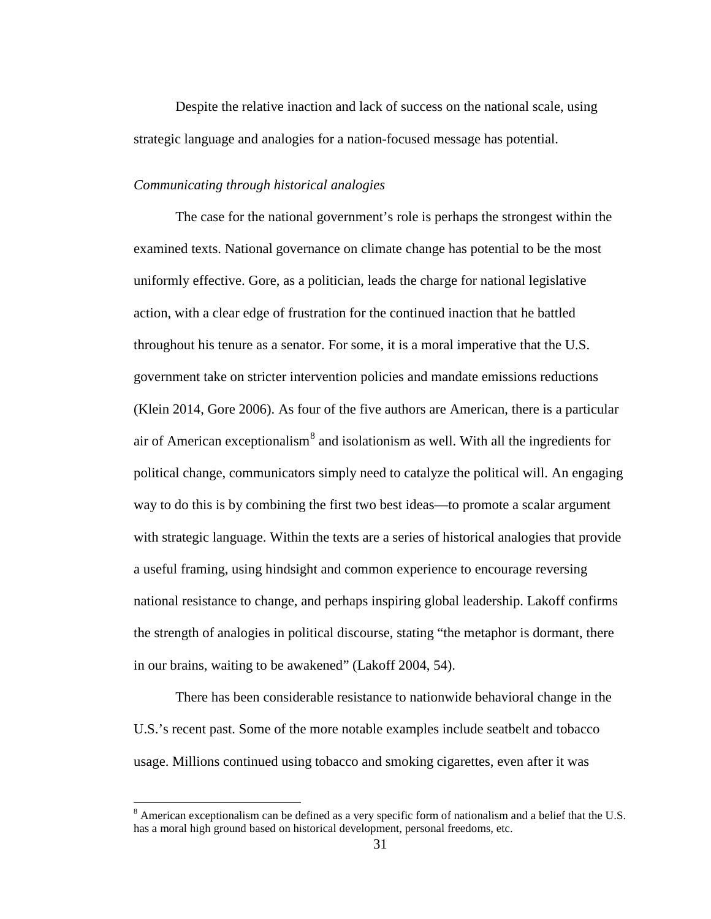Despite the relative inaction and lack of success on the national scale, using strategic language and analogies for a nation-focused message has potential.

*Communicating through historical analogies*

The case for the national government's role is perhaps the strongest within the examined texts. National governance on climate change has potential to be the most uniformly effective. Gore, as a politician, leads the charge for national legislative action, with a clear edge of frustration for the continued inaction that he battled throughout his tenure as a senator. For some, it is a moral imperative that the U.S. government take on stricter intervention policies and mandate emissions reductions (Klein 2014, Gore 2006). As four of the five authors are American, there is a particular air of American exceptionalism[8] and isolationism as well. With all the ingredients for political change, communicators simply need to catalyze the political will. An engaging way to do this is by combining the first two best ideas—to promote a scalar argument with strategic language. Within the texts are a series of historical analogies that provide a useful framing, using hindsight and common experience to encourage reversing national resistance to change, and perhaps inspiring global leadership. Lakoff confirms the strength of analogies in political discourse, stating "the metaphor is dormant, there in our brains, waiting to be awakened" (Lakoff 2004, 54).

There has been considerable resistance to nationwide behavioral change in the U.S.'s recent past. Some of the more notable examples include seatbelt and tobacco usage. Millions continued using tobacco and smoking cigarettes, even after it was

[8] American exceptionalism can be defined as a very specific form of nationalism and a belief that the U.S. has a moral high ground based on historical development, personal freedoms, etc.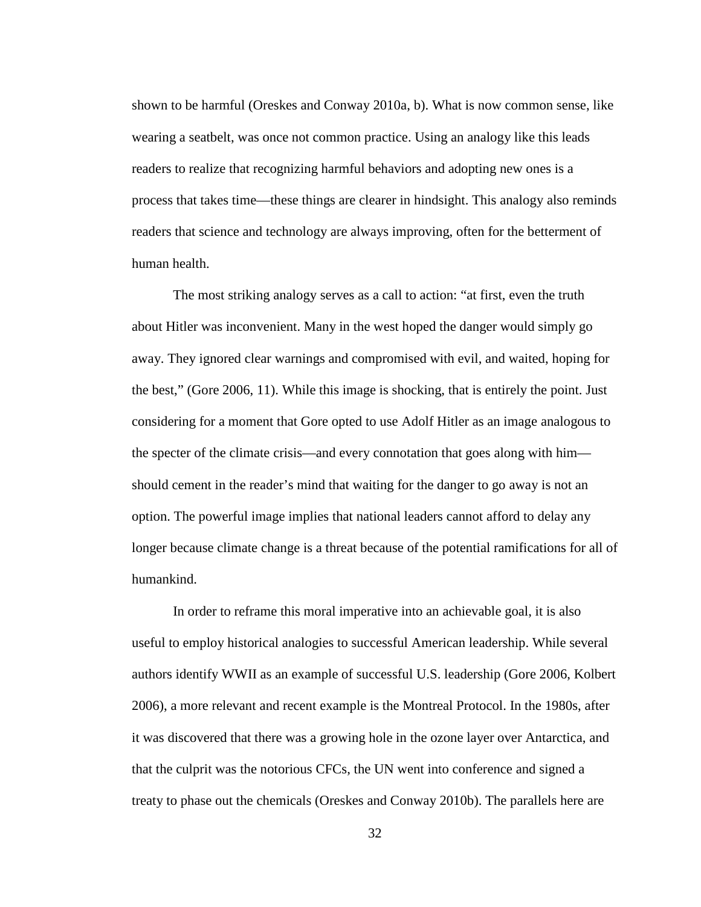shown to be harmful (Oreskes and Conway 2010a, b). What is now common sense, like wearing a seatbelt, was once not common practice. Using an analogy like this leads readers to realize that recognizing harmful behaviors and adopting new ones is a process that takes time—these things are clearer in hindsight. This analogy also reminds readers that science and technology are always improving, often for the betterment of human health.

The most striking analogy serves as a call to action: "at first, even the truth about Hitler was inconvenient. Many in the west hoped the danger would simply go away. They ignored clear warnings and compromised with evil, and waited, hoping for the best," (Gore 2006, 11). While this image is shocking, that is entirely the point. Just considering for a moment that Gore opted to use Adolf Hitler as an image analogous to the specter of the climate crisis—and every connotation that goes along with him—should cement in the reader's mind that waiting for the danger to go away is not an option. The powerful image implies that national leaders cannot afford to delay any longer because climate change is a threat because of the potential ramifications for all of humankind.

In order to reframe this moral imperative into an achievable goal, it is also useful to employ historical analogies to successful American leadership. While several authors identify WWII as an example of successful U.S. leadership (Gore 2006, Kolbert 2006), a more relevant and recent example is the Montreal Protocol. In the 1980s, after it was discovered that there was a growing hole in the ozone layer over Antarctica, and that the culprit was the notorious CFCs, the UN went into conference and signed a treaty to phase out the chemicals (Oreskes and Conway 2010b). The parallels here are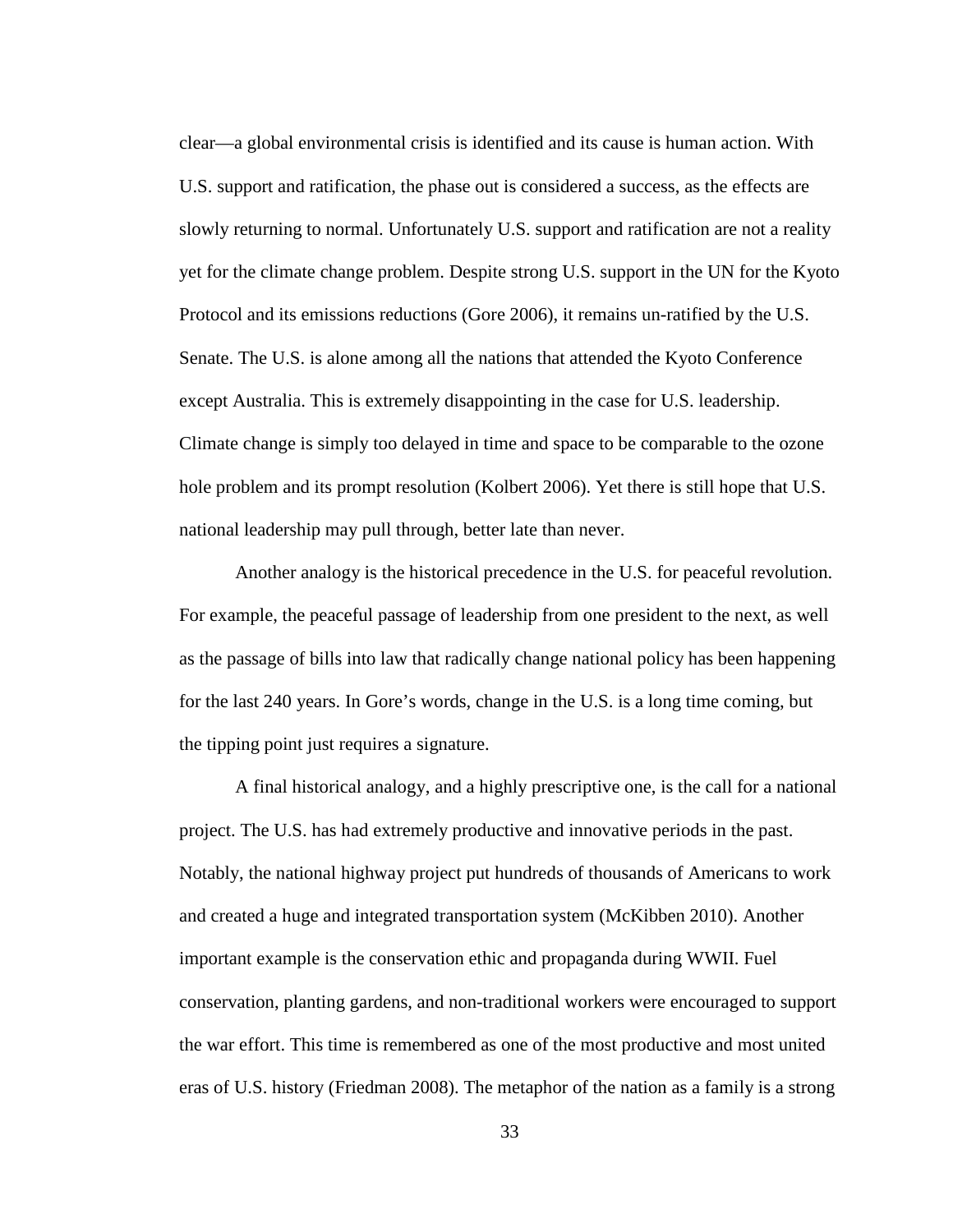clear—a global environmental crisis is identified and its cause is human action. With U.S. support and ratification, the phase out is considered a success, as the effects are slowly returning to normal. Unfortunately U.S. support and ratification are not a reality yet for the climate change problem. Despite strong U.S. support in the UN for the Kyoto Protocol and its emissions reductions (Gore 2006), it remains un-ratified by the U.S. Senate. The U.S. is alone among all the nations that attended the Kyoto Conference except Australia. This is extremely disappointing in the case for U.S. leadership. Climate change is simply too delayed in time and space to be comparable to the ozone hole problem and its prompt resolution (Kolbert 2006). Yet there is still hope that U.S. national leadership may pull through, better late than never.

Another analogy is the historical precedence in the U.S. for peaceful revolution. For example, the peaceful passage of leadership from one president to the next, as well as the passage of bills into law that radically change national policy has been happening for the last 240 years. In Gore's words, change in the U.S. is a long time coming, but the tipping point just requires a signature.

A final historical analogy, and a highly prescriptive one, is the call for a national project. The U.S. has had extremely productive and innovative periods in the past. Notably, the national highway project put hundreds of thousands of Americans to work and created a huge and integrated transportation system (McKibben 2010). Another important example is the conservation ethic and propaganda during WWII. Fuel conservation, planting gardens, and non-traditional workers were encouraged to support the war effort. This time is remembered as one of the most productive and most united eras of U.S. history (Friedman 2008). The metaphor of the nation as a family is a strong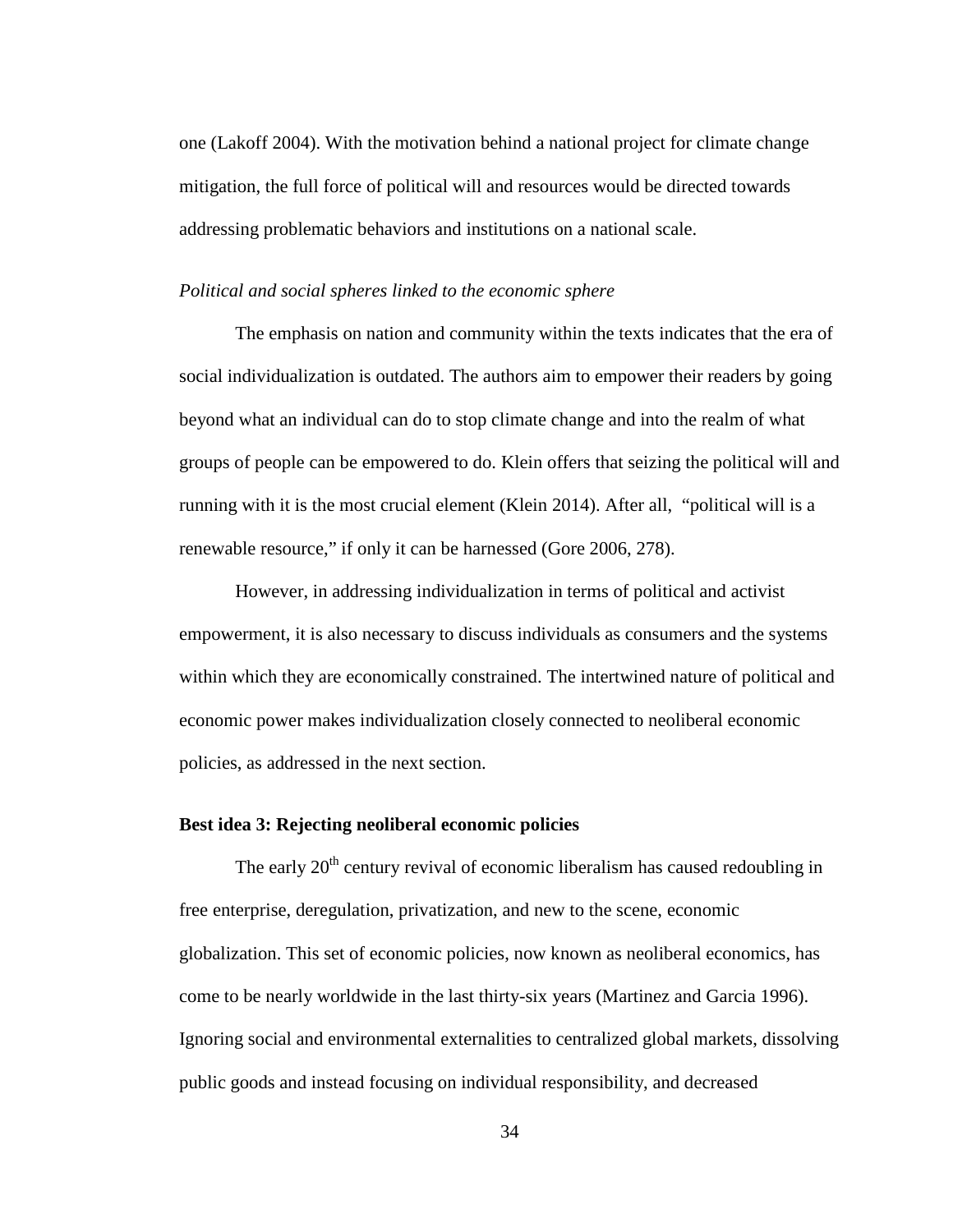one (Lakoff 2004). With the motivation behind a national project for climate change mitigation, the full force of political will and resources would be directed towards addressing problematic behaviors and institutions on a national scale.

*Political and social spheres linked to the economic sphere*

The emphasis on nation and community within the texts indicates that the era of social individualization is outdated. The authors aim to empower their readers by going beyond what an individual can do to stop climate change and into the realm of what groups of people can be empowered to do. Klein offers that seizing the political will and running with it is the most crucial element (Klein 2014). After all, "political will is a renewable resource," if only it can be harnessed (Gore 2006, 278).

However, in addressing individualization in terms of political and activist empowerment, it is also necessary to discuss individuals as consumers and the systems within which they are economically constrained. The intertwined nature of political and economic power makes individualization closely connected to neoliberal economic policies, as addressed in the next section.

**Best idea 3: Rejecting neoliberal economic policies**

The early 20th century revival of economic liberalism has caused redoubling in free enterprise, deregulation, privatization, and new to the scene, economic globalization. This set of economic policies, now known as neoliberal economics, has come to be nearly worldwide in the last thirty-six years (Martinez and Garcia 1996). Ignoring social and environmental externalities to centralized global markets, dissolving public goods and instead focusing on individual responsibility, and decreased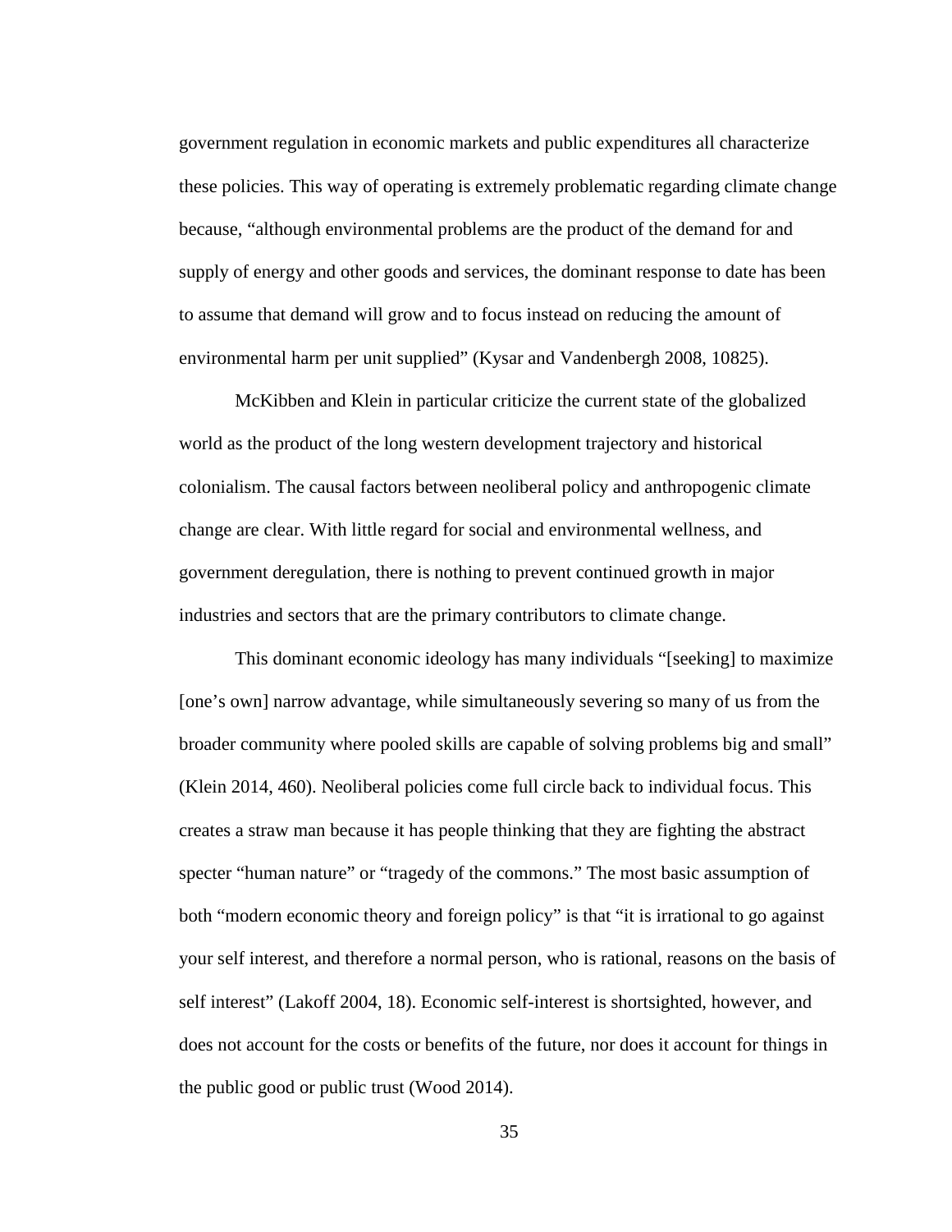government regulation in economic markets and public expenditures all characterize these policies. This way of operating is extremely problematic regarding climate change because, "although environmental problems are the product of the demand for and supply of energy and other goods and services, the dominant response to date has been to assume that demand will grow and to focus instead on reducing the amount of environmental harm per unit supplied" (Kysar and Vandenbergh 2008, 10825).

McKibben and Klein in particular criticize the current state of the globalized world as the product of the long western development trajectory and historical colonialism. The causal factors between neoliberal policy and anthropogenic climate change are clear. With little regard for social and environmental wellness, and government deregulation, there is nothing to prevent continued growth in major industries and sectors that are the primary contributors to climate change.

This dominant economic ideology has many individuals "[seeking] to maximize [one's own] narrow advantage, while simultaneously severing so many of us from the broader community where pooled skills are capable of solving problems big and small" (Klein 2014, 460). Neoliberal policies come full circle back to individual focus. This creates a straw man because it has people thinking that they are fighting the abstract specter "human nature" or "tragedy of the commons." The most basic assumption of both "modern economic theory and foreign policy" is that "it is irrational to go against your self interest, and therefore a normal person, who is rational, reasons on the basis of self interest" (Lakoff 2004, 18). Economic self-interest is shortsighted, however, and does not account for the costs or benefits of the future, nor does it account for things in the public good or public trust (Wood 2014).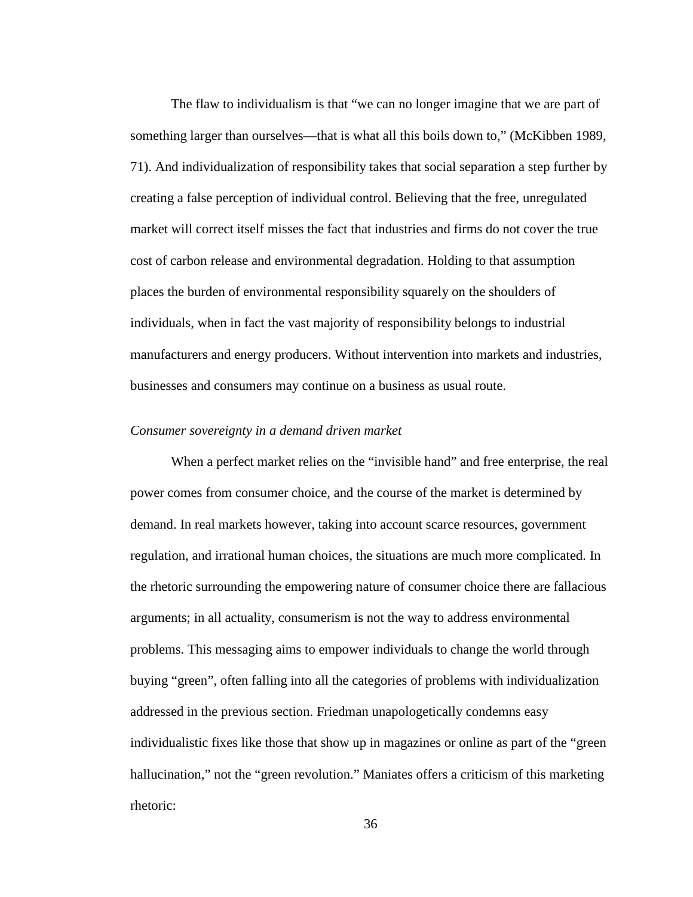The flaw to individualism is that "we can no longer imagine that we are part of something larger than ourselves—that is what all this boils down to," (McKibben 1989, 71). And individualization of responsibility takes that social separation a step further by creating a false perception of individual control. Believing that the free, unregulated market will correct itself misses the fact that industries and firms do not cover the true cost of carbon release and environmental degradation. Holding to that assumption places the burden of environmental responsibility squarely on the shoulders of individuals, when in fact the vast majority of responsibility belongs to industrial manufacturers and energy producers. Without intervention into markets and industries, businesses and consumers may continue on a business as usual route.

*Consumer sovereignty in a demand driven market*

When a perfect market relies on the "invisible hand" and free enterprise, the real power comes from consumer choice, and the course of the market is determined by demand. In real markets however, taking into account scarce resources, government regulation, and irrational human choices, the situations are much more complicated. In the rhetoric surrounding the empowering nature of consumer choice there are fallacious arguments; in all actuality, consumerism is not the way to address environmental problems. This messaging aims to empower individuals to change the world through buying "green", often falling into all the categories of problems with individualization addressed in the previous section. Friedman unapologetically condemns easy individualistic fixes like those that show up in magazines or online as part of the "green hallucination," not the "green revolution." Maniates offers a criticism of this marketing rhetoric: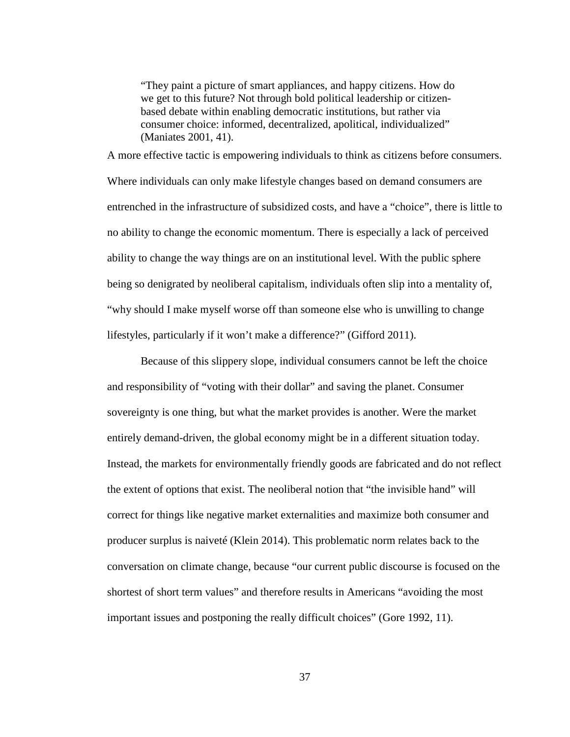> "They paint a picture of smart appliances, and happy citizens. How do we get to this future? Not through bold political leadership or citizen-based debate within enabling democratic institutions, but rather via consumer choice: informed, decentralized, apolitical, individualized" (Maniates 2001, 41).

A more effective tactic is empowering individuals to think as citizens before consumers. Where individuals can only make lifestyle changes based on demand consumers are entrenched in the infrastructure of subsidized costs, and have a "choice", there is little to no ability to change the economic momentum. There is especially a lack of perceived ability to change the way things are on an institutional level. With the public sphere being so denigrated by neoliberal capitalism, individuals often slip into a mentality of, "why should I make myself worse off than someone else who is unwilling to change lifestyles, particularly if it won't make a difference?" (Gifford 2011).

Because of this slippery slope, individual consumers cannot be left the choice and responsibility of "voting with their dollar" and saving the planet. Consumer sovereignty is one thing, but what the market provides is another. Were the market entirely demand-driven, the global economy might be in a different situation today. Instead, the markets for environmentally friendly goods are fabricated and do not reflect the extent of options that exist. The neoliberal notion that "the invisible hand" will correct for things like negative market externalities and maximize both consumer and producer surplus is naiveté (Klein 2014). This problematic norm relates back to the conversation on climate change, because "our current public discourse is focused on the shortest of short term values" and therefore results in Americans "avoiding the most important issues and postponing the really difficult choices" (Gore 1992, 11).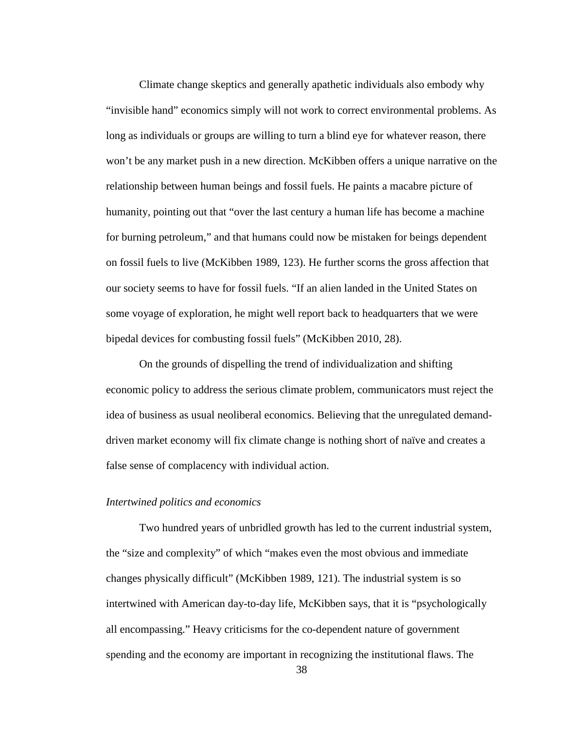Climate change skeptics and generally apathetic individuals also embody why "invisible hand" economics simply will not work to correct environmental problems. As long as individuals or groups are willing to turn a blind eye for whatever reason, there won't be any market push in a new direction. McKibben offers a unique narrative on the relationship between human beings and fossil fuels. He paints a macabre picture of humanity, pointing out that "over the last century a human life has become a machine for burning petroleum," and that humans could now be mistaken for beings dependent on fossil fuels to live (McKibben 1989, 123). He further scorns the gross affection that our society seems to have for fossil fuels. "If an alien landed in the United States on some voyage of exploration, he might well report back to headquarters that we were bipedal devices for combusting fossil fuels" (McKibben 2010, 28).

On the grounds of dispelling the trend of individualization and shifting economic policy to address the serious climate problem, communicators must reject the idea of business as usual neoliberal economics. Believing that the unregulated demand-driven market economy will fix climate change is nothing short of naïve and creates a false sense of complacency with individual action.

*Intertwined politics and economics*

Two hundred years of unbridled growth has led to the current industrial system, the "size and complexity" of which "makes even the most obvious and immediate changes physically difficult" (McKibben 1989, 121). The industrial system is so intertwined with American day-to-day life, McKibben says, that it is "psychologically all encompassing." Heavy criticisms for the co-dependent nature of government spending and the economy are important in recognizing the institutional flaws. The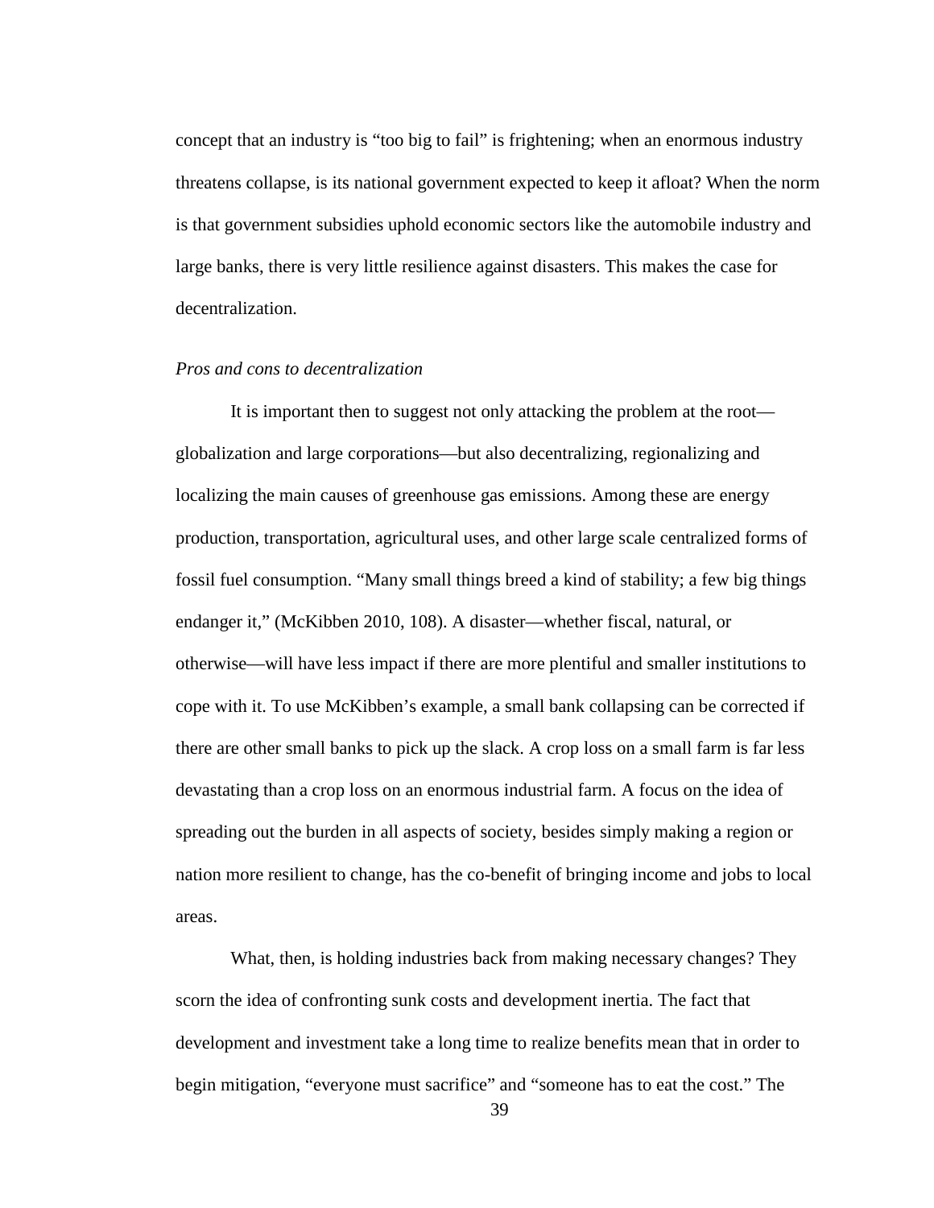concept that an industry is "too big to fail" is frightening; when an enormous industry threatens collapse, is its national government expected to keep it afloat? When the norm is that government subsidies uphold economic sectors like the automobile industry and large banks, there is very little resilience against disasters. This makes the case for decentralization.

*Pros and cons to decentralization*

It is important then to suggest not only attacking the problem at the root—globalization and large corporations—but also decentralizing, regionalizing and localizing the main causes of greenhouse gas emissions. Among these are energy production, transportation, agricultural uses, and other large scale centralized forms of fossil fuel consumption. "Many small things breed a kind of stability; a few big things endanger it," (McKibben 2010, 108). A disaster—whether fiscal, natural, or otherwise—will have less impact if there are more plentiful and smaller institutions to cope with it. To use McKibben's example, a small bank collapsing can be corrected if there are other small banks to pick up the slack. A crop loss on a small farm is far less devastating than a crop loss on an enormous industrial farm. A focus on the idea of spreading out the burden in all aspects of society, besides simply making a region or nation more resilient to change, has the co-benefit of bringing income and jobs to local areas.

What, then, is holding industries back from making necessary changes? They scorn the idea of confronting sunk costs and development inertia. The fact that development and investment take a long time to realize benefits mean that in order to begin mitigation, "everyone must sacrifice" and "someone has to eat the cost." The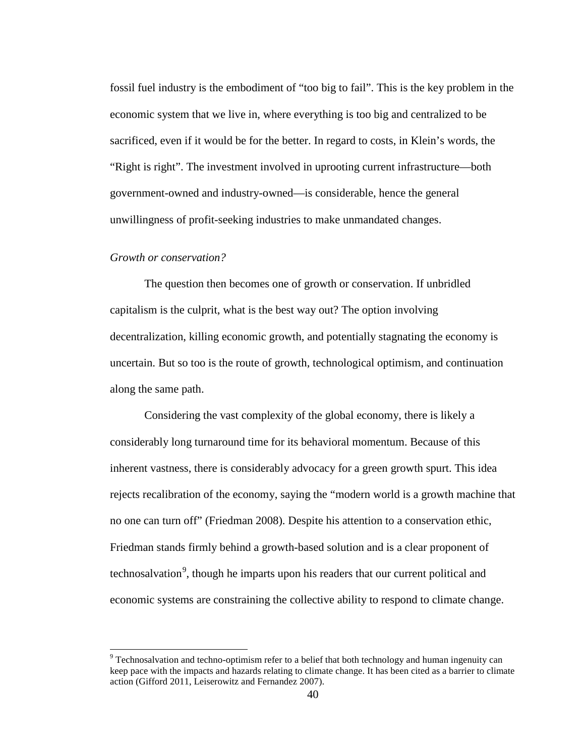fossil fuel industry is the embodiment of “too big to fail”. This is the key problem in the economic system that we live in, where everything is too big and centralized to be sacrificed, even if it would be for the better. In regard to costs, in Klein’s words, the “Right is right”. The investment involved in uprooting current infrastructure—both government-owned and industry-owned—is considerable, hence the general unwillingness of profit-seeking industries to make unmandated changes.

*Growth or conservation?*

The question then becomes one of growth or conservation. If unbridled capitalism is the culprit, what is the best way out? The option involving decentralization, killing economic growth, and potentially stagnating the economy is uncertain. But so too is the route of growth, technological optimism, and continuation along the same path.

Considering the vast complexity of the global economy, there is likely a considerably long turnaround time for its behavioral momentum. Because of this inherent vastness, there is considerably advocacy for a green growth spurt. This idea rejects recalibration of the economy, saying the “modern world is a growth machine that no one can turn off” (Friedman 2008). Despite his attention to a conservation ethic, Friedman stands firmly behind a growth-based solution and is a clear proponent of technosalvation[9], though he imparts upon his readers that our current political and economic systems are constraining the collective ability to respond to climate change.

[9] Technosalvation and techno-optimism refer to a belief that both technology and human ingenuity can keep pace with the impacts and hazards relating to climate change. It has been cited as a barrier to climate action (Gifford 2011, Leiserowitz and Fernandez 2007).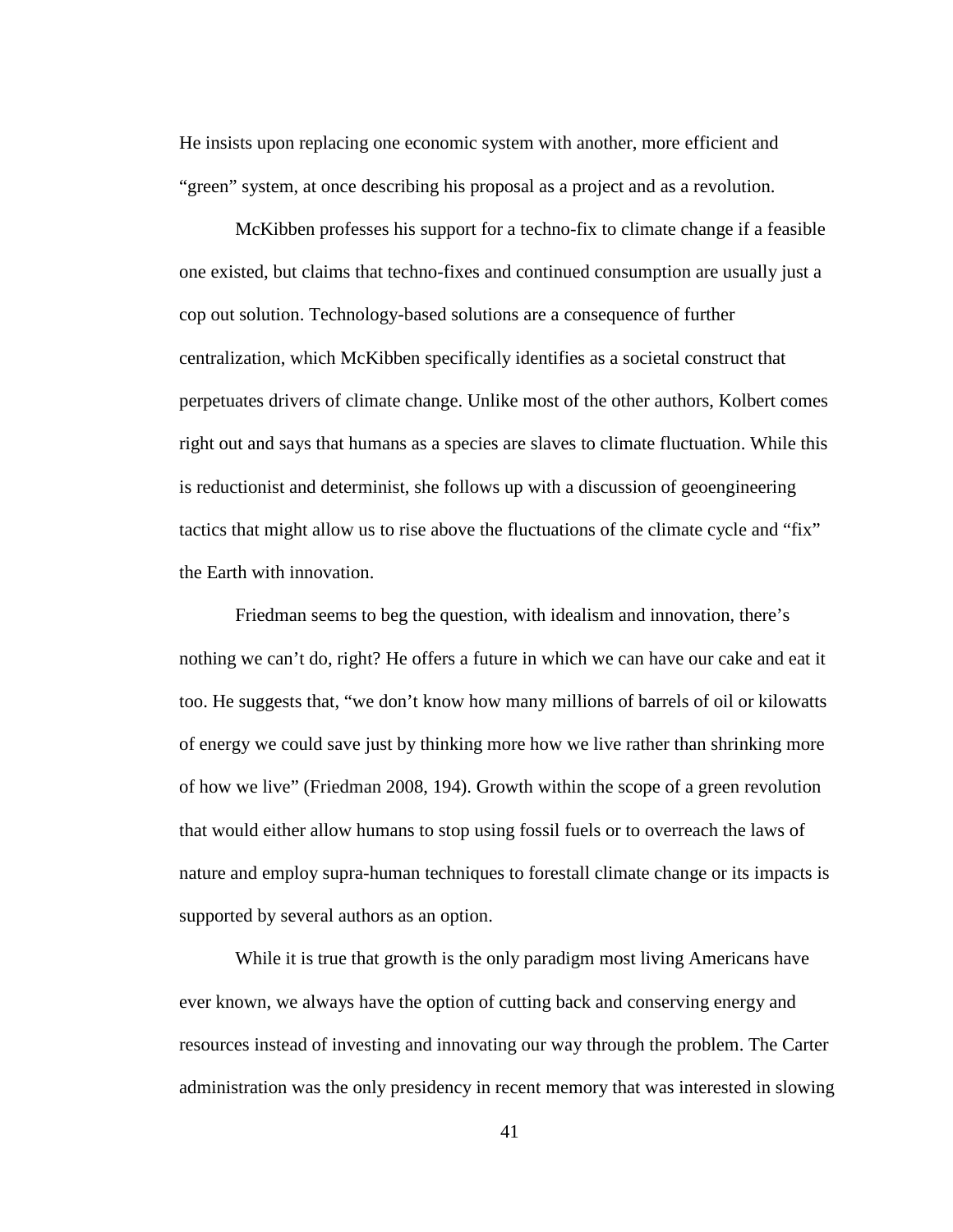He insists upon replacing one economic system with another, more efficient and "green" system, at once describing his proposal as a project and as a revolution.

McKibben professes his support for a techno-fix to climate change if a feasible one existed, but claims that techno-fixes and continued consumption are usually just a cop out solution. Technology-based solutions are a consequence of further centralization, which McKibben specifically identifies as a societal construct that perpetuates drivers of climate change. Unlike most of the other authors, Kolbert comes right out and says that humans as a species are slaves to climate fluctuation. While this is reductionist and determinist, she follows up with a discussion of geoengineering tactics that might allow us to rise above the fluctuations of the climate cycle and "fix" the Earth with innovation.

Friedman seems to beg the question, with idealism and innovation, there's nothing we can't do, right? He offers a future in which we can have our cake and eat it too. He suggests that, "we don't know how many millions of barrels of oil or kilowatts of energy we could save just by thinking more how we live rather than shrinking more of how we live" (Friedman 2008, 194). Growth within the scope of a green revolution that would either allow humans to stop using fossil fuels or to overreach the laws of nature and employ supra-human techniques to forestall climate change or its impacts is supported by several authors as an option.

While it is true that growth is the only paradigm most living Americans have ever known, we always have the option of cutting back and conserving energy and resources instead of investing and innovating our way through the problem. The Carter administration was the only presidency in recent memory that was interested in slowing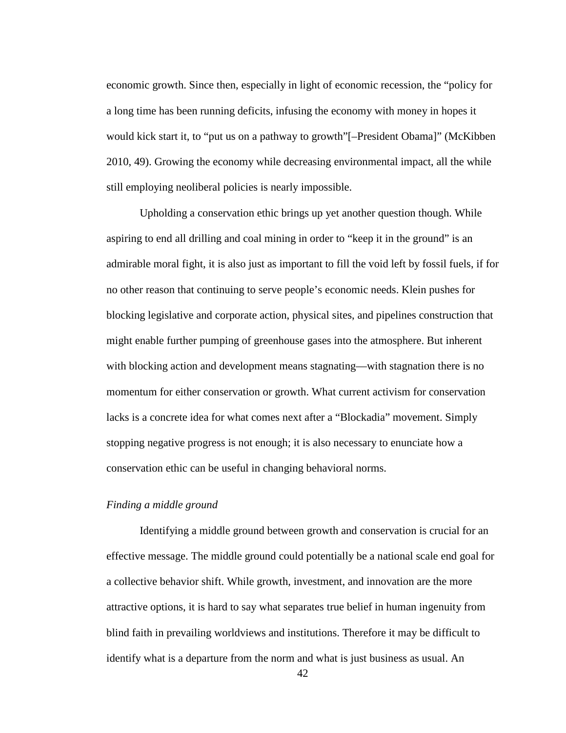economic growth. Since then, especially in light of economic recession, the "policy for a long time has been running deficits, infusing the economy with money in hopes it would kick start it, to "put us on a pathway to growth"[–President Obama]" (McKibben 2010, 49). Growing the economy while decreasing environmental impact, all the while still employing neoliberal policies is nearly impossible.

Upholding a conservation ethic brings up yet another question though. While aspiring to end all drilling and coal mining in order to "keep it in the ground" is an admirable moral fight, it is also just as important to fill the void left by fossil fuels, if for no other reason that continuing to serve people's economic needs. Klein pushes for blocking legislative and corporate action, physical sites, and pipelines construction that might enable further pumping of greenhouse gases into the atmosphere. But inherent with blocking action and development means stagnating—with stagnation there is no momentum for either conservation or growth. What current activism for conservation lacks is a concrete idea for what comes next after a "Blockadia" movement. Simply stopping negative progress is not enough; it is also necessary to enunciate how a conservation ethic can be useful in changing behavioral norms.

*Finding a middle ground*

Identifying a middle ground between growth and conservation is crucial for an effective message. The middle ground could potentially be a national scale end goal for a collective behavior shift. While growth, investment, and innovation are the more attractive options, it is hard to say what separates true belief in human ingenuity from blind faith in prevailing worldviews and institutions. Therefore it may be difficult to identify what is a departure from the norm and what is just business as usual. An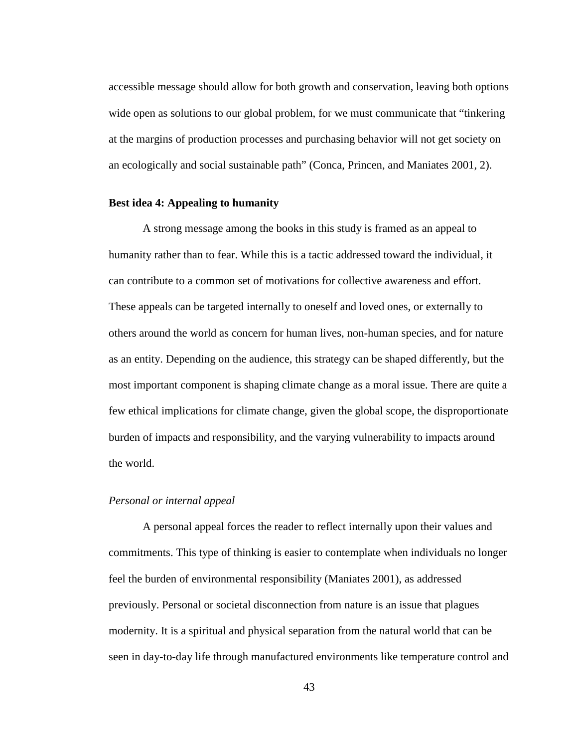accessible message should allow for both growth and conservation, leaving both options wide open as solutions to our global problem, for we must communicate that "tinkering at the margins of production processes and purchasing behavior will not get society on an ecologically and social sustainable path" (Conca, Princen, and Maniates 2001, 2).

### Best idea 4: Appealing to humanity

A strong message among the books in this study is framed as an appeal to humanity rather than to fear. While this is a tactic addressed toward the individual, it can contribute to a common set of motivations for collective awareness and effort. These appeals can be targeted internally to oneself and loved ones, or externally to others around the world as concern for human lives, non-human species, and for nature as an entity. Depending on the audience, this strategy can be shaped differently, but the most important component is shaping climate change as a moral issue. There are quite a few ethical implications for climate change, given the global scope, the disproportionate burden of impacts and responsibility, and the varying vulnerability to impacts around the world.

#### *Personal or internal appeal*

A personal appeal forces the reader to reflect internally upon their values and commitments. This type of thinking is easier to contemplate when individuals no longer feel the burden of environmental responsibility (Maniates 2001), as addressed previously. Personal or societal disconnection from nature is an issue that plagues modernity. It is a spiritual and physical separation from the natural world that can be seen in day-to-day life through manufactured environments like temperature control and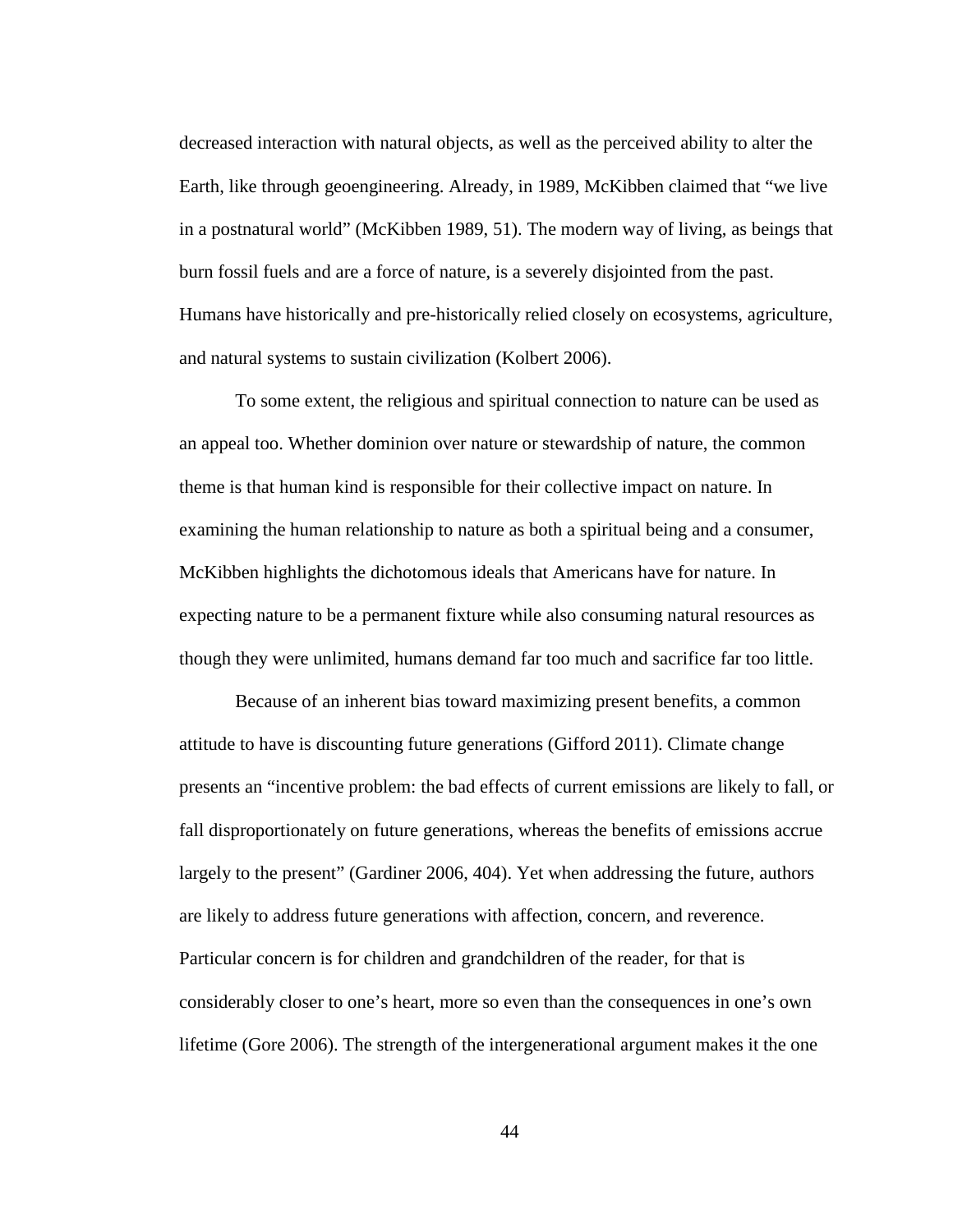decreased interaction with natural objects, as well as the perceived ability to alter the Earth, like through geoengineering. Already, in 1989, McKibben claimed that "we live in a postnatural world" (McKibben 1989, 51). The modern way of living, as beings that burn fossil fuels and are a force of nature, is a severely disjointed from the past. Humans have historically and pre-historically relied closely on ecosystems, agriculture, and natural systems to sustain civilization (Kolbert 2006).

To some extent, the religious and spiritual connection to nature can be used as an appeal too. Whether dominion over nature or stewardship of nature, the common theme is that human kind is responsible for their collective impact on nature. In examining the human relationship to nature as both a spiritual being and a consumer, McKibben highlights the dichotomous ideals that Americans have for nature. In expecting nature to be a permanent fixture while also consuming natural resources as though they were unlimited, humans demand far too much and sacrifice far too little.

Because of an inherent bias toward maximizing present benefits, a common attitude to have is discounting future generations (Gifford 2011). Climate change presents an "incentive problem: the bad effects of current emissions are likely to fall, or fall disproportionately on future generations, whereas the benefits of emissions accrue largely to the present" (Gardiner 2006, 404). Yet when addressing the future, authors are likely to address future generations with affection, concern, and reverence. Particular concern is for children and grandchildren of the reader, for that is considerably closer to one's heart, more so even than the consequences in one's own lifetime (Gore 2006). The strength of the intergenerational argument makes it the one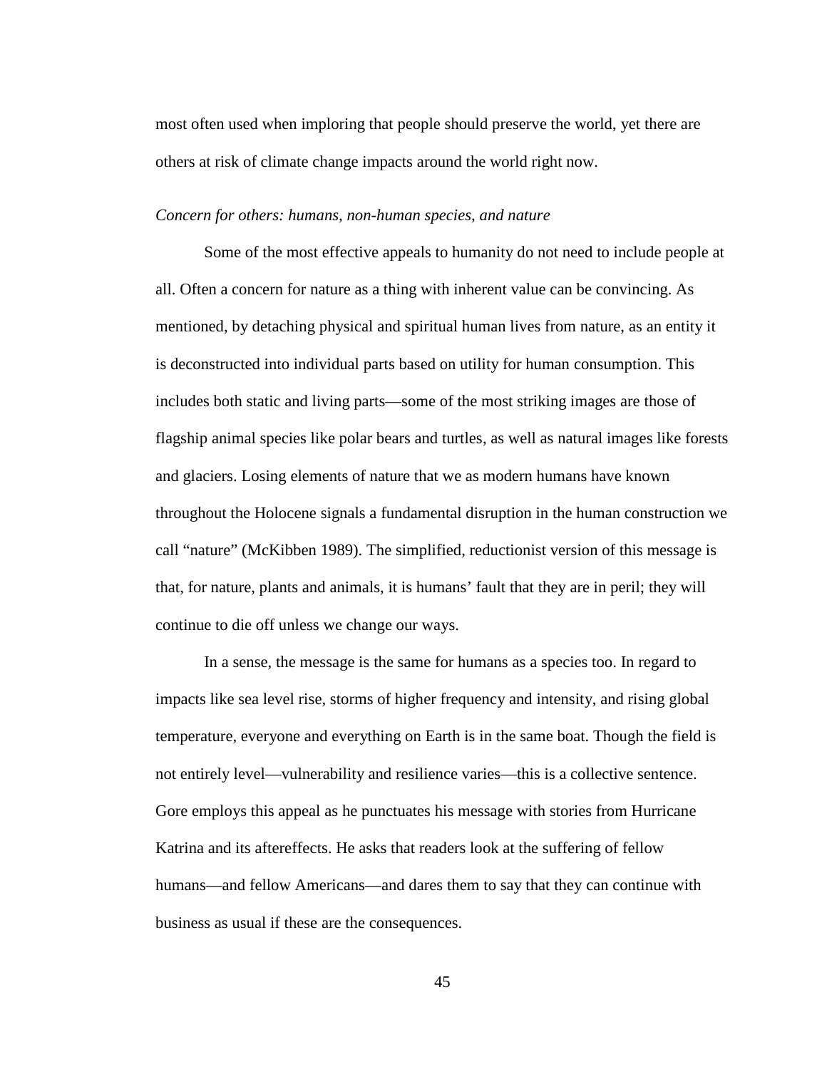most often used when imploring that people should preserve the world, yet there are others at risk of climate change impacts around the world right now.

*Concern for others: humans, non-human species, and nature*

Some of the most effective appeals to humanity do not need to include people at all. Often a concern for nature as a thing with inherent value can be convincing. As mentioned, by detaching physical and spiritual human lives from nature, as an entity it is deconstructed into individual parts based on utility for human consumption. This includes both static and living parts—some of the most striking images are those of flagship animal species like polar bears and turtles, as well as natural images like forests and glaciers. Losing elements of nature that we as modern humans have known throughout the Holocene signals a fundamental disruption in the human construction we call "nature" (McKibben 1989). The simplified, reductionist version of this message is that, for nature, plants and animals, it is humans' fault that they are in peril; they will continue to die off unless we change our ways.

In a sense, the message is the same for humans as a species too. In regard to impacts like sea level rise, storms of higher frequency and intensity, and rising global temperature, everyone and everything on Earth is in the same boat. Though the field is not entirely level—vulnerability and resilience varies—this is a collective sentence. Gore employs this appeal as he punctuates his message with stories from Hurricane Katrina and its aftereffects. He asks that readers look at the suffering of fellow humans—and fellow Americans—and dares them to say that they can continue with business as usual if these are the consequences.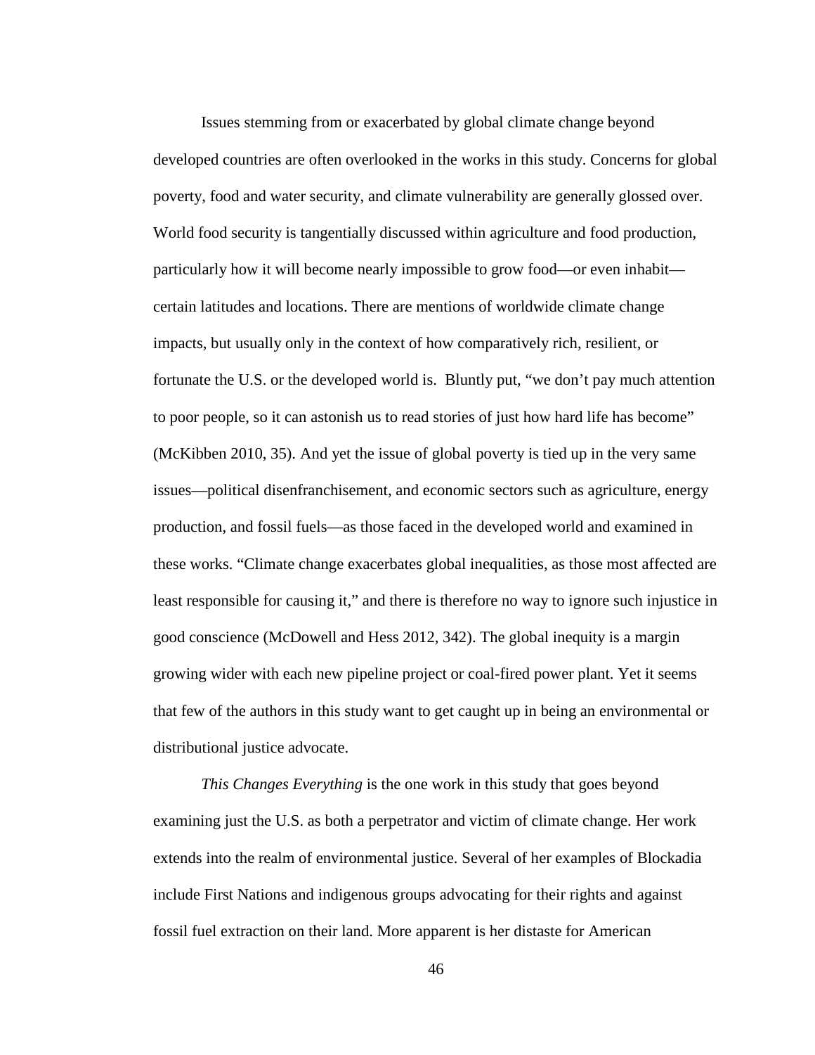Issues stemming from or exacerbated by global climate change beyond developed countries are often overlooked in the works in this study. Concerns for global poverty, food and water security, and climate vulnerability are generally glossed over. World food security is tangentially discussed within agriculture and food production, particularly how it will become nearly impossible to grow food—or even inhabit—certain latitudes and locations. There are mentions of worldwide climate change impacts, but usually only in the context of how comparatively rich, resilient, or fortunate the U.S. or the developed world is. Bluntly put, "we don't pay much attention to poor people, so it can astonish us to read stories of just how hard life has become" (McKibben 2010, 35). And yet the issue of global poverty is tied up in the very same issues—political disenfranchisement, and economic sectors such as agriculture, energy production, and fossil fuels—as those faced in the developed world and examined in these works. "Climate change exacerbates global inequalities, as those most affected are least responsible for causing it," and there is therefore no way to ignore such injustice in good conscience (McDowell and Hess 2012, 342). The global inequity is a margin growing wider with each new pipeline project or coal-fired power plant. Yet it seems that few of the authors in this study want to get caught up in being an environmental or distributional justice advocate.

*This Changes Everything* is the one work in this study that goes beyond examining just the U.S. as both a perpetrator and victim of climate change. Her work extends into the realm of environmental justice. Several of her examples of Blockadia include First Nations and indigenous groups advocating for their rights and against fossil fuel extraction on their land. More apparent is her distaste for American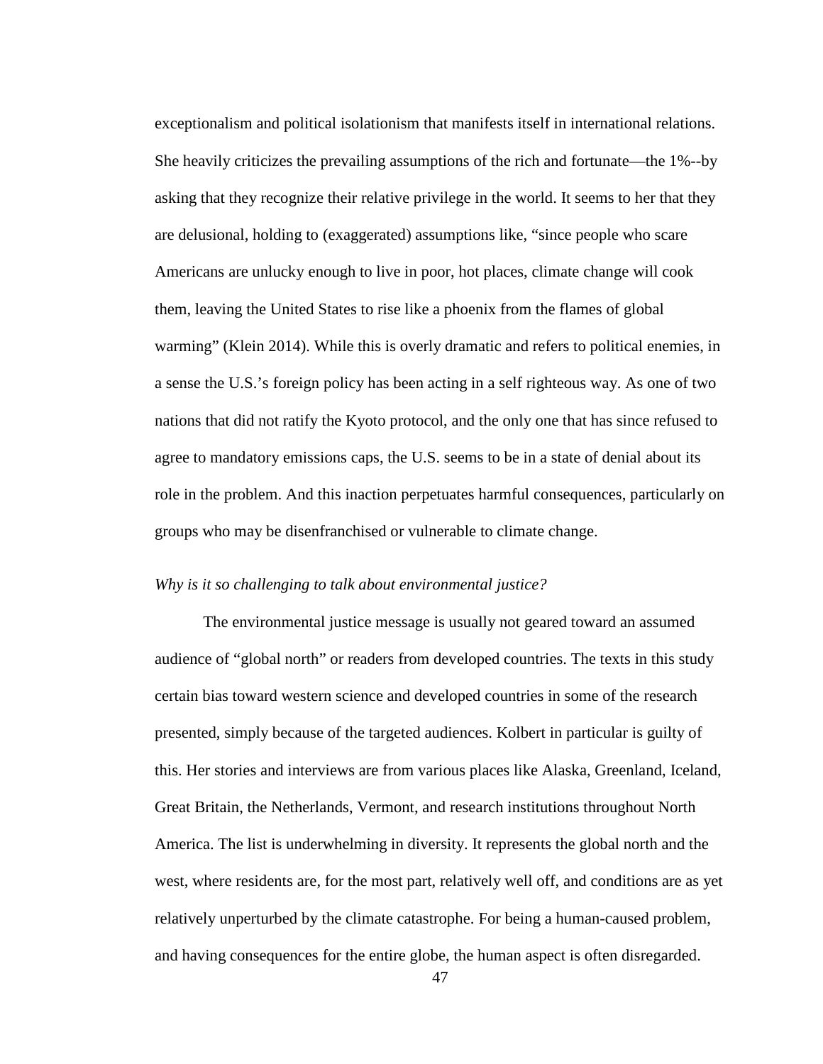exceptionalism and political isolationism that manifests itself in international relations. She heavily criticizes the prevailing assumptions of the rich and fortunate—the 1%--by asking that they recognize their relative privilege in the world. It seems to her that they are delusional, holding to (exaggerated) assumptions like, "since people who scare Americans are unlucky enough to live in poor, hot places, climate change will cook them, leaving the United States to rise like a phoenix from the flames of global warming" (Klein 2014). While this is overly dramatic and refers to political enemies, in a sense the U.S.'s foreign policy has been acting in a self righteous way. As one of two nations that did not ratify the Kyoto protocol, and the only one that has since refused to agree to mandatory emissions caps, the U.S. seems to be in a state of denial about its role in the problem. And this inaction perpetuates harmful consequences, particularly on groups who may be disenfranchised or vulnerable to climate change.

*Why is it so challenging to talk about environmental justice?*

The environmental justice message is usually not geared toward an assumed audience of "global north" or readers from developed countries. The texts in this study certain bias toward western science and developed countries in some of the research presented, simply because of the targeted audiences. Kolbert in particular is guilty of this. Her stories and interviews are from various places like Alaska, Greenland, Iceland, Great Britain, the Netherlands, Vermont, and research institutions throughout North America. The list is underwhelming in diversity. It represents the global north and the west, where residents are, for the most part, relatively well off, and conditions are as yet relatively unperturbed by the climate catastrophe. For being a human-caused problem, and having consequences for the entire globe, the human aspect is often disregarded.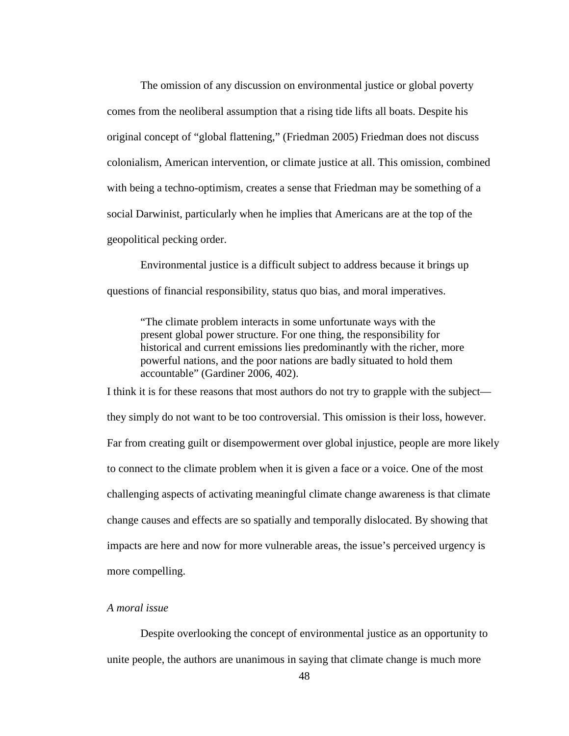The omission of any discussion on environmental justice or global poverty comes from the neoliberal assumption that a rising tide lifts all boats. Despite his original concept of "global flattening," (Friedman 2005) Friedman does not discuss colonialism, American intervention, or climate justice at all. This omission, combined with being a techno-optimism, creates a sense that Friedman may be something of a social Darwinist, particularly when he implies that Americans are at the top of the geopolitical pecking order.

Environmental justice is a difficult subject to address because it brings up questions of financial responsibility, status quo bias, and moral imperatives.

> "The climate problem interacts in some unfortunate ways with the present global power structure. For one thing, the responsibility for historical and current emissions lies predominantly with the richer, more powerful nations, and the poor nations are badly situated to hold them accountable" (Gardiner 2006, 402).

I think it is for these reasons that most authors do not try to grapple with the subject—they simply do not want to be too controversial. This omission is their loss, however. Far from creating guilt or disempowerment over global injustice, people are more likely to connect to the climate problem when it is given a face or a voice. One of the most challenging aspects of activating meaningful climate change awareness is that climate change causes and effects are so spatially and temporally dislocated. By showing that impacts are here and now for more vulnerable areas, the issue's perceived urgency is more compelling.

*A moral issue*

Despite overlooking the concept of environmental justice as an opportunity to unite people, the authors are unanimous in saying that climate change is much more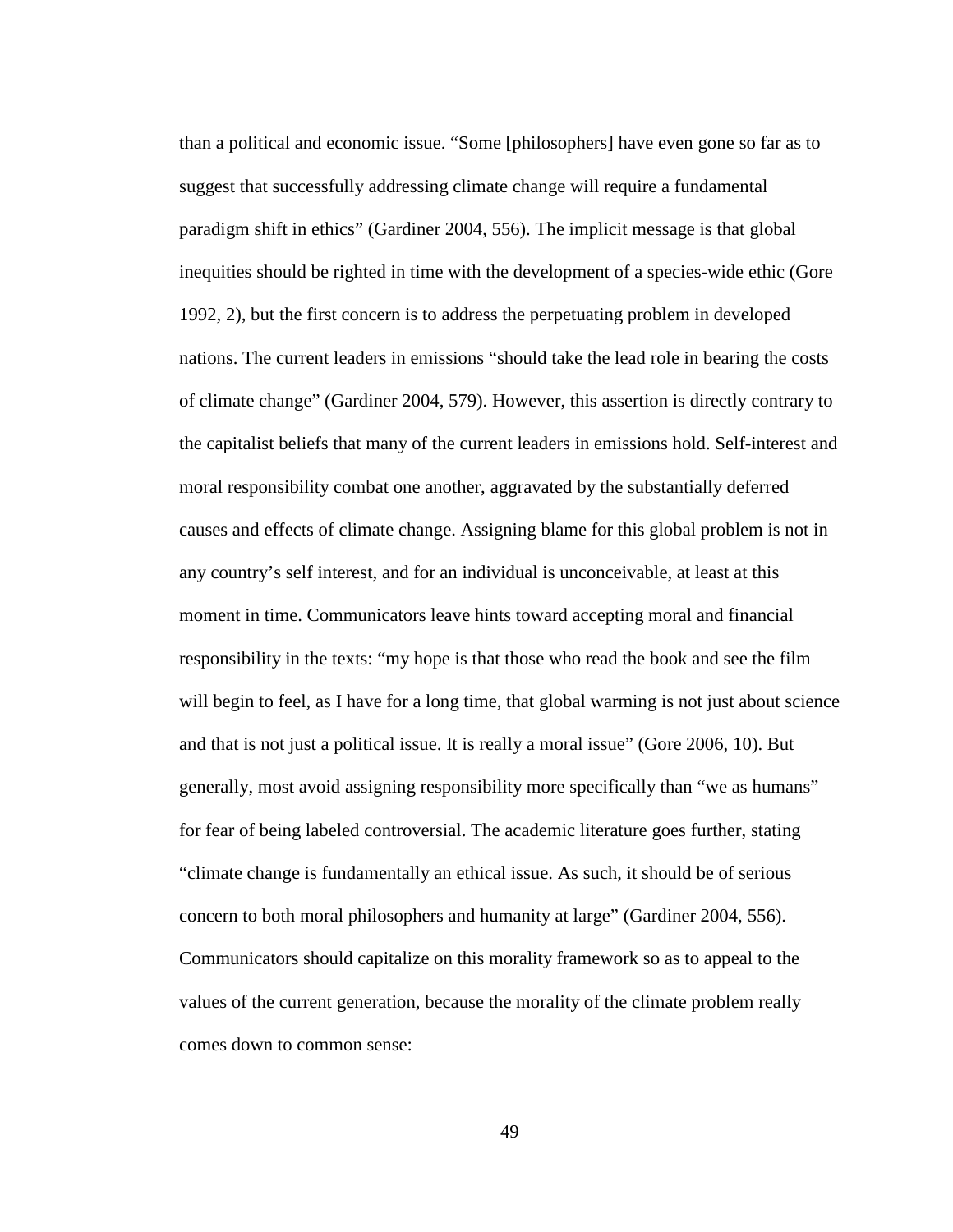than a political and economic issue. "Some [philosophers] have even gone so far as to suggest that successfully addressing climate change will require a fundamental paradigm shift in ethics" (Gardiner 2004, 556). The implicit message is that global inequities should be righted in time with the development of a species-wide ethic (Gore 1992, 2), but the first concern is to address the perpetuating problem in developed nations. The current leaders in emissions "should take the lead role in bearing the costs of climate change" (Gardiner 2004, 579). However, this assertion is directly contrary to the capitalist beliefs that many of the current leaders in emissions hold. Self-interest and moral responsibility combat one another, aggravated by the substantially deferred causes and effects of climate change. Assigning blame for this global problem is not in any country's self interest, and for an individual is unconceivable, at least at this moment in time. Communicators leave hints toward accepting moral and financial responsibility in the texts: "my hope is that those who read the book and see the film will begin to feel, as I have for a long time, that global warming is not just about science and that is not just a political issue. It is really a moral issue" (Gore 2006, 10). But generally, most avoid assigning responsibility more specifically than "we as humans" for fear of being labeled controversial. The academic literature goes further, stating "climate change is fundamentally an ethical issue. As such, it should be of serious concern to both moral philosophers and humanity at large" (Gardiner 2004, 556). Communicators should capitalize on this morality framework so as to appeal to the values of the current generation, because the morality of the climate problem really comes down to common sense: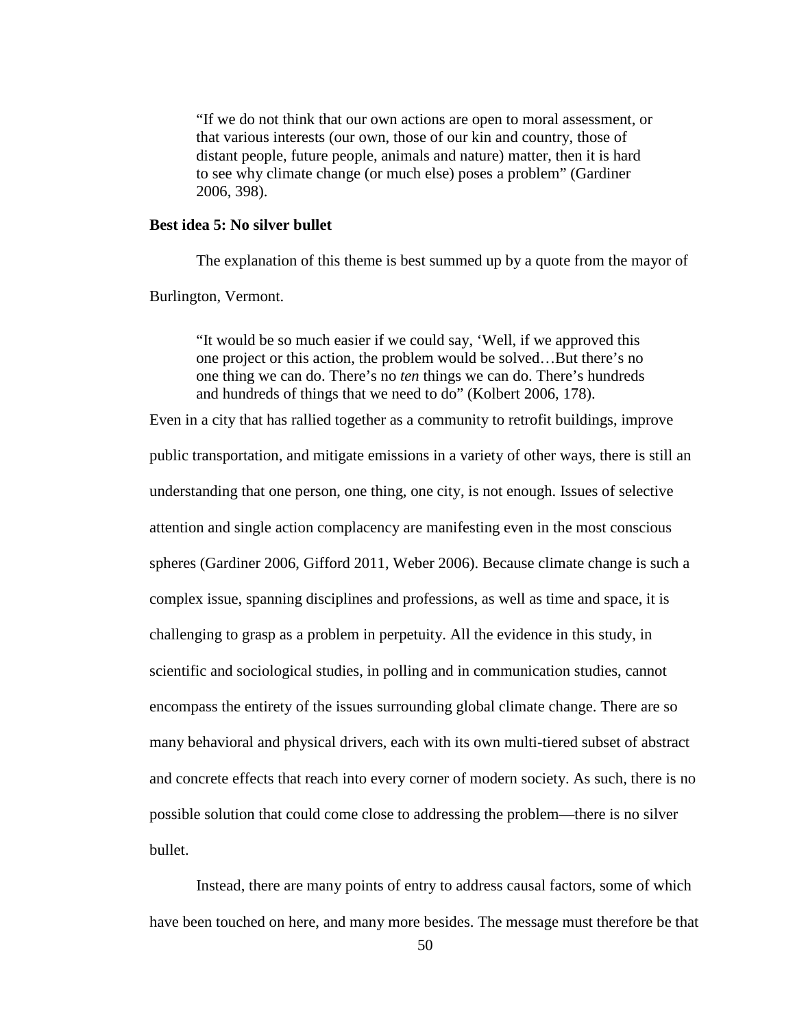> "If we do not think that our own actions are open to moral assessment, or that various interests (our own, those of our kin and country, those of distant people, future people, animals and nature) matter, then it is hard to see why climate change (or much else) poses a problem" (Gardiner 2006, 398).

**Best idea 5: No silver bullet**

The explanation of this theme is best summed up by a quote from the mayor of Burlington, Vermont.

> "It would be so much easier if we could say, 'Well, if we approved this one project or this action, the problem would be solved…But there's no one thing we can do. There's no *ten* things we can do. There's hundreds and hundreds of things that we need to do" (Kolbert 2006, 178).

Even in a city that has rallied together as a community to retrofit buildings, improve public transportation, and mitigate emissions in a variety of other ways, there is still an understanding that one person, one thing, one city, is not enough. Issues of selective attention and single action complacency are manifesting even in the most conscious spheres (Gardiner 2006, Gifford 2011, Weber 2006). Because climate change is such a complex issue, spanning disciplines and professions, as well as time and space, it is challenging to grasp as a problem in perpetuity. All the evidence in this study, in scientific and sociological studies, in polling and in communication studies, cannot encompass the entirety of the issues surrounding global climate change. There are so many behavioral and physical drivers, each with its own multi-tiered subset of abstract and concrete effects that reach into every corner of modern society. As such, there is no possible solution that could come close to addressing the problem—there is no silver bullet.

Instead, there are many points of entry to address causal factors, some of which have been touched on here, and many more besides. The message must therefore be that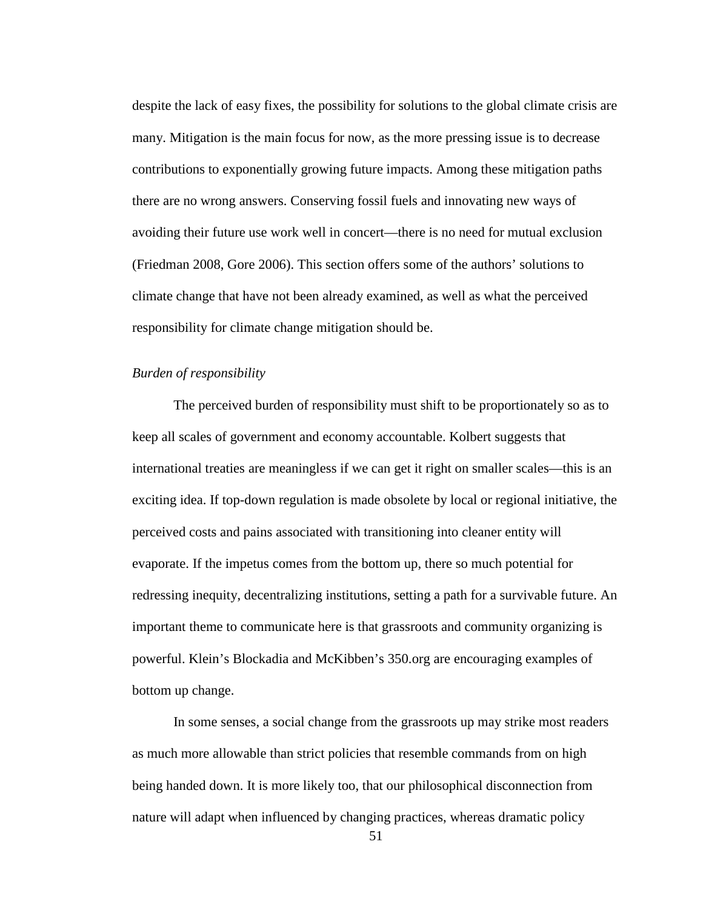despite the lack of easy fixes, the possibility for solutions to the global climate crisis are many. Mitigation is the main focus for now, as the more pressing issue is to decrease contributions to exponentially growing future impacts. Among these mitigation paths there are no wrong answers. Conserving fossil fuels and innovating new ways of avoiding their future use work well in concert—there is no need for mutual exclusion (Friedman 2008, Gore 2006). This section offers some of the authors' solutions to climate change that have not been already examined, as well as what the perceived responsibility for climate change mitigation should be.

*Burden of responsibility*

The perceived burden of responsibility must shift to be proportionately so as to keep all scales of government and economy accountable. Kolbert suggests that international treaties are meaningless if we can get it right on smaller scales—this is an exciting idea. If top-down regulation is made obsolete by local or regional initiative, the perceived costs and pains associated with transitioning into cleaner entity will evaporate. If the impetus comes from the bottom up, there so much potential for redressing inequity, decentralizing institutions, setting a path for a survivable future. An important theme to communicate here is that grassroots and community organizing is powerful. Klein's Blockadia and McKibben's 350.org are encouraging examples of bottom up change.

In some senses, a social change from the grassroots up may strike most readers as much more allowable than strict policies that resemble commands from on high being handed down. It is more likely too, that our philosophical disconnection from nature will adapt when influenced by changing practices, whereas dramatic policy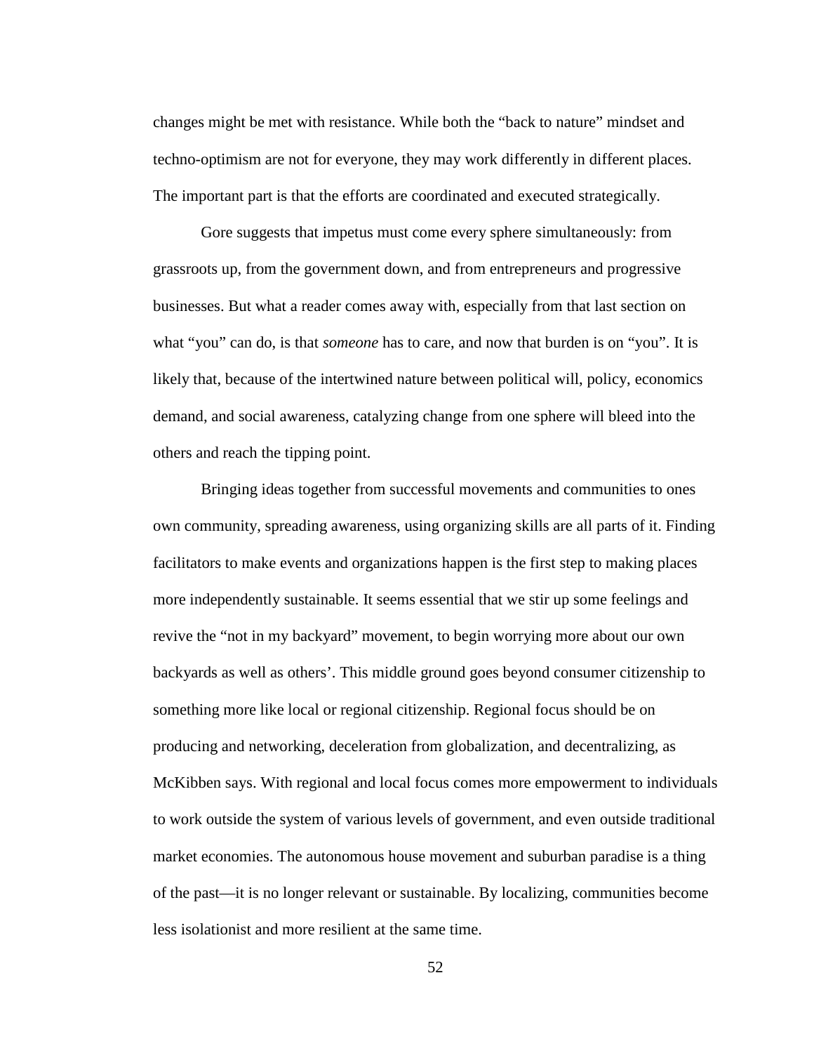changes might be met with resistance. While both the "back to nature" mindset and techno-optimism are not for everyone, they may work differently in different places. The important part is that the efforts are coordinated and executed strategically.

Gore suggests that impetus must come every sphere simultaneously: from grassroots up, from the government down, and from entrepreneurs and progressive businesses. But what a reader comes away with, especially from that last section on what "you" can do, is that *someone* has to care, and now that burden is on "you". It is likely that, because of the intertwined nature between political will, policy, economics demand, and social awareness, catalyzing change from one sphere will bleed into the others and reach the tipping point.

Bringing ideas together from successful movements and communities to ones own community, spreading awareness, using organizing skills are all parts of it. Finding facilitators to make events and organizations happen is the first step to making places more independently sustainable. It seems essential that we stir up some feelings and revive the "not in my backyard" movement, to begin worrying more about our own backyards as well as others'. This middle ground goes beyond consumer citizenship to something more like local or regional citizenship. Regional focus should be on producing and networking, deceleration from globalization, and decentralizing, as McKibben says. With regional and local focus comes more empowerment to individuals to work outside the system of various levels of government, and even outside traditional market economies. The autonomous house movement and suburban paradise is a thing of the past—it is no longer relevant or sustainable. By localizing, communities become less isolationist and more resilient at the same time.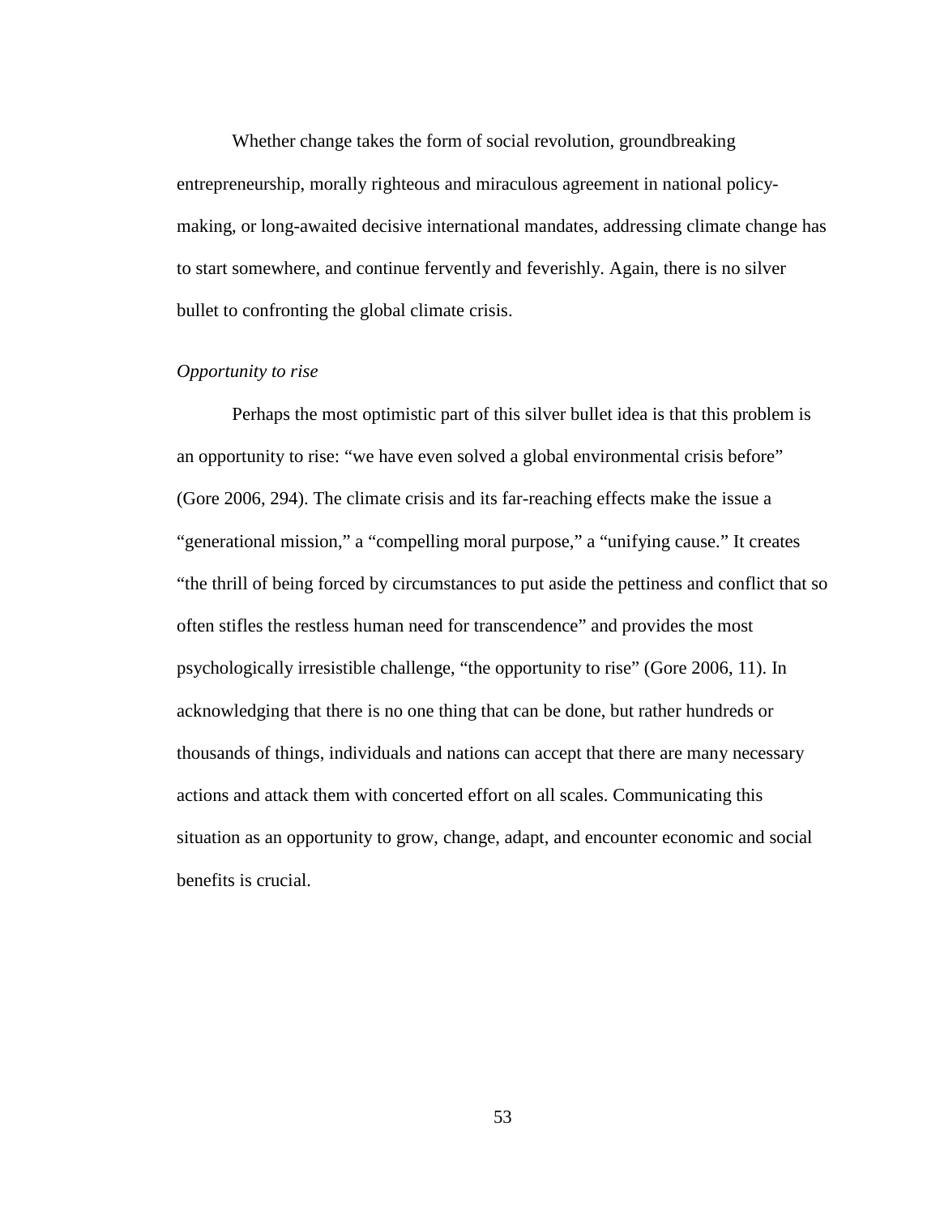Whether change takes the form of social revolution, groundbreaking entrepreneurship, morally righteous and miraculous agreement in national policy-making, or long-awaited decisive international mandates, addressing climate change has to start somewhere, and continue fervently and feverishly. Again, there is no silver bullet to confronting the global climate crisis.

*Opportunity to rise*

Perhaps the most optimistic part of this silver bullet idea is that this problem is an opportunity to rise: "we have even solved a global environmental crisis before" (Gore 2006, 294). The climate crisis and its far-reaching effects make the issue a "generational mission," a "compelling moral purpose," a "unifying cause." It creates "the thrill of being forced by circumstances to put aside the pettiness and conflict that so often stifles the restless human need for transcendence" and provides the most psychologically irresistible challenge, "the opportunity to rise" (Gore 2006, 11). In acknowledging that there is no one thing that can be done, but rather hundreds or thousands of things, individuals and nations can accept that there are many necessary actions and attack them with concerted effort on all scales. Communicating this situation as an opportunity to grow, change, adapt, and encounter economic and social benefits is crucial.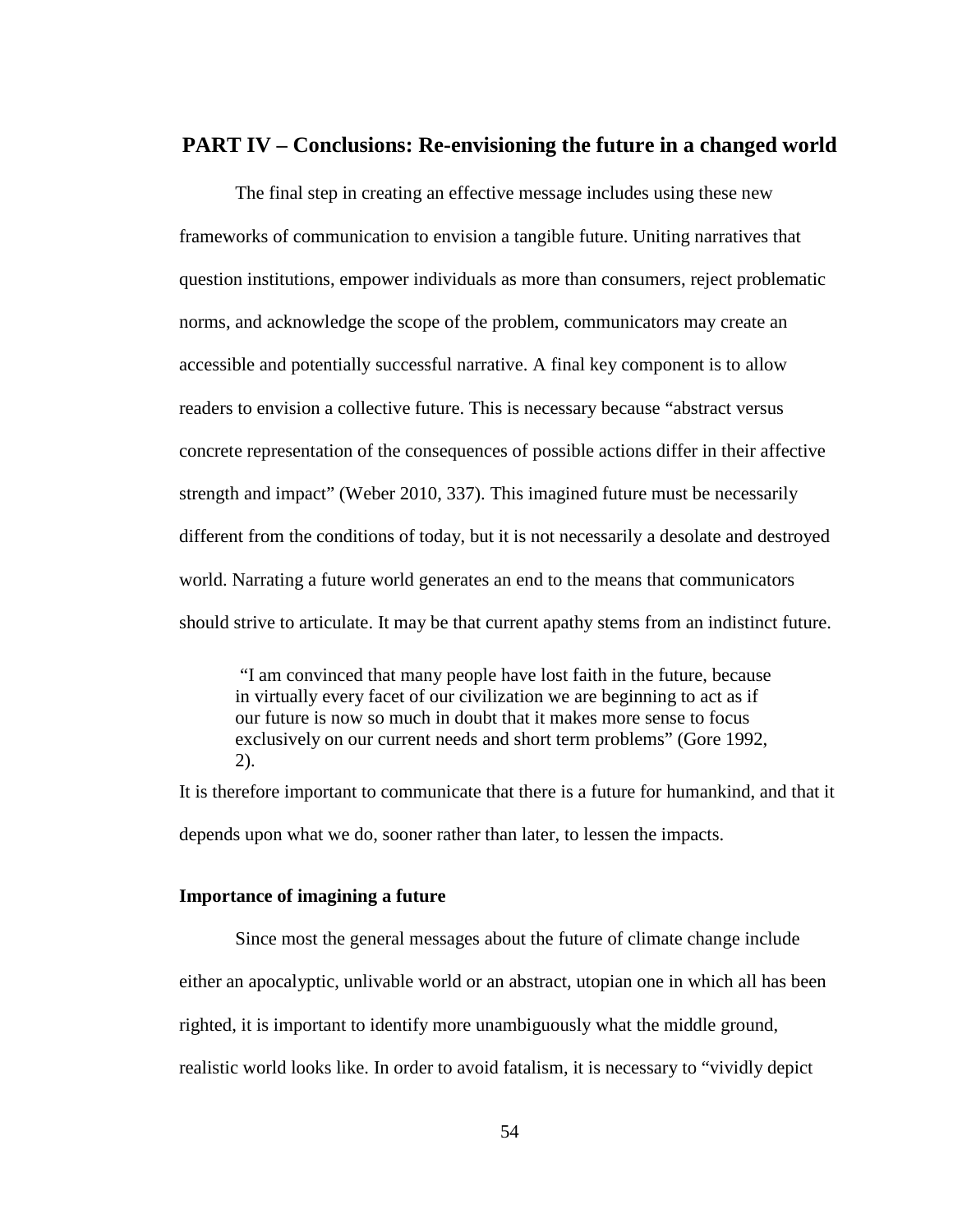## PART IV – Conclusions: Re-envisioning the future in a changed world

The final step in creating an effective message includes using these new frameworks of communication to envision a tangible future. Uniting narratives that question institutions, empower individuals as more than consumers, reject problematic norms, and acknowledge the scope of the problem, communicators may create an accessible and potentially successful narrative. A final key component is to allow readers to envision a collective future. This is necessary because "abstract versus concrete representation of the consequences of possible actions differ in their affective strength and impact" (Weber 2010, 337). This imagined future must be necessarily different from the conditions of today, but it is not necessarily a desolate and destroyed world. Narrating a future world generates an end to the means that communicators should strive to articulate. It may be that current apathy stems from an indistinct future.

> "I am convinced that many people have lost faith in the future, because in virtually every facet of our civilization we are beginning to act as if our future is now so much in doubt that it makes more sense to focus exclusively on our current needs and short term problems" (Gore 1992, 2).

It is therefore important to communicate that there is a future for humankind, and that it depends upon what we do, sooner rather than later, to lessen the impacts.

### Importance of imagining a future

Since most the general messages about the future of climate change include either an apocalyptic, unlivable world or an abstract, utopian one in which all has been righted, it is important to identify more unambiguously what the middle ground, realistic world looks like. In order to avoid fatalism, it is necessary to "vividly depict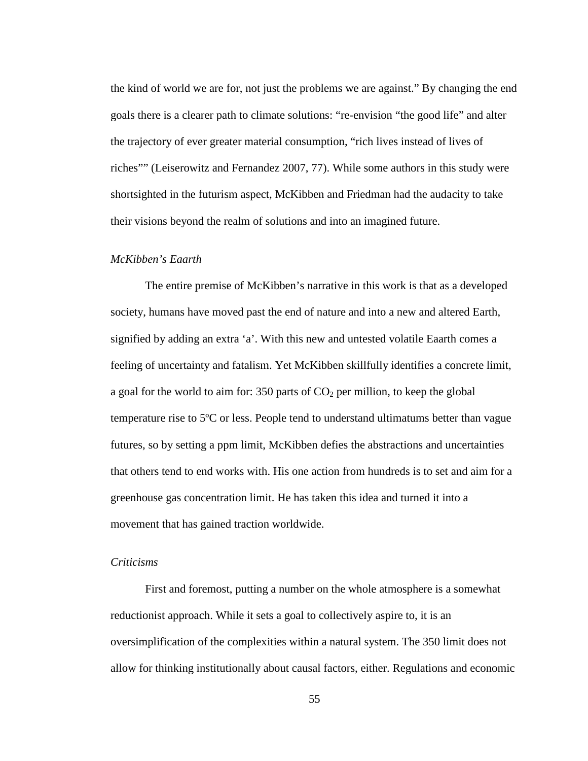the kind of world we are for, not just the problems we are against." By changing the end goals there is a clearer path to climate solutions: "re-envision "the good life" and alter the trajectory of ever greater material consumption, "rich lives instead of lives of riches"" (Leiserowitz and Fernandez 2007, 77). While some authors in this study were shortsighted in the futurism aspect, McKibben and Friedman had the audacity to take their visions beyond the realm of solutions and into an imagined future.

### *McKibben's Eaarth*

The entire premise of McKibben's narrative in this work is that as a developed society, humans have moved past the end of nature and into a new and altered Earth, signified by adding an extra 'a'. With this new and untested volatile Eaarth comes a feeling of uncertainty and fatalism. Yet McKibben skillfully identifies a concrete limit, a goal for the world to aim for: 350 parts of $CO_2$ per million, to keep the global temperature rise to 5ºC or less. People tend to understand ultimatums better than vague futures, so by setting a ppm limit, McKibben defies the abstractions and uncertainties that others tend to end works with. His one action from hundreds is to set and aim for a greenhouse gas concentration limit. He has taken this idea and turned it into a movement that has gained traction worldwide.

### *Criticisms*

First and foremost, putting a number on the whole atmosphere is a somewhat reductionist approach. While it sets a goal to collectively aspire to, it is an oversimplification of the complexities within a natural system. The 350 limit does not allow for thinking institutionally about causal factors, either. Regulations and economic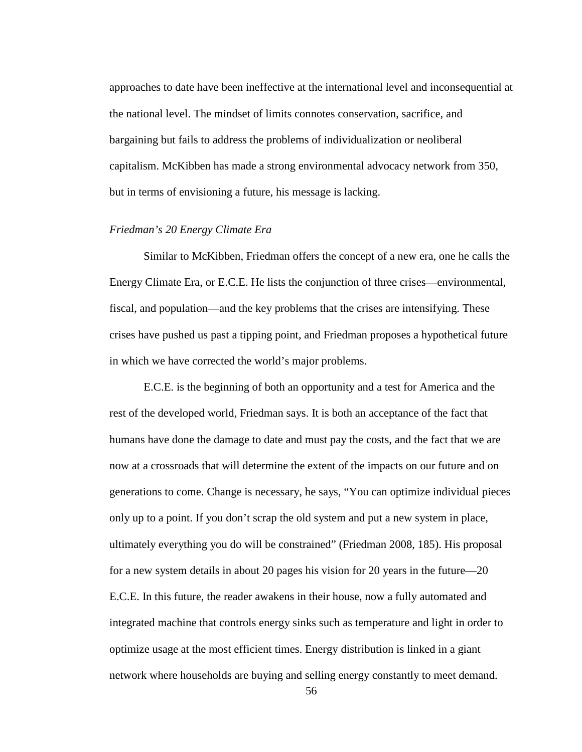approaches to date have been ineffective at the international level and inconsequential at the national level. The mindset of limits connotes conservation, sacrifice, and bargaining but fails to address the problems of individualization or neoliberal capitalism. McKibben has made a strong environmental advocacy network from 350, but in terms of envisioning a future, his message is lacking.

*Friedman's 20 Energy Climate Era*

Similar to McKibben, Friedman offers the concept of a new era, one he calls the Energy Climate Era, or E.C.E. He lists the conjunction of three crises—environmental, fiscal, and population—and the key problems that the crises are intensifying. These crises have pushed us past a tipping point, and Friedman proposes a hypothetical future in which we have corrected the world's major problems.

E.C.E. is the beginning of both an opportunity and a test for America and the rest of the developed world, Friedman says. It is both an acceptance of the fact that humans have done the damage to date and must pay the costs, and the fact that we are now at a crossroads that will determine the extent of the impacts on our future and on generations to come. Change is necessary, he says, "You can optimize individual pieces only up to a point. If you don't scrap the old system and put a new system in place, ultimately everything you do will be constrained" (Friedman 2008, 185). His proposal for a new system details in about 20 pages his vision for 20 years in the future—20 E.C.E. In this future, the reader awakens in their house, now a fully automated and integrated machine that controls energy sinks such as temperature and light in order to optimize usage at the most efficient times. Energy distribution is linked in a giant network where households are buying and selling energy constantly to meet demand.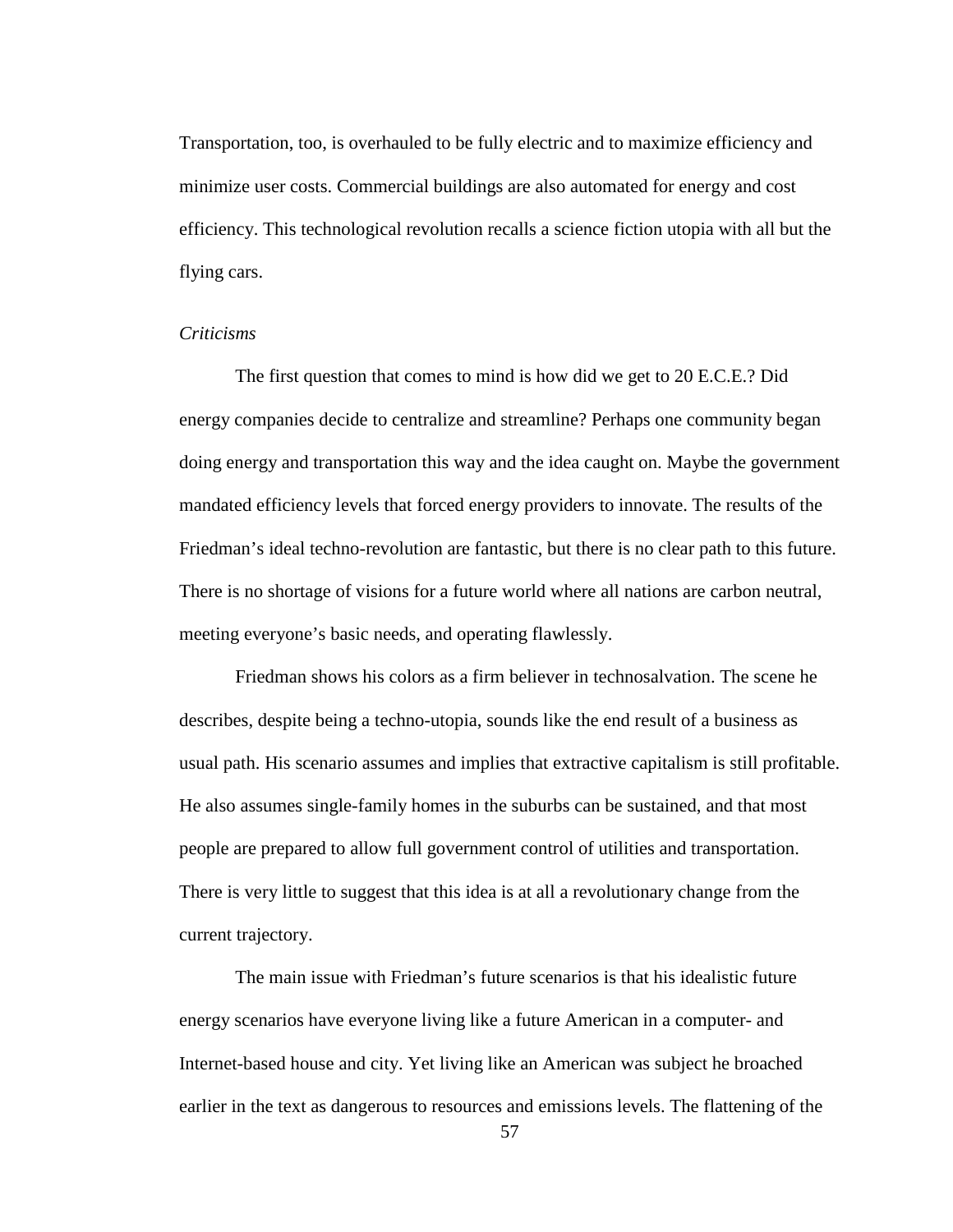Transportation, too, is overhauled to be fully electric and to maximize efficiency and minimize user costs. Commercial buildings are also automated for energy and cost efficiency. This technological revolution recalls a science fiction utopia with all but the flying cars.

*Criticisms*

The first question that comes to mind is how did we get to 20 E.C.E.? Did energy companies decide to centralize and streamline? Perhaps one community began doing energy and transportation this way and the idea caught on. Maybe the government mandated efficiency levels that forced energy providers to innovate. The results of the Friedman's ideal techno-revolution are fantastic, but there is no clear path to this future. There is no shortage of visions for a future world where all nations are carbon neutral, meeting everyone's basic needs, and operating flawlessly.

Friedman shows his colors as a firm believer in technosalvation. The scene he describes, despite being a techno-utopia, sounds like the end result of a business as usual path. His scenario assumes and implies that extractive capitalism is still profitable. He also assumes single-family homes in the suburbs can be sustained, and that most people are prepared to allow full government control of utilities and transportation. There is very little to suggest that this idea is at all a revolutionary change from the current trajectory.

The main issue with Friedman's future scenarios is that his idealistic future energy scenarios have everyone living like a future American in a computer- and Internet-based house and city. Yet living like an American was subject he broached earlier in the text as dangerous to resources and emissions levels. The flattening of the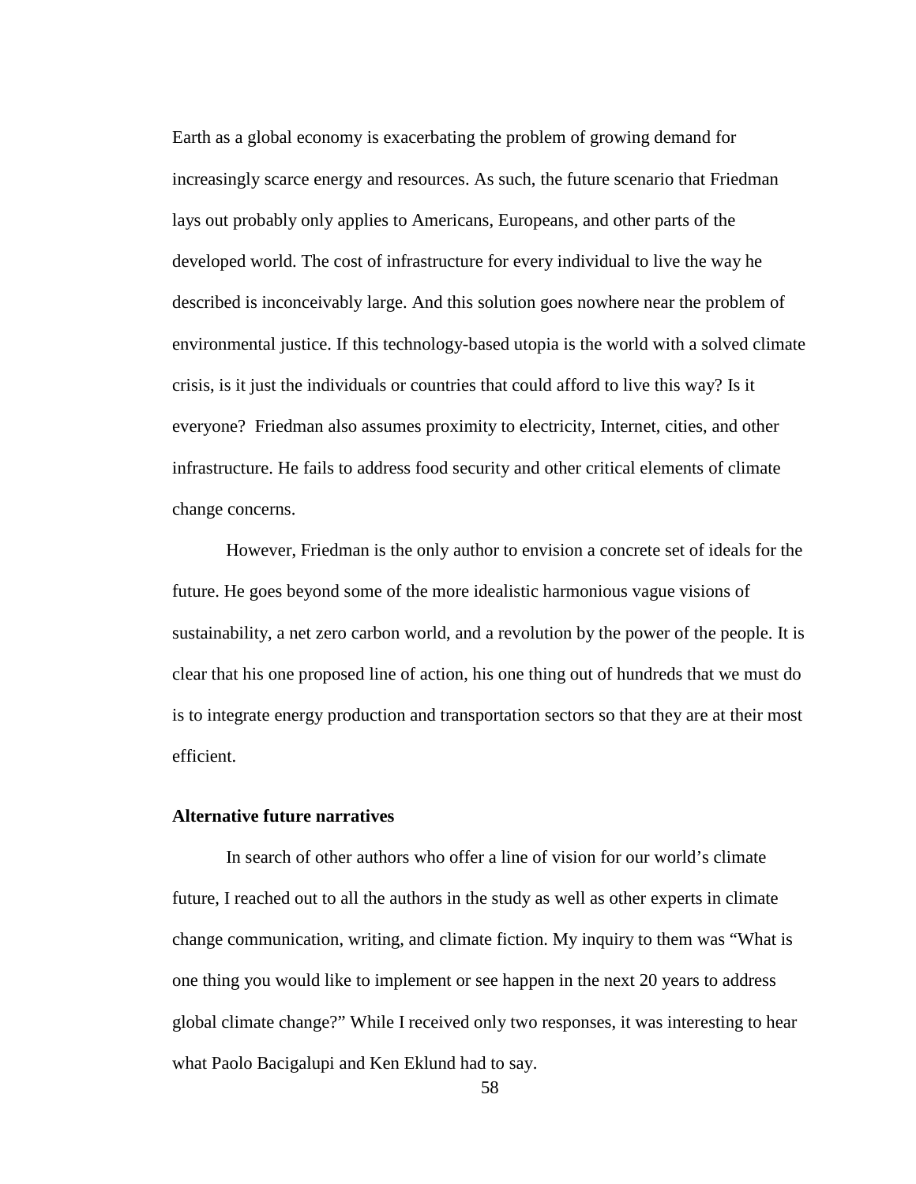Earth as a global economy is exacerbating the problem of growing demand for increasingly scarce energy and resources. As such, the future scenario that Friedman lays out probably only applies to Americans, Europeans, and other parts of the developed world. The cost of infrastructure for every individual to live the way he described is inconceivably large. And this solution goes nowhere near the problem of environmental justice. If this technology-based utopia is the world with a solved climate crisis, is it just the individuals or countries that could afford to live this way? Is it everyone? Friedman also assumes proximity to electricity, Internet, cities, and other infrastructure. He fails to address food security and other critical elements of climate change concerns.

However, Friedman is the only author to envision a concrete set of ideals for the future. He goes beyond some of the more idealistic harmonious vague visions of sustainability, a net zero carbon world, and a revolution by the power of the people. It is clear that his one proposed line of action, his one thing out of hundreds that we must do is to integrate energy production and transportation sectors so that they are at their most efficient.

**Alternative future narratives**

In search of other authors who offer a line of vision for our world's climate future, I reached out to all the authors in the study as well as other experts in climate change communication, writing, and climate fiction. My inquiry to them was "What is one thing you would like to implement or see happen in the next 20 years to address global climate change?" While I received only two responses, it was interesting to hear what Paolo Bacigalupi and Ken Eklund had to say.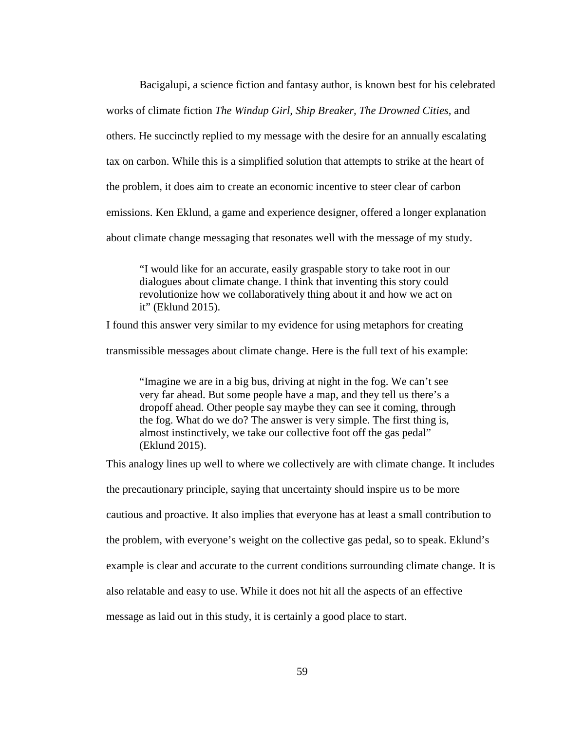Bacigalupi, a science fiction and fantasy author, is known best for his celebrated works of climate fiction *The Windup Girl*, *Ship Breaker*, *The Drowned Cities*, and others. He succinctly replied to my message with the desire for an annually escalating tax on carbon. While this is a simplified solution that attempts to strike at the heart of the problem, it does aim to create an economic incentive to steer clear of carbon emissions. Ken Eklund, a game and experience designer, offered a longer explanation about climate change messaging that resonates well with the message of my study.

> "I would like for an accurate, easily graspable story to take root in our dialogues about climate change. I think that inventing this story could revolutionize how we collaboratively thing about it and how we act on it" (Eklund 2015).

I found this answer very similar to my evidence for using metaphors for creating transmissible messages about climate change. Here is the full text of his example:

> "Imagine we are in a big bus, driving at night in the fog. We can't see very far ahead. But some people have a map, and they tell us there's a dropoff ahead. Other people say maybe they can see it coming, through the fog. What do we do? The answer is very simple. The first thing is, almost instinctively, we take our collective foot off the gas pedal" (Eklund 2015).

This analogy lines up well to where we collectively are with climate change. It includes the precautionary principle, saying that uncertainty should inspire us to be more cautious and proactive. It also implies that everyone has at least a small contribution to the problem, with everyone's weight on the collective gas pedal, so to speak. Eklund's example is clear and accurate to the current conditions surrounding climate change. It is also relatable and easy to use. While it does not hit all the aspects of an effective message as laid out in this study, it is certainly a good place to start.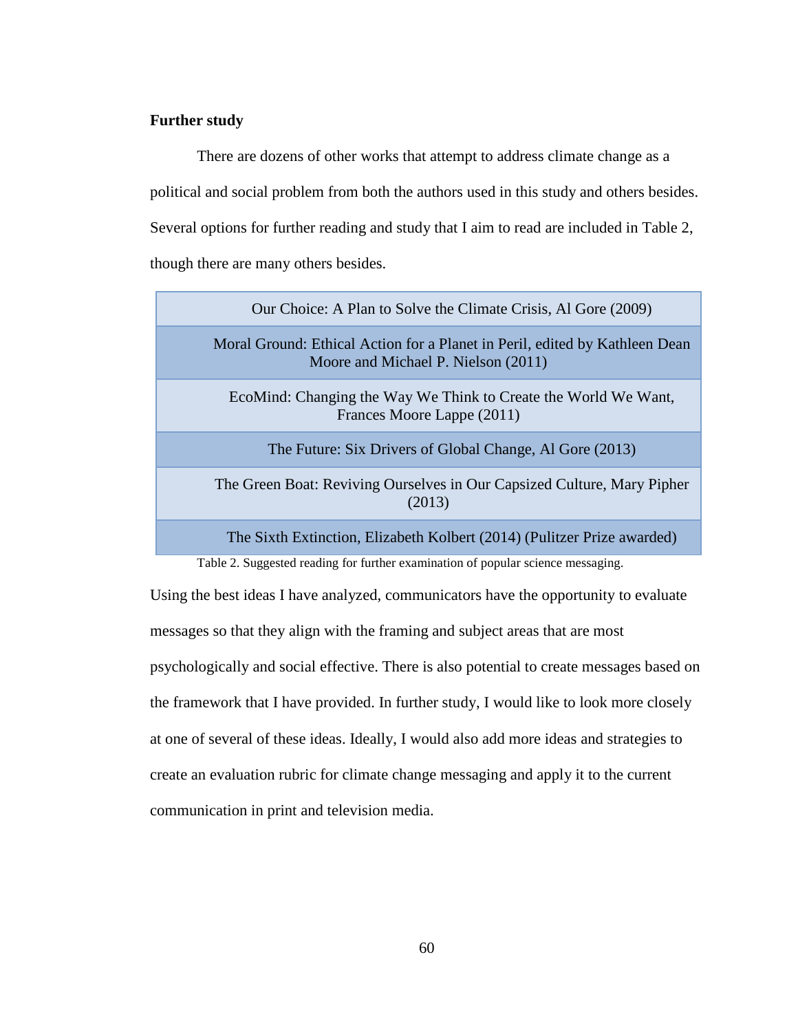**Further study**

There are dozens of other works that attempt to address climate change as a political and social problem from both the authors used in this study and others besides. Several options for further reading and study that I aim to read are included in Table 2, though there are many others besides.

| Our Choice: A Plan to Solve the Climate Crisis, Al Gore (2009) |
| --- |
| Moral Ground: Ethical Action for a Planet in Peril, edited by Kathleen Dean Moore and Michael P. Nielson (2011) |
| EcoMind: Changing the Way We Think to Create the World We Want, Frances Moore Lappe (2011) |
| The Future: Six Drivers of Global Change, Al Gore (2013) |
| The Green Boat: Reviving Ourselves in Our Capsized Culture, Mary Pipher (2013) |
| The Sixth Extinction, Elizabeth Kolbert (2014) (Pulitzer Prize awarded) |

Table 2. Suggested reading for further examination of popular science messaging.

Using the best ideas I have analyzed, communicators have the opportunity to evaluate messages so that they align with the framing and subject areas that are most psychologically and social effective. There is also potential to create messages based on the framework that I have provided. In further study, I would like to look more closely at one of several of these ideas. Ideally, I would also add more ideas and strategies to create an evaluation rubric for climate change messaging and apply it to the current communication in print and television media.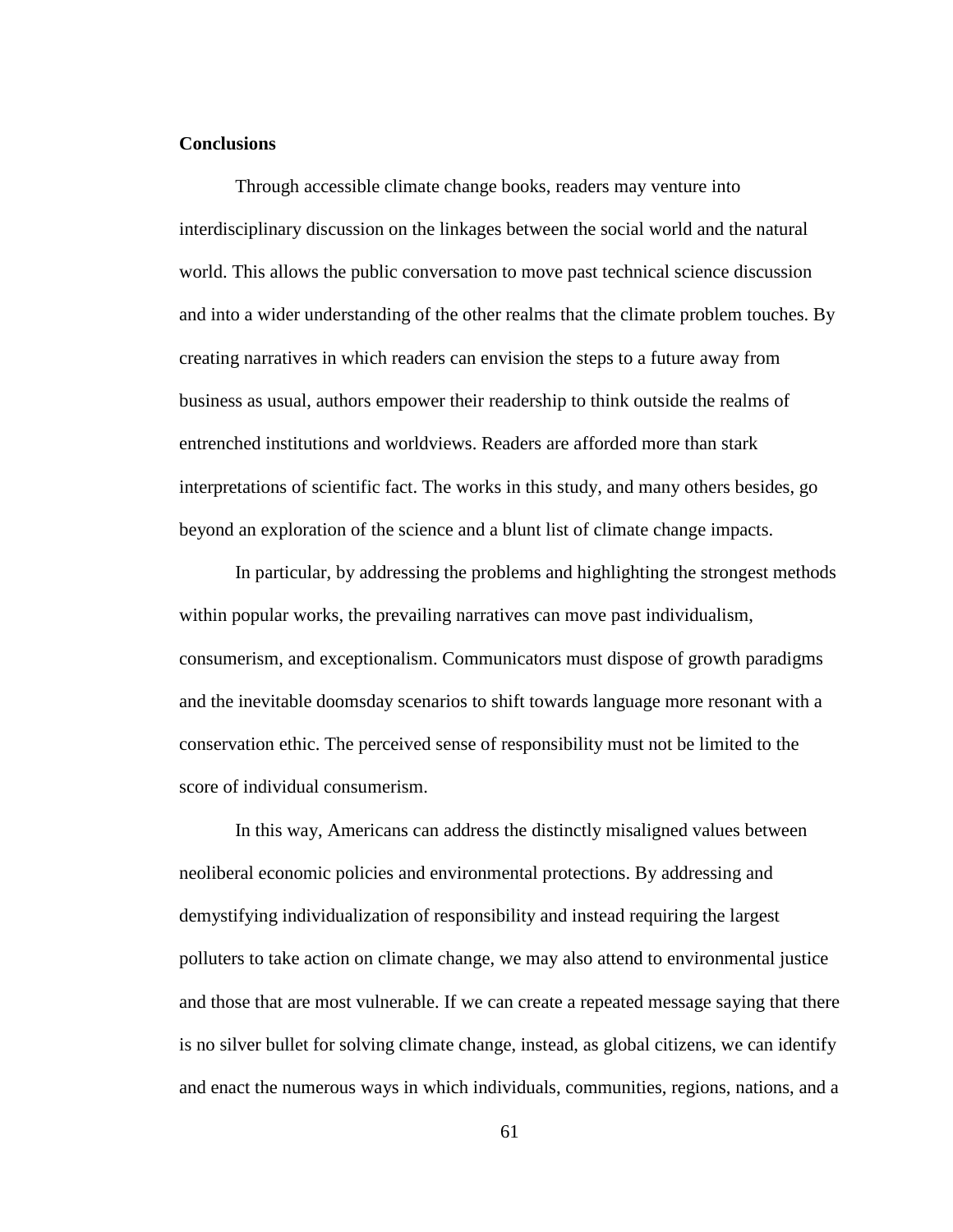**Conclusions**

Through accessible climate change books, readers may venture into interdisciplinary discussion on the linkages between the social world and the natural world. This allows the public conversation to move past technical science discussion and into a wider understanding of the other realms that the climate problem touches. By creating narratives in which readers can envision the steps to a future away from business as usual, authors empower their readership to think outside the realms of entrenched institutions and worldviews. Readers are afforded more than stark interpretations of scientific fact. The works in this study, and many others besides, go beyond an exploration of the science and a blunt list of climate change impacts.

In particular, by addressing the problems and highlighting the strongest methods within popular works, the prevailing narratives can move past individualism, consumerism, and exceptionalism. Communicators must dispose of growth paradigms and the inevitable doomsday scenarios to shift towards language more resonant with a conservation ethic. The perceived sense of responsibility must not be limited to the score of individual consumerism.

In this way, Americans can address the distinctly misaligned values between neoliberal economic policies and environmental protections. By addressing and demystifying individualization of responsibility and instead requiring the largest polluters to take action on climate change, we may also attend to environmental justice and those that are most vulnerable. If we can create a repeated message saying that there is no silver bullet for solving climate change, instead, as global citizens, we can identify and enact the numerous ways in which individuals, communities, regions, nations, and a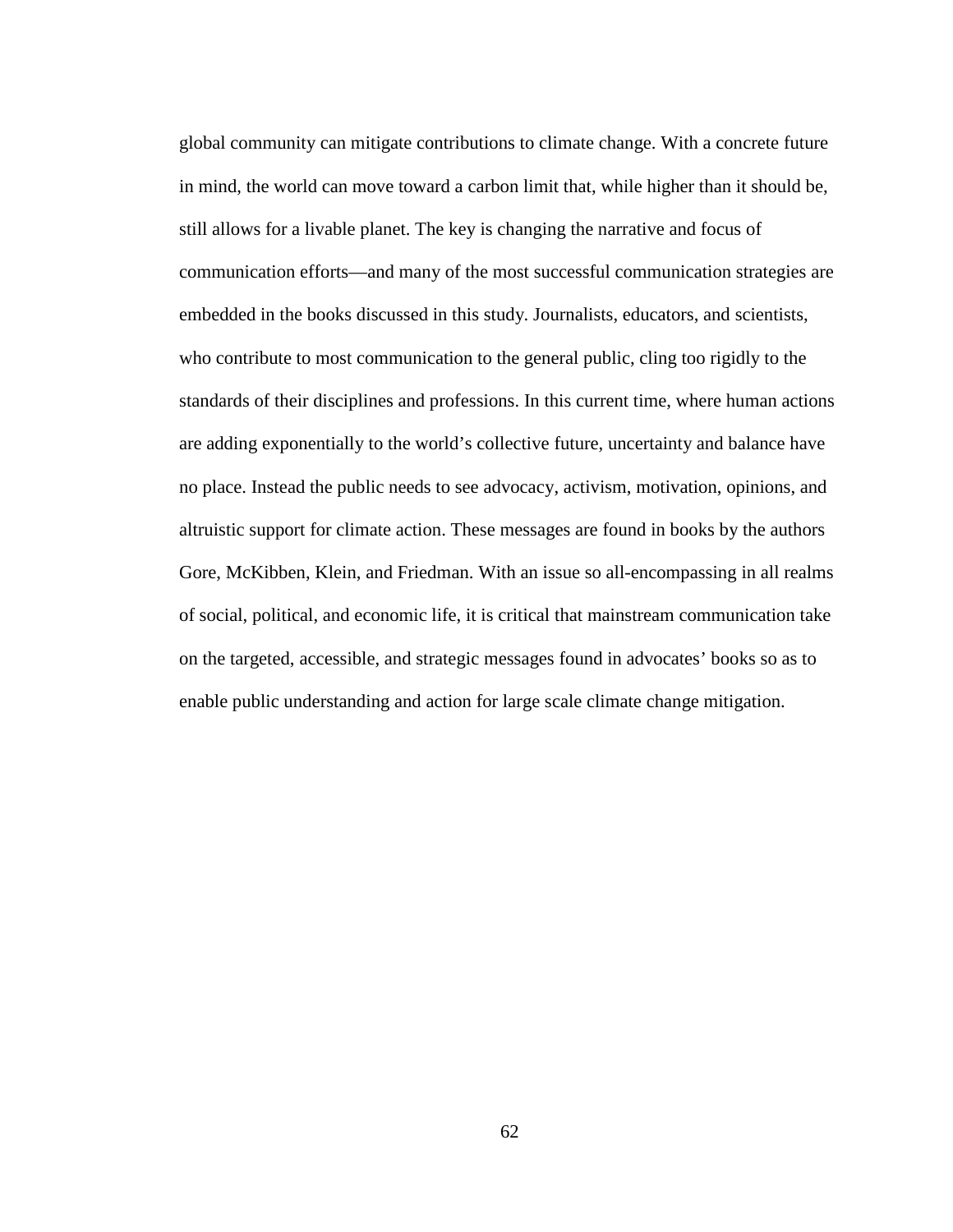global community can mitigate contributions to climate change. With a concrete future in mind, the world can move toward a carbon limit that, while higher than it should be, still allows for a livable planet. The key is changing the narrative and focus of communication efforts—and many of the most successful communication strategies are embedded in the books discussed in this study. Journalists, educators, and scientists, who contribute to most communication to the general public, cling too rigidly to the standards of their disciplines and professions. In this current time, where human actions are adding exponentially to the world's collective future, uncertainty and balance have no place. Instead the public needs to see advocacy, activism, motivation, opinions, and altruistic support for climate action. These messages are found in books by the authors Gore, McKibben, Klein, and Friedman. With an issue so all-encompassing in all realms of social, political, and economic life, it is critical that mainstream communication take on the targeted, accessible, and strategic messages found in advocates' books so as to enable public understanding and action for large scale climate change mitigation.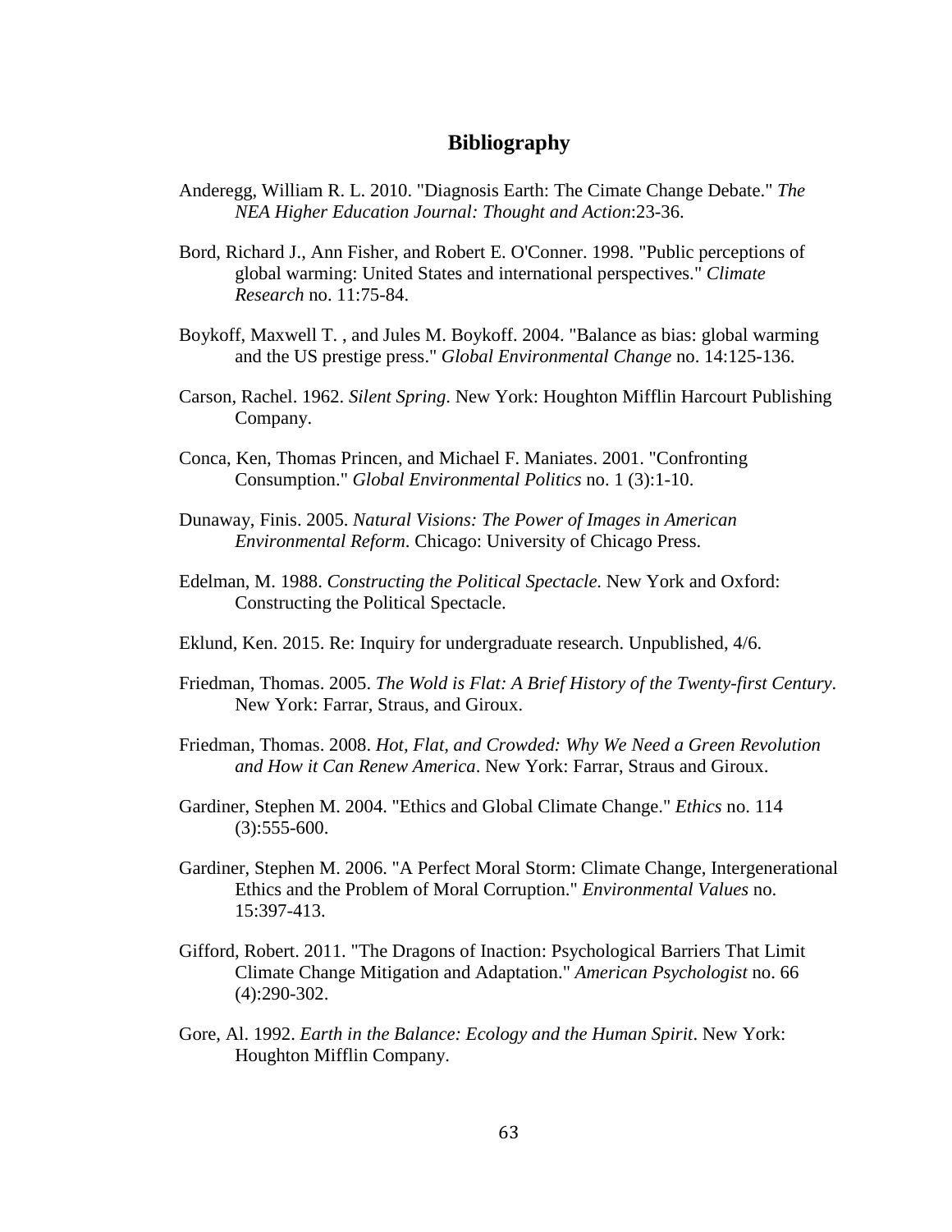# Bibliography

Anderegg, William R. L. 2010. "Diagnosis Earth: The Cimate Change Debate." *The NEA Higher Education Journal: Thought and Action*:23-36.

Bord, Richard J., Ann Fisher, and Robert E. O'Conner. 1998. "Public perceptions of global warming: United States and international perspectives." *Climate Research* no. 11:75-84.

Boykoff, Maxwell T. , and Jules M. Boykoff. 2004. "Balance as bias: global warming and the US prestige press." *Global Environmental Change* no. 14:125-136.

Carson, Rachel. 1962. *Silent Spring*. New York: Houghton Mifflin Harcourt Publishing Company.

Conca, Ken, Thomas Princen, and Michael F. Maniates. 2001. "Confronting Consumption." *Global Environmental Politics* no. 1 (3):1-10.

Dunaway, Finis. 2005. *Natural Visions: The Power of Images in American Environmental Reform*. Chicago: University of Chicago Press.

Edelman, M. 1988. *Constructing the Political Spectacle*. New York and Oxford: Constructing the Political Spectacle.

Eklund, Ken. 2015. Re: Inquiry for undergraduate research. Unpublished, 4/6.

Friedman, Thomas. 2005. *The Wold is Flat: A Brief History of the Twenty-first Century*. New York: Farrar, Straus, and Giroux.

Friedman, Thomas. 2008. *Hot, Flat, and Crowded: Why We Need a Green Revolution and How it Can Renew America*. New York: Farrar, Straus and Giroux.

Gardiner, Stephen M. 2004. "Ethics and Global Climate Change." *Ethics* no. 114 (3):555-600.

Gardiner, Stephen M. 2006. "A Perfect Moral Storm: Climate Change, Intergenerational Ethics and the Problem of Moral Corruption." *Environmental Values* no. 15:397-413.

Gifford, Robert. 2011. "The Dragons of Inaction: Psychological Barriers That Limit Climate Change Mitigation and Adaptation." *American Psychologist* no. 66 (4):290-302.

Gore, Al. 1992. *Earth in the Balance: Ecology and the Human Spirit*. New York: Houghton Mifflin Company.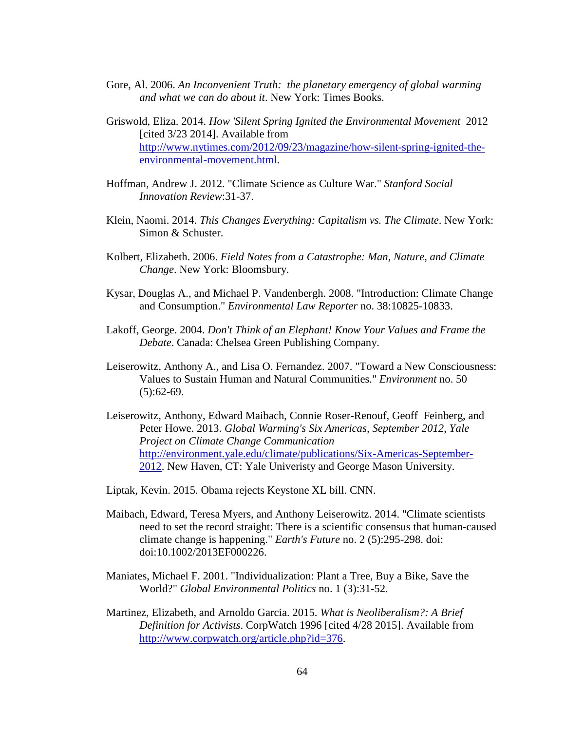Gore, Al. 2006. *An Inconvenient Truth: the planetary emergency of global warming and what we can do about it*. New York: Times Books.

Griswold, Eliza. 2014. *How 'Silent Spring Ignited the Environmental Movement* 2012 [cited 3/23 2014]. Available from http://www.nytimes.com/2012/09/23/magazine/how-silent-spring-ignited-the-environmental-movement.html.

Hoffman, Andrew J. 2012. "Climate Science as Culture War." *Stanford Social Innovation Review*:31-37.

Klein, Naomi. 2014. *This Changes Everything: Capitalism vs. The Climate*. New York: Simon & Schuster.

Kolbert, Elizabeth. 2006. *Field Notes from a Catastrophe: Man, Nature, and Climate Change*. New York: Bloomsbury.

Kysar, Douglas A., and Michael P. Vandenbergh. 2008. "Introduction: Climate Change and Consumption." *Environmental Law Reporter* no. 38:10825-10833.

Lakoff, George. 2004. *Don't Think of an Elephant! Know Your Values and Frame the Debate*. Canada: Chelsea Green Publishing Company.

Leiserowitz, Anthony A., and Lisa O. Fernandez. 2007. "Toward a New Consciousness: Values to Sustain Human and Natural Communities." *Environment* no. 50 (5):62-69.

Leiserowitz, Anthony, Edward Maibach, Connie Roser-Renouf, Geoff Feinberg, and Peter Howe. 2013. *Global Warming's Six Americas, September 2012*, *Yale Project on Climate Change Communication* http://environment.yale.edu/climate/publications/Six-Americas-September-2012. New Haven, CT: Yale Univeristy and George Mason University.

Liptak, Kevin. 2015. Obama rejects Keystone XL bill. CNN.

Maibach, Edward, Teresa Myers, and Anthony Leiserowitz. 2014. "Climate scientists need to set the record straight: There is a scientific consensus that human-caused climate change is happening." *Earth's Future* no. 2 (5):295-298. doi: doi:10.1002/2013EF000226.

Maniates, Michael F. 2001. "Individualization: Plant a Tree, Buy a Bike, Save the World?" *Global Environmental Politics* no. 1 (3):31-52.

Martinez, Elizabeth, and Arnoldo Garcia. 2015. *What is Neoliberalism?: A Brief Definition for Activists*. CorpWatch 1996 [cited 4/28 2015]. Available from http://www.corpwatch.org/article.php?id=376.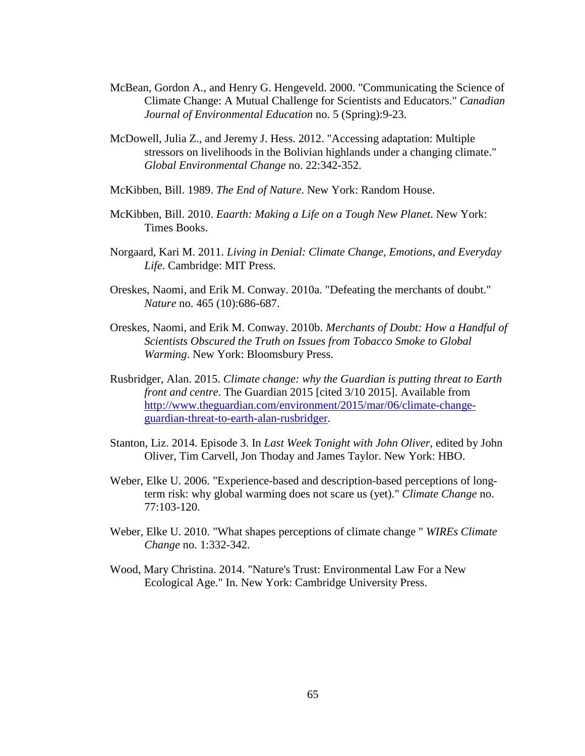McBean, Gordon A., and Henry G. Hengeveld. 2000. "Communicating the Science of Climate Change: A Mutual Challenge for Scientists and Educators." *Canadian Journal of Environmental Education* no. 5 (Spring):9-23.

McDowell, Julia Z., and Jeremy J. Hess. 2012. "Accessing adaptation: Multiple stressors on livelihoods in the Bolivian highlands under a changing climate." *Global Environmental Change* no. 22:342-352.

McKibben, Bill. 1989. *The End of Nature*. New York: Random House.

McKibben, Bill. 2010. *Eaarth: Making a Life on a Tough New Planet*. New York: Times Books.

Norgaard, Kari M. 2011. *Living in Denial: Climate Change, Emotions, and Everyday Life*. Cambridge: MIT Press.

Oreskes, Naomi, and Erik M. Conway. 2010a. "Defeating the merchants of doubt." *Nature* no. 465 (10):686-687.

Oreskes, Naomi, and Erik M. Conway. 2010b. *Merchants of Doubt: How a Handful of Scientists Obscured the Truth on Issues from Tobacco Smoke to Global Warming*. New York: Bloomsbury Press.

Rusbridger, Alan. 2015. *Climate change: why the Guardian is putting threat to Earth front and centre*. The Guardian 2015 [cited 3/10 2015]. Available from http://www.theguardian.com/environment/2015/mar/06/climate-change-guardian-threat-to-earth-alan-rusbridger.

Stanton, Liz. 2014. Episode 3. In *Last Week Tonight with John Oliver*, edited by John Oliver, Tim Carvell, Jon Thoday and James Taylor. New York: HBO.

Weber, Elke U. 2006. "Experience-based and description-based perceptions of long-term risk: why global warming does not scare us (yet)." *Climate Change* no. 77:103-120.

Weber, Elke U. 2010. "What shapes perceptions of climate change " *WIREs Climate Change* no. 1:332-342.

Wood, Mary Christina. 2014. "Nature's Trust: Environmental Law For a New Ecological Age." In. New York: Cambridge University Press.